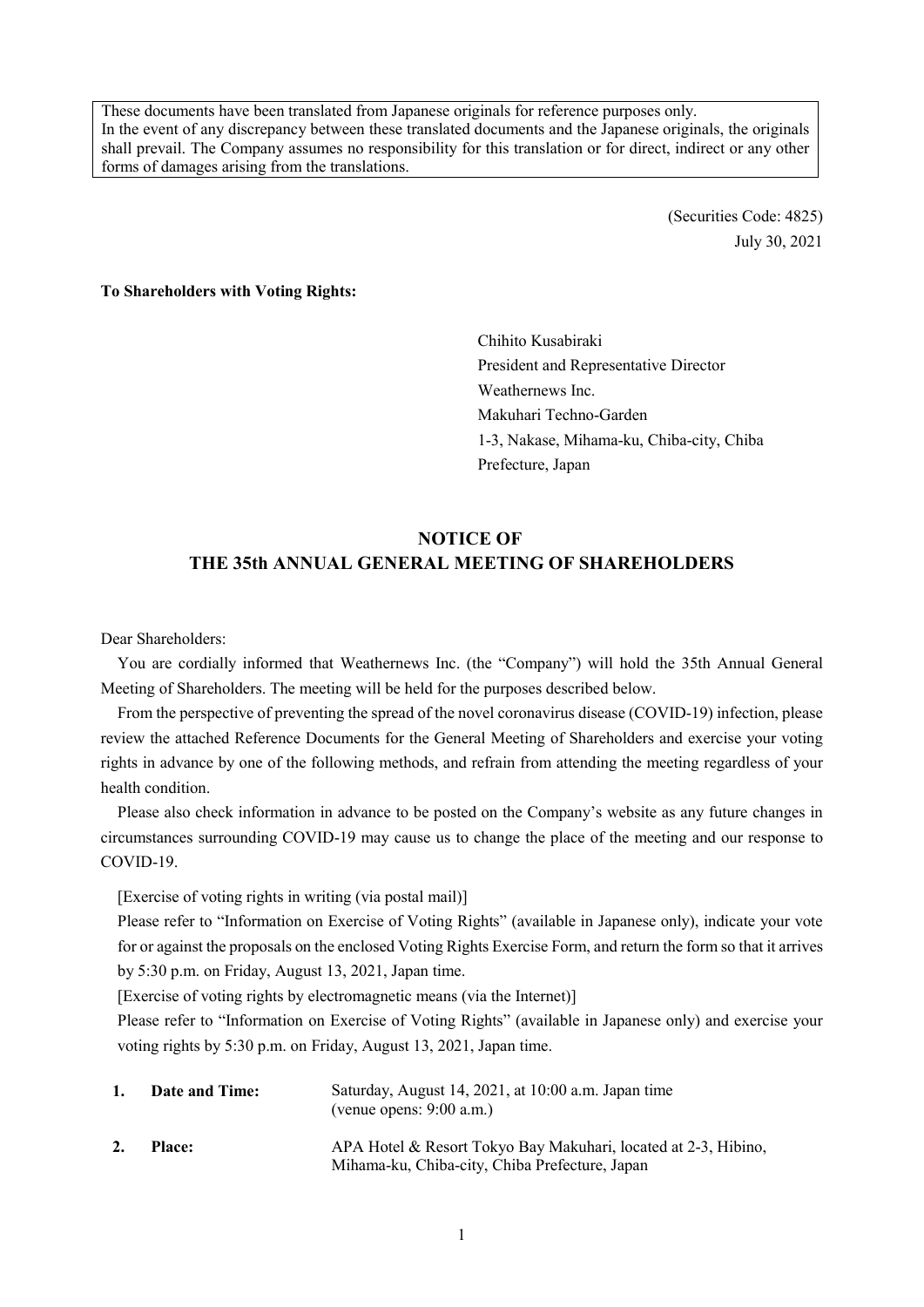These documents have been translated from Japanese originals for reference purposes only.
In the event of any discrepancy between these translated documents and the Japanese originals, the originals shall prevail. The Company assumes no responsibility for this translation or for direct, indirect or any other forms of damages arising from the translations.

(Securities Code: 4825)
July 30, 2021

**To Shareholders with Voting Rights:**

Chihito Kusabiraki
President and Representative Director
Weathernews Inc.
Makuhari Techno-Garden
1-3, Nakase, Mihama-ku, Chiba-city, Chiba Prefecture, Japan

# NOTICE OF THE 35th ANNUAL GENERAL MEETING OF SHAREHOLDERS

Dear Shareholders:

You are cordially informed that Weathernews Inc. (the "Company") will hold the 35th Annual General Meeting of Shareholders. The meeting will be held for the purposes described below.

From the perspective of preventing the spread of the novel coronavirus disease (COVID-19) infection, please review the attached Reference Documents for the General Meeting of Shareholders and exercise your voting rights in advance by one of the following methods, and refrain from attending the meeting regardless of your health condition.

Please also check information in advance to be posted on the Company's website as any future changes in circumstances surrounding COVID-19 may cause us to change the place of the meeting and our response to COVID-19.

[Exercise of voting rights in writing (via postal mail)]
Please refer to "Information on Exercise of Voting Rights" (available in Japanese only), indicate your vote for or against the proposals on the enclosed Voting Rights Exercise Form, and return the form so that it arrives by 5:30 p.m. on Friday, August 13, 2021, Japan time.

[Exercise of voting rights by electromagnetic means (via the Internet)]
Please refer to "Information on Exercise of Voting Rights" (available in Japanese only) and exercise your voting rights by 5:30 p.m. on Friday, August 13, 2021, Japan time.

1. **Date and Time:** Saturday, August 14, 2021, at 10:00 a.m. Japan time (venue opens: 9:00 a.m.)

2. **Place:** APA Hotel & Resort Tokyo Bay Makuhari, located at 2-3, Hibino, Mihama-ku, Chiba-city, Chiba Prefecture, Japan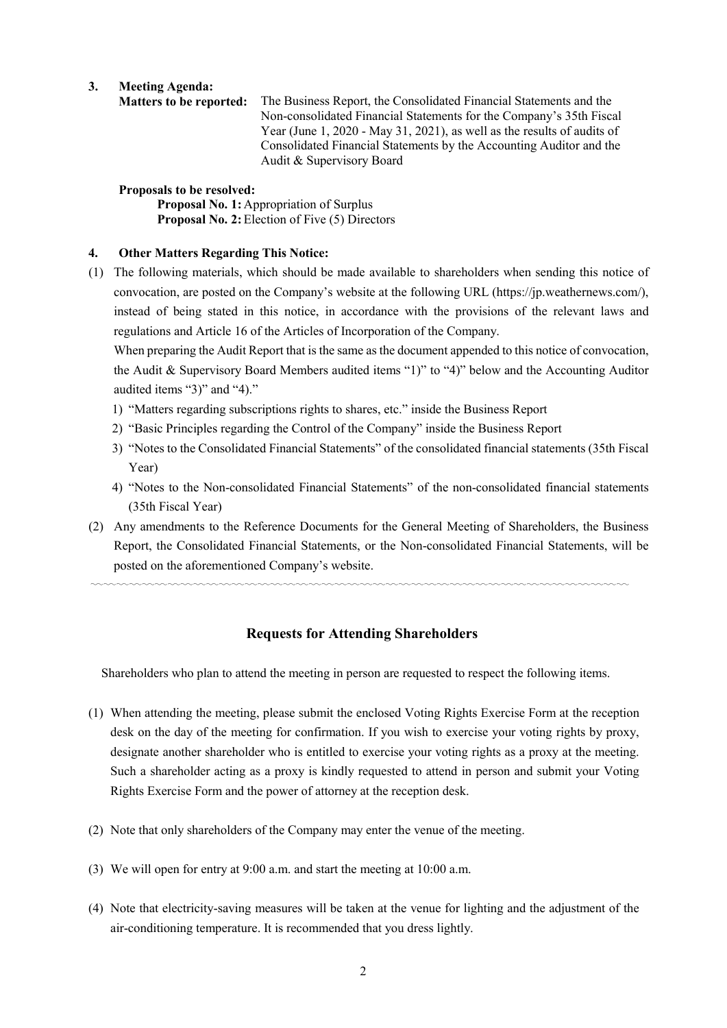**3. Meeting Agenda:**

**Matters to be reported:** The Business Report, the Consolidated Financial Statements and the Non-consolidated Financial Statements for the Company's 35th Fiscal Year (June 1, 2020 - May 31, 2021), as well as the results of audits of Consolidated Financial Statements by the Accounting Auditor and the Audit & Supervisory Board

**Proposals to be resolved:**

**Proposal No. 1:** Appropriation of Surplus

**Proposal No. 2:** Election of Five (5) Directors

**4. Other Matters Regarding This Notice:**

(1) The following materials, which should be made available to shareholders when sending this notice of convocation, are posted on the Company's website at the following URL (https://jp.weathernews.com/), instead of being stated in this notice, in accordance with the provisions of the relevant laws and regulations and Article 16 of the Articles of Incorporation of the Company.

When preparing the Audit Report that is the same as the document appended to this notice of convocation, the Audit & Supervisory Board Members audited items "1)" to "4)" below and the Accounting Auditor audited items "3)" and "4)."

1) "Matters regarding subscriptions rights to shares, etc." inside the Business Report
2) "Basic Principles regarding the Control of the Company" inside the Business Report
3) "Notes to the Consolidated Financial Statements" of the consolidated financial statements (35th Fiscal Year)
4) "Notes to the Non-consolidated Financial Statements" of the non-consolidated financial statements (35th Fiscal Year)

(2) Any amendments to the Reference Documents for the General Meeting of Shareholders, the Business Report, the Consolidated Financial Statements, or the Non-consolidated Financial Statements, will be posted on the aforementioned Company's website.

## Requests for Attending Shareholders

Shareholders who plan to attend the meeting in person are requested to respect the following items.

(1) When attending the meeting, please submit the enclosed Voting Rights Exercise Form at the reception desk on the day of the meeting for confirmation. If you wish to exercise your voting rights by proxy, designate another shareholder who is entitled to exercise your voting rights as a proxy at the meeting. Such a shareholder acting as a proxy is kindly requested to attend in person and submit your Voting Rights Exercise Form and the power of attorney at the reception desk.

(2) Note that only shareholders of the Company may enter the venue of the meeting.

(3) We will open for entry at 9:00 a.m. and start the meeting at 10:00 a.m.

(4) Note that electricity-saving measures will be taken at the venue for lighting and the adjustment of the air-conditioning temperature. It is recommended that you dress lightly.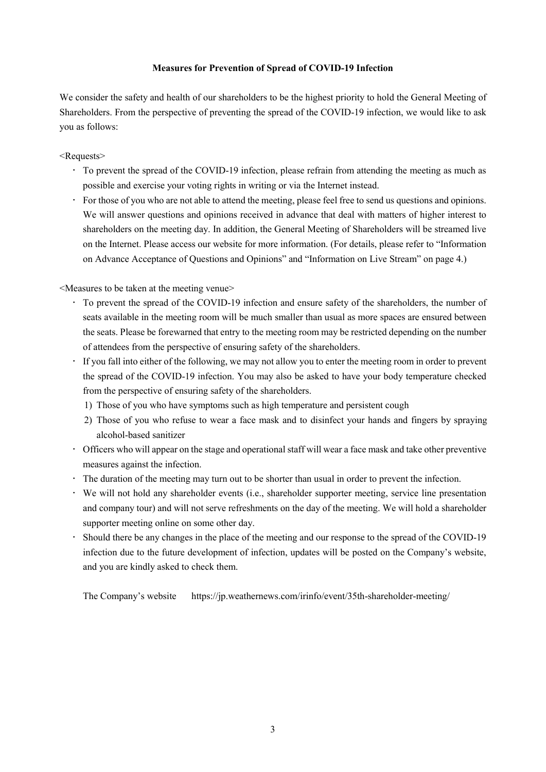## Measures for Prevention of Spread of COVID-19 Infection

We consider the safety and health of our shareholders to be the highest priority to hold the General Meeting of Shareholders. From the perspective of preventing the spread of the COVID-19 infection, we would like to ask you as follows:

<Requests>

- To prevent the spread of the COVID-19 infection, please refrain from attending the meeting as much as possible and exercise your voting rights in writing or via the Internet instead.
- For those of you who are not able to attend the meeting, please feel free to send us questions and opinions. We will answer questions and opinions received in advance that deal with matters of higher interest to shareholders on the meeting day. In addition, the General Meeting of Shareholders will be streamed live on the Internet. Please access our website for more information. (For details, please refer to "Information on Advance Acceptance of Questions and Opinions" and "Information on Live Stream" on page 4.)

<Measures to be taken at the meeting venue>

- To prevent the spread of the COVID-19 infection and ensure safety of the shareholders, the number of seats available in the meeting room will be much smaller than usual as more spaces are ensured between the seats. Please be forewarned that entry to the meeting room may be restricted depending on the number of attendees from the perspective of ensuring safety of the shareholders.
- If you fall into either of the following, we may not allow you to enter the meeting room in order to prevent the spread of the COVID-19 infection. You may also be asked to have your body temperature checked from the perspective of ensuring safety of the shareholders.
  1) Those of you who have symptoms such as high temperature and persistent cough
  2) Those of you who refuse to wear a face mask and to disinfect your hands and fingers by spraying alcohol-based sanitizer
- Officers who will appear on the stage and operational staff will wear a face mask and take other preventive measures against the infection.
- The duration of the meeting may turn out to be shorter than usual in order to prevent the infection.
- We will not hold any shareholder events (i.e., shareholder supporter meeting, service line presentation and company tour) and will not serve refreshments on the day of the meeting. We will hold a shareholder supporter meeting online on some other day.
- Should there be any changes in the place of the meeting and our response to the spread of the COVID-19 infection due to the future development of infection, updates will be posted on the Company's website, and you are kindly asked to check them.

The Company's website https://jp.weathernews.com/irinfo/event/35th-shareholder-meeting/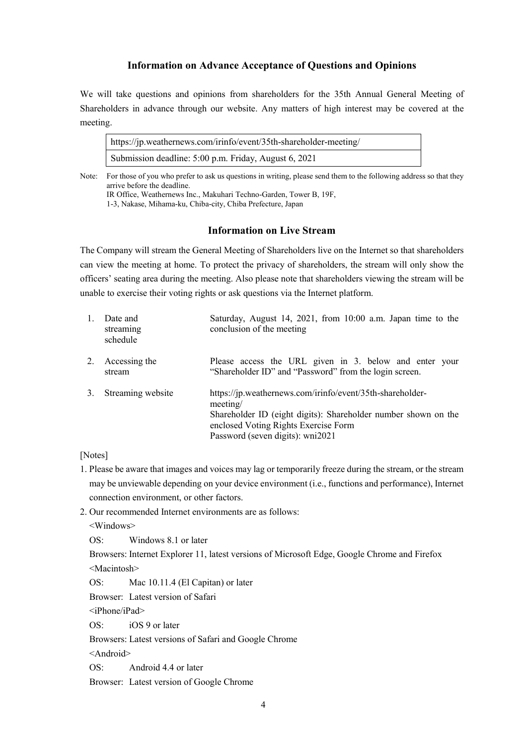## Information on Advance Acceptance of Questions and Opinions

We will take questions and opinions from shareholders for the 35th Annual General Meeting of Shareholders in advance through our website. Any matters of high interest may be covered at the meeting.

| https://jp.weathernews.com/irinfo/event/35th-shareholder-meeting/ |
|---|
| Submission deadline: 5:00 p.m. Friday, August 6, 2021 |

Note: For those of you who prefer to ask us questions in writing, please send them to the following address so that they arrive before the deadline.
IR Office, Weathernews Inc., Makuhari Techno-Garden, Tower B, 19F,
1-3, Nakase, Mihama-ku, Chiba-city, Chiba Prefecture, Japan

## Information on Live Stream

The Company will stream the General Meeting of Shareholders live on the Internet so that shareholders can view the meeting at home. To protect the privacy of shareholders, the stream will only show the officers' seating area during the meeting. Also please note that shareholders viewing the stream will be unable to exercise their voting rights or ask questions via the Internet platform.

1. Date and streaming schedule: Saturday, August 14, 2021, from 10:00 a.m. Japan time to the conclusion of the meeting
2. Accessing the stream: Please access the URL given in 3. below and enter your "Shareholder ID" and "Password" from the login screen.
3. Streaming website: https://jp.weathernews.com/irinfo/event/35th-shareholder-meeting/
   Shareholder ID (eight digits): Shareholder number shown on the enclosed Voting Rights Exercise Form
   Password (seven digits): wni2021

[Notes]

1. Please be aware that images and voices may lag or temporarily freeze during the stream, or the stream may be unviewable depending on your device environment (i.e., functions and performance), Internet connection environment, or other factors.
2. Our recommended Internet environments are as follows:

   <Windows>

   OS: Windows 8.1 or later

   Browsers: Internet Explorer 11, latest versions of Microsoft Edge, Google Chrome and Firefox

   <Macintosh>

   OS: Mac 10.11.4 (El Capitan) or later

   Browser: Latest version of Safari

   <iPhone/iPad>

   OS: iOS 9 or later

   Browsers: Latest versions of Safari and Google Chrome

   <Android>

   OS: Android 4.4 or later

   Browser: Latest version of Google Chrome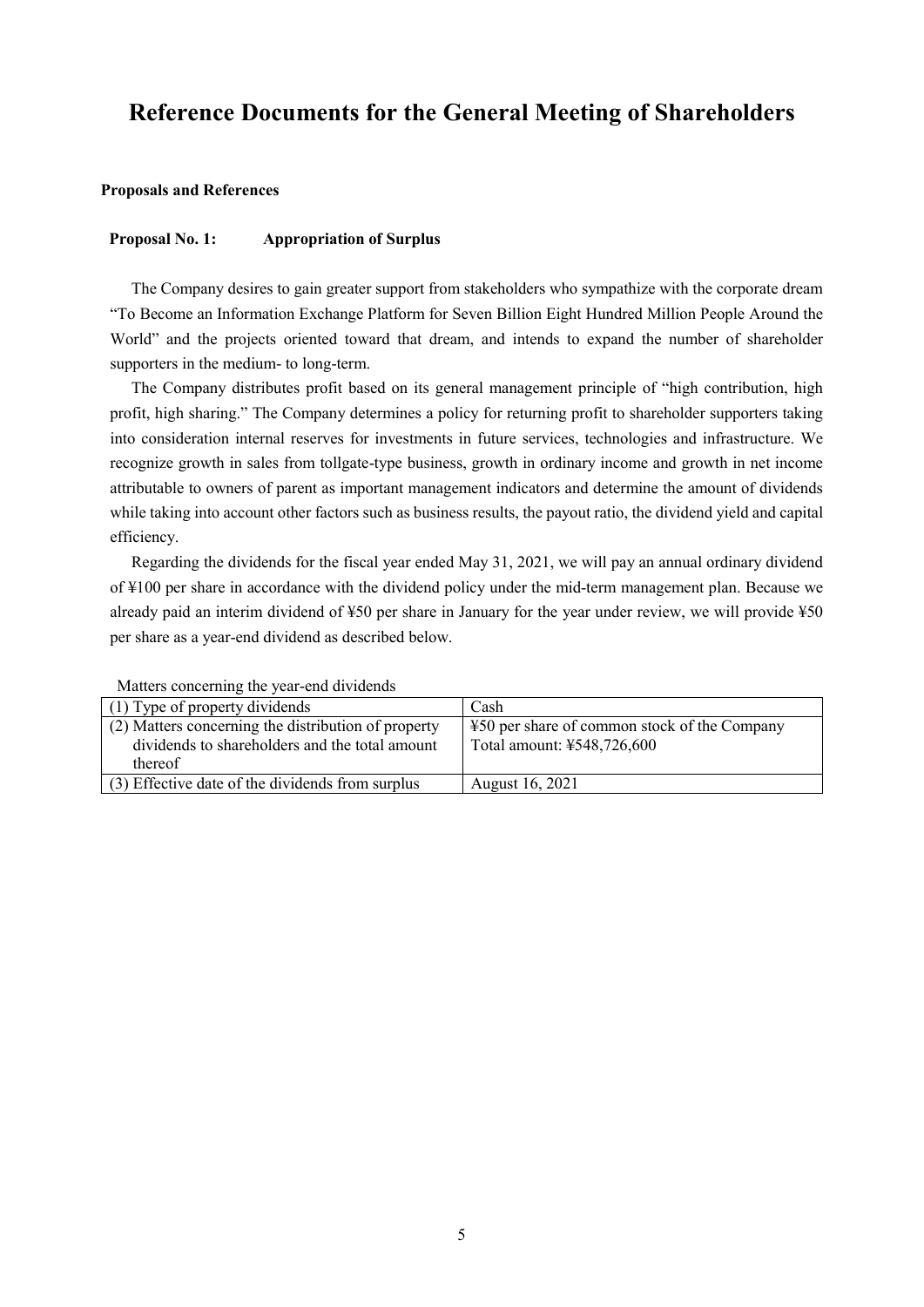# Reference Documents for the General Meeting of Shareholders

**Proposals and References**

**Proposal No. 1: Appropriation of Surplus**

The Company desires to gain greater support from stakeholders who sympathize with the corporate dream "To Become an Information Exchange Platform for Seven Billion Eight Hundred Million People Around the World" and the projects oriented toward that dream, and intends to expand the number of shareholder supporters in the medium- to long-term.

The Company distributes profit based on its general management principle of "high contribution, high profit, high sharing." The Company determines a policy for returning profit to shareholder supporters taking into consideration internal reserves for investments in future services, technologies and infrastructure. We recognize growth in sales from tollgate-type business, growth in ordinary income and growth in net income attributable to owners of parent as important management indicators and determine the amount of dividends while taking into account other factors such as business results, the payout ratio, the dividend yield and capital efficiency.

Regarding the dividends for the fiscal year ended May 31, 2021, we will pay an annual ordinary dividend of ¥100 per share in accordance with the dividend policy under the mid-term management plan. Because we already paid an interim dividend of ¥50 per share in January for the year under review, we will provide ¥50 per share as a year-end dividend as described below.

Matters concerning the year-end dividends

| (1) Type of property dividends | Cash |
|---|---|
| (2) Matters concerning the distribution of property dividends to shareholders and the total amount thereof | ¥50 per share of common stock of the Company<br>Total amount: ¥548,726,600 |
| (3) Effective date of the dividends from surplus | August 16, 2021 |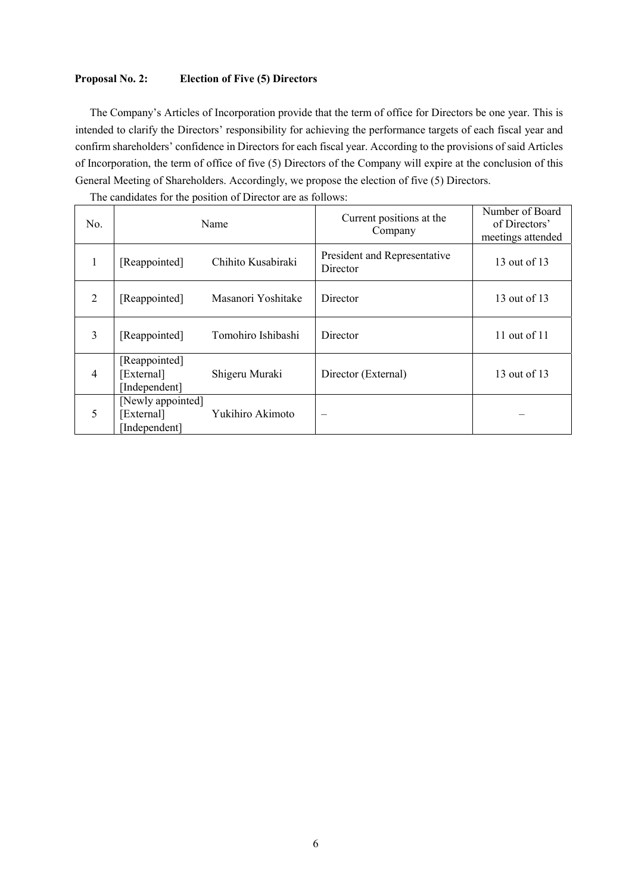**Proposal No. 2: Election of Five (5) Directors**

The Company's Articles of Incorporation provide that the term of office for Directors be one year. This is intended to clarify the Directors' responsibility for achieving the performance targets of each fiscal year and confirm shareholders' confidence in Directors for each fiscal year. According to the provisions of said Articles of Incorporation, the term of office of five (5) Directors of the Company will expire at the conclusion of this General Meeting of Shareholders. Accordingly, we propose the election of five (5) Directors.

The candidates for the position of Director are as follows:

| No. | Name | | Current positions at the Company | Number of Board of Directors' meetings attended |
|---|---|---|---|---|
| 1 | [Reappointed] | Chihito Kusabiraki | President and Representative Director | 13 out of 13 |
| 2 | [Reappointed] | Masanori Yoshitake | Director | 13 out of 13 |
| 3 | [Reappointed] | Tomohiro Ishibashi | Director | 11 out of 11 |
| 4 | [Reappointed] [External] [Independent] | Shigeru Muraki | Director (External) | 13 out of 13 |
| 5 | [Newly appointed] [External] [Independent] | Yukihiro Akimoto | – | – |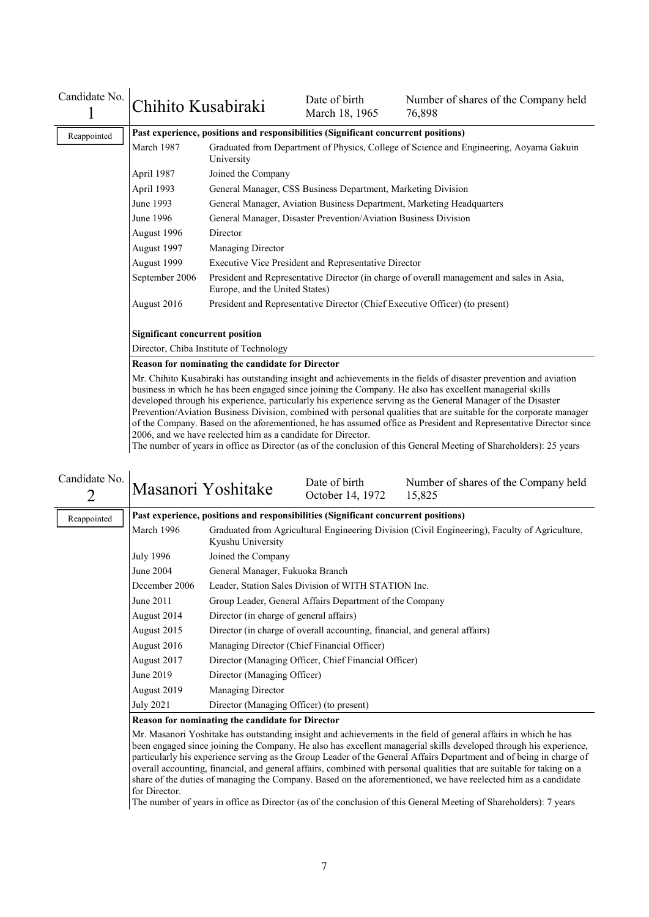| Candidate No. 1 | Chihito Kusabiraki | Date of birth March 18, 1965 | Number of shares of the Company held 76,898 |
|---|---|---|---|

Reappointed

**Past experience, positions and responsibilities (Significant concurrent positions)**

| | |
|---|---|
| March 1987 | Graduated from Department of Physics, College of Science and Engineering, Aoyama Gakuin University |
| April 1987 | Joined the Company |
| April 1993 | General Manager, CSS Business Department, Marketing Division |
| June 1993 | General Manager, Aviation Business Department, Marketing Headquarters |
| June 1996 | General Manager, Disaster Prevention/Aviation Business Division |
| August 1996 | Director |
| August 1997 | Managing Director |
| August 1999 | Executive Vice President and Representative Director |
| September 2006 | President and Representative Director (in charge of overall management and sales in Asia, Europe, and the United States) |
| August 2016 | President and Representative Director (Chief Executive Officer) (to present) |

**Significant concurrent position**

Director, Chiba Institute of Technology

**Reason for nominating the candidate for Director**

Mr. Chihito Kusabiraki has outstanding insight and achievements in the fields of disaster prevention and aviation business in which he has been engaged since joining the Company. He also has excellent managerial skills developed through his experience, particularly his experience serving as the General Manager of the Disaster Prevention/Aviation Business Division, combined with personal qualities that are suitable for the corporate manager of the Company. Based on the aforementioned, he has assumed office as President and Representative Director since 2006, and we have reelected him as a candidate for Director.

The number of years in office as Director (as of the conclusion of this General Meeting of Shareholders): 25 years

| Candidate No. 2 | Masanori Yoshitake | Date of birth October 14, 1972 | Number of shares of the Company held 15,825 |
|---|---|---|---|

Reappointed

**Past experience, positions and responsibilities (Significant concurrent positions)**

| | |
|---|---|
| March 1996 | Graduated from Agricultural Engineering Division (Civil Engineering), Faculty of Agriculture, Kyushu University |
| July 1996 | Joined the Company |
| June 2004 | General Manager, Fukuoka Branch |
| December 2006 | Leader, Station Sales Division of WITH STATION Inc. |
| June 2011 | Group Leader, General Affairs Department of the Company |
| August 2014 | Director (in charge of general affairs) |
| August 2015 | Director (in charge of overall accounting, financial, and general affairs) |
| August 2016 | Managing Director (Chief Financial Officer) |
| August 2017 | Director (Managing Officer, Chief Financial Officer) |
| June 2019 | Director (Managing Officer) |
| August 2019 | Managing Director |
| July 2021 | Director (Managing Officer) (to present) |

**Reason for nominating the candidate for Director**

Mr. Masanori Yoshitake has outstanding insight and achievements in the field of general affairs in which he has been engaged since joining the Company. He also has excellent managerial skills developed through his experience, particularly his experience serving as the Group Leader of the General Affairs Department and of being in charge of overall accounting, financial, and general affairs, combined with personal qualities that are suitable for taking on a share of the duties of managing the Company. Based on the aforementioned, we have reelected him as a candidate for Director.

The number of years in office as Director (as of the conclusion of this General Meeting of Shareholders): 7 years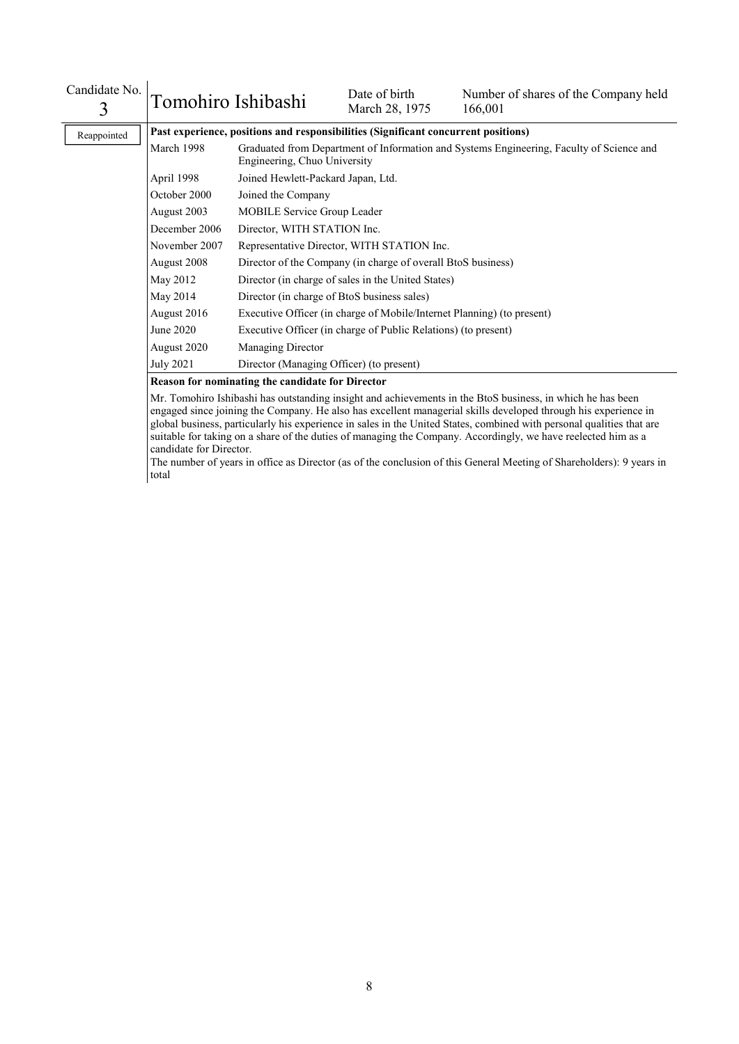| Candidate No. 3 | Tomohiro Ishibashi | Date of birth March 28, 1975 | Number of shares of the Company held 166,001 |
|---|---|---|---|

Reappointed

**Past experience, positions and responsibilities (Significant concurrent positions)**

| | |
|---|---|
| March 1998 | Graduated from Department of Information and Systems Engineering, Faculty of Science and Engineering, Chuo University |
| April 1998 | Joined Hewlett-Packard Japan, Ltd. |
| October 2000 | Joined the Company |
| August 2003 | MOBILE Service Group Leader |
| December 2006 | Director, WITH STATION Inc. |
| November 2007 | Representative Director, WITH STATION Inc. |
| August 2008 | Director of the Company (in charge of overall BtoS business) |
| May 2012 | Director (in charge of sales in the United States) |
| May 2014 | Director (in charge of BtoS business sales) |
| August 2016 | Executive Officer (in charge of Mobile/Internet Planning) (to present) |
| June 2020 | Executive Officer (in charge of Public Relations) (to present) |
| August 2020 | Managing Director |
| July 2021 | Director (Managing Officer) (to present) |

**Reason for nominating the candidate for Director**

Mr. Tomohiro Ishibashi has outstanding insight and achievements in the BtoS business, in which he has been engaged since joining the Company. He also has excellent managerial skills developed through his experience in global business, particularly his experience in sales in the United States, combined with personal qualities that are suitable for taking on a share of the duties of managing the Company. Accordingly, we have reelected him as a candidate for Director.

The number of years in office as Director (as of the conclusion of this General Meeting of Shareholders): 9 years in total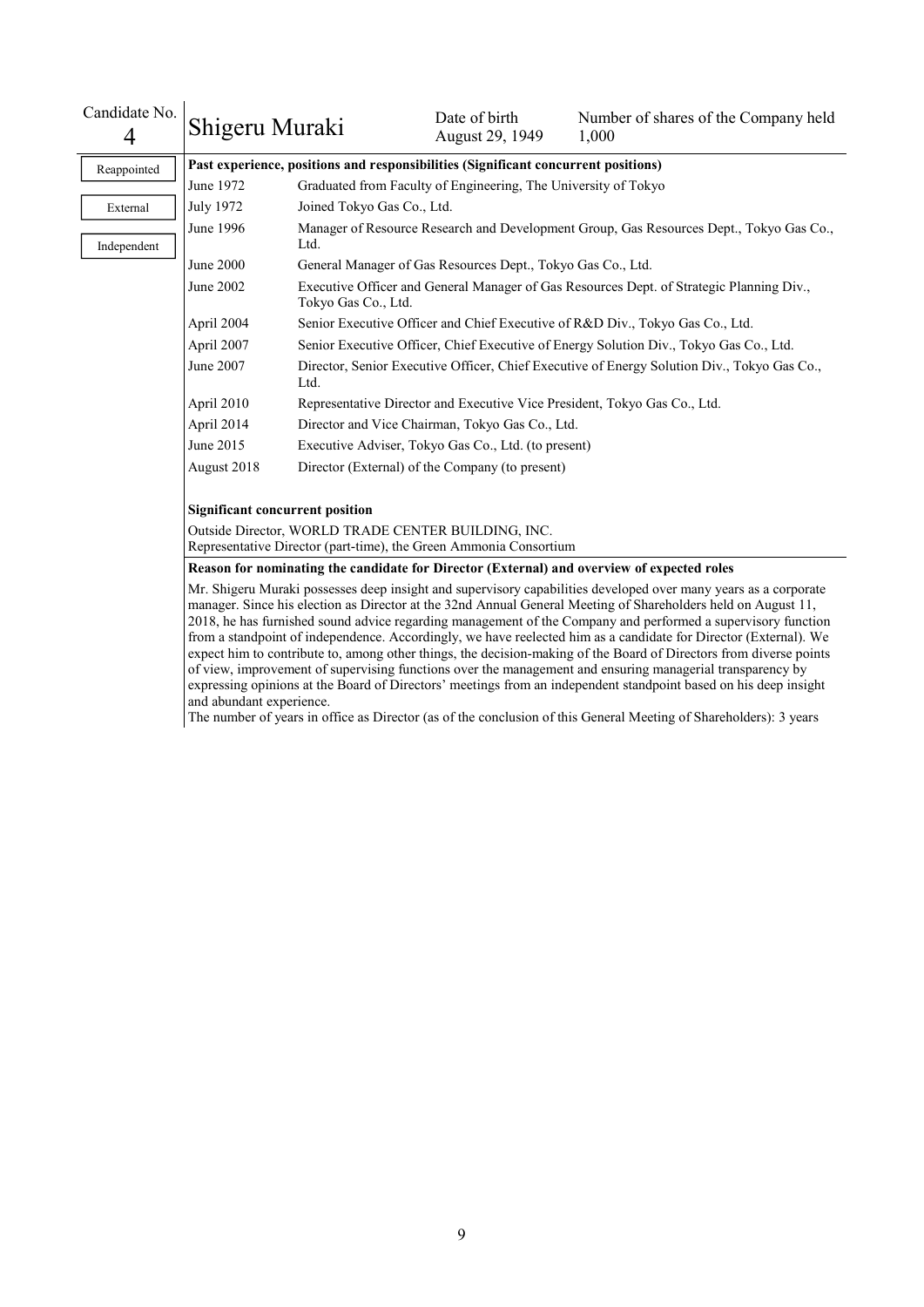| Candidate No. 4 | Shigeru Muraki | Date of birth August 29, 1949 | Number of shares of the Company held 1,000 |
|---|---|---|---|

Reappointed

External

Independent

**Past experience, positions and responsibilities (Significant concurrent positions)**

| | |
|---|---|
| June 1972 | Graduated from Faculty of Engineering, The University of Tokyo |
| July 1972 | Joined Tokyo Gas Co., Ltd. |
| June 1996 | Manager of Resource Research and Development Group, Gas Resources Dept., Tokyo Gas Co., Ltd. |
| June 2000 | General Manager of Gas Resources Dept., Tokyo Gas Co., Ltd. |
| June 2002 | Executive Officer and General Manager of Gas Resources Dept. of Strategic Planning Div., Tokyo Gas Co., Ltd. |
| April 2004 | Senior Executive Officer and Chief Executive of R&D Div., Tokyo Gas Co., Ltd. |
| April 2007 | Senior Executive Officer, Chief Executive of Energy Solution Div., Tokyo Gas Co., Ltd. |
| June 2007 | Director, Senior Executive Officer, Chief Executive of Energy Solution Div., Tokyo Gas Co., Ltd. |
| April 2010 | Representative Director and Executive Vice President, Tokyo Gas Co., Ltd. |
| April 2014 | Director and Vice Chairman, Tokyo Gas Co., Ltd. |
| June 2015 | Executive Adviser, Tokyo Gas Co., Ltd. (to present) |
| August 2018 | Director (External) of the Company (to present) |

**Significant concurrent position**

Outside Director, WORLD TRADE CENTER BUILDING, INC.
Representative Director (part-time), the Green Ammonia Consortium

**Reason for nominating the candidate for Director (External) and overview of expected roles**

Mr. Shigeru Muraki possesses deep insight and supervisory capabilities developed over many years as a corporate manager. Since his election as Director at the 32nd Annual General Meeting of Shareholders held on August 11, 2018, he has furnished sound advice regarding management of the Company and performed a supervisory function from a standpoint of independence. Accordingly, we have reelected him as a candidate for Director (External). We expect him to contribute to, among other things, the decision-making of the Board of Directors from diverse points of view, improvement of supervising functions over the management and ensuring managerial transparency by expressing opinions at the Board of Directors' meetings from an independent standpoint based on his deep insight and abundant experience.

The number of years in office as Director (as of the conclusion of this General Meeting of Shareholders): 3 years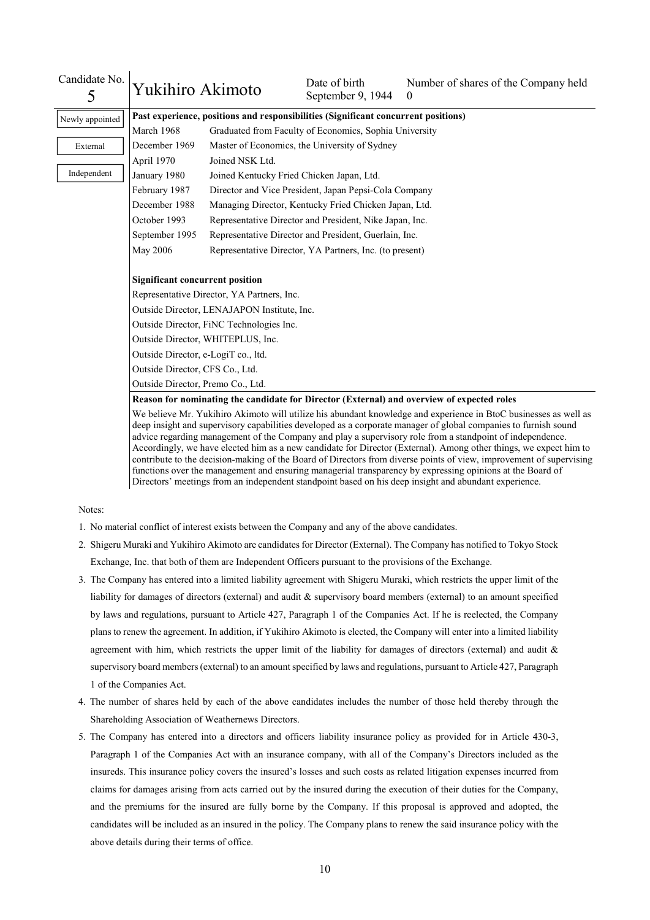| Candidate No. 5 | Yukihiro Akimoto | Date of birth September 9, 1944 | Number of shares of the Company held 0 |
|---|---|---|---|

Newly appointed

External

Independent

**Past experience, positions and responsibilities (Significant concurrent positions)**

| | |
|---|---|
| March 1968 | Graduated from Faculty of Economics, Sophia University |
| December 1969 | Master of Economics, the University of Sydney |
| April 1970 | Joined NSK Ltd. |
| January 1980 | Joined Kentucky Fried Chicken Japan, Ltd. |
| February 1987 | Director and Vice President, Japan Pepsi-Cola Company |
| December 1988 | Managing Director, Kentucky Fried Chicken Japan, Ltd. |
| October 1993 | Representative Director and President, Nike Japan, Inc. |
| September 1995 | Representative Director and President, Guerlain, Inc. |
| May 2006 | Representative Director, YA Partners, Inc. (to present) |

**Significant concurrent position**

Representative Director, YA Partners, Inc.
Outside Director, LENAJAPON Institute, Inc.
Outside Director, FiNC Technologies Inc.
Outside Director, WHITEPLUS, Inc.
Outside Director, e-LogiT co., ltd.
Outside Director, CFS Co., Ltd.
Outside Director, Premo Co., Ltd.

**Reason for nominating the candidate for Director (External) and overview of expected roles**

We believe Mr. Yukihiro Akimoto will utilize his abundant knowledge and experience in BtoC businesses as well as deep insight and supervisory capabilities developed as a corporate manager of global companies to furnish sound advice regarding management of the Company and play a supervisory role from a standpoint of independence. Accordingly, we have elected him as a new candidate for Director (External). Among other things, we expect him to contribute to the decision-making of the Board of Directors from diverse points of view, improvement of supervising functions over the management and ensuring managerial transparency by expressing opinions at the Board of Directors' meetings from an independent standpoint based on his deep insight and abundant experience.

Notes:

1. No material conflict of interest exists between the Company and any of the above candidates.
2. Shigeru Muraki and Yukihiro Akimoto are candidates for Director (External). The Company has notified to Tokyo Stock Exchange, Inc. that both of them are Independent Officers pursuant to the provisions of the Exchange.
3. The Company has entered into a limited liability agreement with Shigeru Muraki, which restricts the upper limit of the liability for damages of directors (external) and audit & supervisory board members (external) to an amount specified by laws and regulations, pursuant to Article 427, Paragraph 1 of the Companies Act. If he is reelected, the Company plans to renew the agreement. In addition, if Yukihiro Akimoto is elected, the Company will enter into a limited liability agreement with him, which restricts the upper limit of the liability for damages of directors (external) and audit & supervisory board members (external) to an amount specified by laws and regulations, pursuant to Article 427, Paragraph 1 of the Companies Act.
4. The number of shares held by each of the above candidates includes the number of those held thereby through the Shareholding Association of Weathernews Directors.
5. The Company has entered into a directors and officers liability insurance policy as provided for in Article 430-3, Paragraph 1 of the Companies Act with an insurance company, with all of the Company's Directors included as the insureds. This insurance policy covers the insured's losses and such costs as related litigation expenses incurred from claims for damages arising from acts carried out by the insured during the execution of their duties for the Company, and the premiums for the insured are fully borne by the Company. If this proposal is approved and adopted, the candidates will be included as an insured in the policy. The Company plans to renew the said insurance policy with the above details during their terms of office.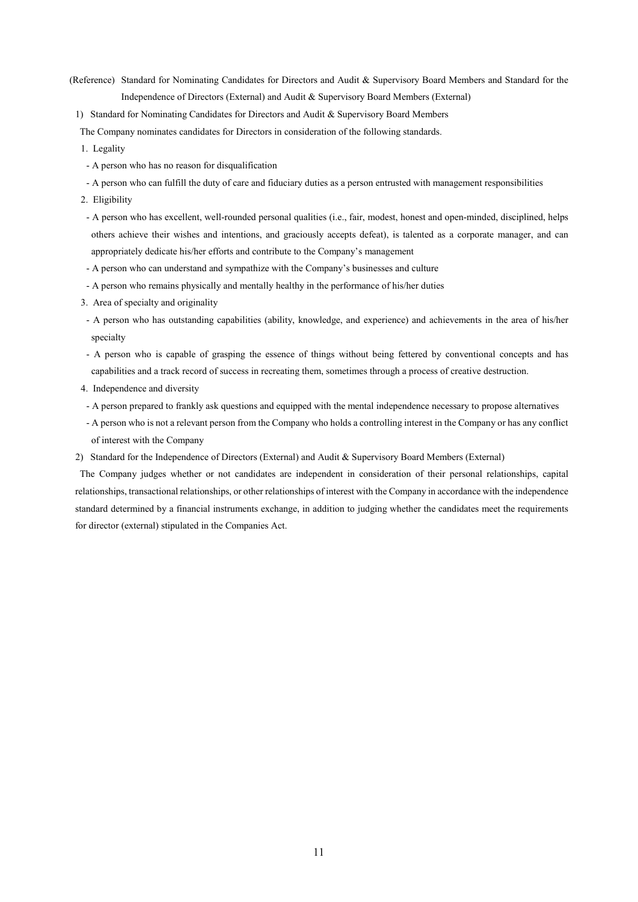(Reference) Standard for Nominating Candidates for Directors and Audit & Supervisory Board Members and Standard for the Independence of Directors (External) and Audit & Supervisory Board Members (External)

1) Standard for Nominating Candidates for Directors and Audit & Supervisory Board Members

The Company nominates candidates for Directors in consideration of the following standards.

1. Legality
   - A person who has no reason for disqualification
   - A person who can fulfill the duty of care and fiduciary duties as a person entrusted with management responsibilities
2. Eligibility
   - A person who has excellent, well-rounded personal qualities (i.e., fair, modest, honest and open-minded, disciplined, helps others achieve their wishes and intentions, and graciously accepts defeat), is talented as a corporate manager, and can appropriately dedicate his/her efforts and contribute to the Company's management
   - A person who can understand and sympathize with the Company's businesses and culture
   - A person who remains physically and mentally healthy in the performance of his/her duties
3. Area of specialty and originality
   - A person who has outstanding capabilities (ability, knowledge, and experience) and achievements in the area of his/her specialty
   - A person who is capable of grasping the essence of things without being fettered by conventional concepts and has capabilities and a track record of success in recreating them, sometimes through a process of creative destruction.
4. Independence and diversity
   - A person prepared to frankly ask questions and equipped with the mental independence necessary to propose alternatives
   - A person who is not a relevant person from the Company who holds a controlling interest in the Company or has any conflict of interest with the Company

2) Standard for the Independence of Directors (External) and Audit & Supervisory Board Members (External)

The Company judges whether or not candidates are independent in consideration of their personal relationships, capital relationships, transactional relationships, or other relationships of interest with the Company in accordance with the independence standard determined by a financial instruments exchange, in addition to judging whether the candidates meet the requirements for director (external) stipulated in the Companies Act.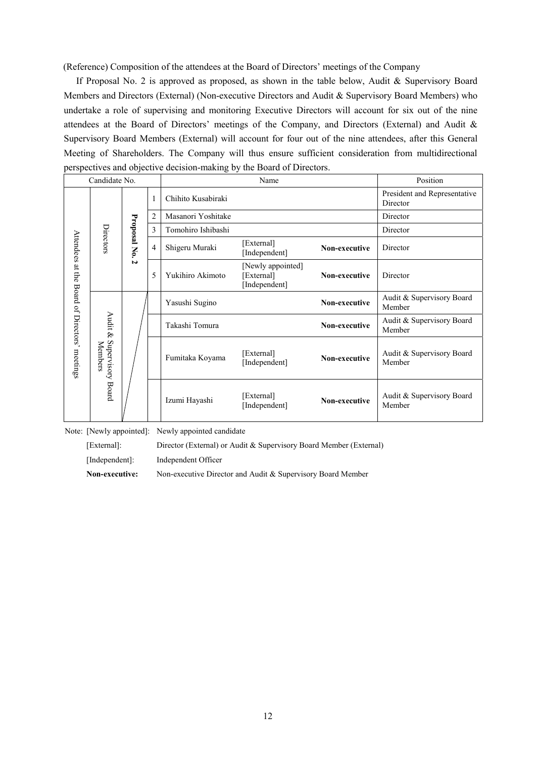(Reference) Composition of the attendees at the Board of Directors' meetings of the Company

If Proposal No. 2 is approved as proposed, as shown in the table below, Audit & Supervisory Board Members and Directors (External) (Non-executive Directors and Audit & Supervisory Board Members) who undertake a role of supervising and monitoring Executive Directors will account for six out of the nine attendees at the Board of Directors' meetings of the Company, and Directors (External) and Audit & Supervisory Board Members (External) will account for four out of the nine attendees, after this General Meeting of Shareholders. The Company will thus ensure sufficient consideration from multidirectional perspectives and objective decision-making by the Board of Directors.

| Candidate No. | | | | Name | | | Position |
|---|---|---|---|---|---|---|---|
| Attendees at the Board of Directors' meetings | Directors | Proposal No. 2 | 1 | Chihito Kusabiraki | | | President and Representative Director |
| | | | 2 | Masanori Yoshitake | | | Director |
| | | | 3 | Tomohiro Ishibashi | | | Director |
| | | | 4 | Shigeru Muraki | [External] [Independent] | **Non-executive** | Director |
| | | | 5 | Yukihiro Akimoto | [Newly appointed] [External] [Independent] | **Non-executive** | Director |
| | Audit & Supervisory Board Members | | | Yasushi Sugino | | **Non-executive** | Audit & Supervisory Board Member |
| | | | | Takashi Tomura | | **Non-executive** | Audit & Supervisory Board Member |
| | | | | Fumitaka Koyama | [External] [Independent] | **Non-executive** | Audit & Supervisory Board Member |
| | | | | Izumi Hayashi | [External] [Independent] | **Non-executive** | Audit & Supervisory Board Member |

Note: [Newly appointed]: Newly appointed candidate

[External]: Director (External) or Audit & Supervisory Board Member (External)

[Independent]: Independent Officer

**Non-executive:** Non-executive Director and Audit & Supervisory Board Member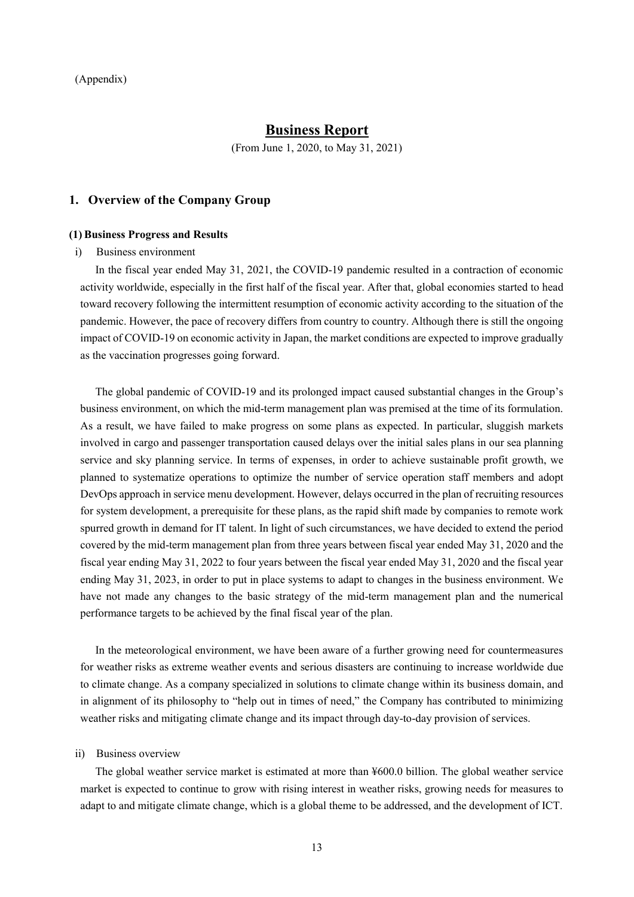(Appendix)

# Business Report

(From June 1, 2020, to May 31, 2021)

## 1. Overview of the Company Group

### (1) Business Progress and Results

i) Business environment

In the fiscal year ended May 31, 2021, the COVID-19 pandemic resulted in a contraction of economic activity worldwide, especially in the first half of the fiscal year. After that, global economies started to head toward recovery following the intermittent resumption of economic activity according to the situation of the pandemic. However, the pace of recovery differs from country to country. Although there is still the ongoing impact of COVID-19 on economic activity in Japan, the market conditions are expected to improve gradually as the vaccination progresses going forward.

The global pandemic of COVID-19 and its prolonged impact caused substantial changes in the Group's business environment, on which the mid-term management plan was premised at the time of its formulation. As a result, we have failed to make progress on some plans as expected. In particular, sluggish markets involved in cargo and passenger transportation caused delays over the initial sales plans in our sea planning service and sky planning service. In terms of expenses, in order to achieve sustainable profit growth, we planned to systematize operations to optimize the number of service operation staff members and adopt DevOps approach in service menu development. However, delays occurred in the plan of recruiting resources for system development, a prerequisite for these plans, as the rapid shift made by companies to remote work spurred growth in demand for IT talent. In light of such circumstances, we have decided to extend the period covered by the mid-term management plan from three years between fiscal year ended May 31, 2020 and the fiscal year ending May 31, 2022 to four years between the fiscal year ended May 31, 2020 and the fiscal year ending May 31, 2023, in order to put in place systems to adapt to changes in the business environment. We have not made any changes to the basic strategy of the mid-term management plan and the numerical performance targets to be achieved by the final fiscal year of the plan.

In the meteorological environment, we have been aware of a further growing need for countermeasures for weather risks as extreme weather events and serious disasters are continuing to increase worldwide due to climate change. As a company specialized in solutions to climate change within its business domain, and in alignment of its philosophy to "help out in times of need," the Company has contributed to minimizing weather risks and mitigating climate change and its impact through day-to-day provision of services.

ii) Business overview

The global weather service market is estimated at more than ¥600.0 billion. The global weather service market is expected to continue to grow with rising interest in weather risks, growing needs for measures to adapt to and mitigate climate change, which is a global theme to be addressed, and the development of ICT.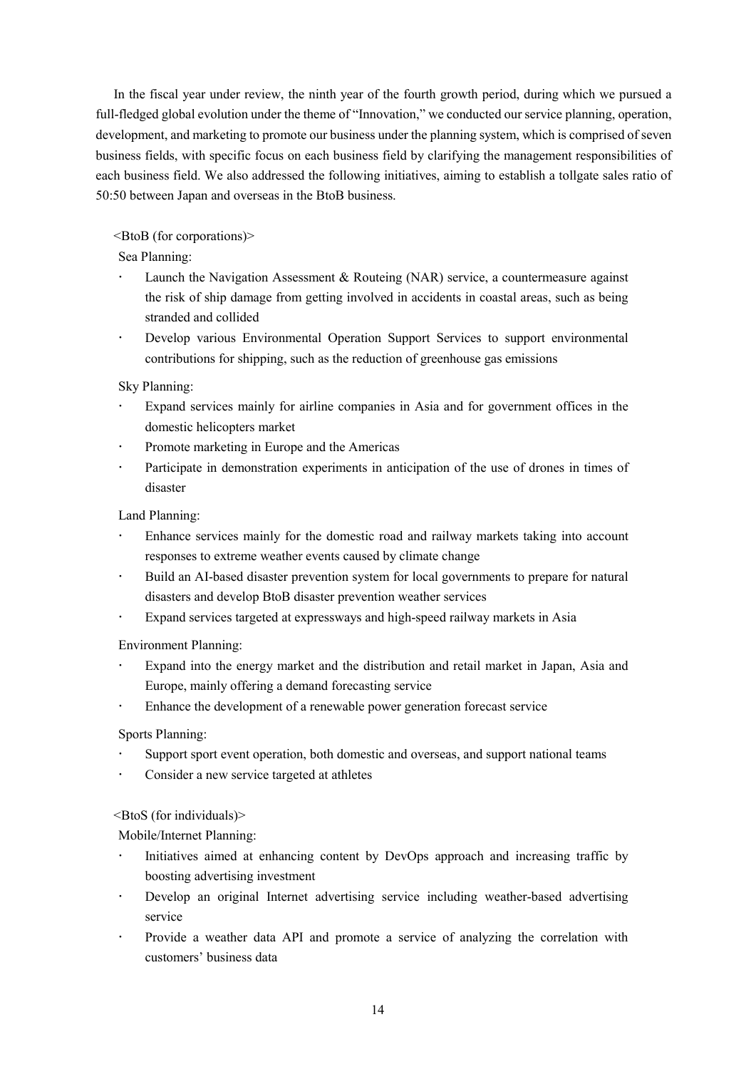In the fiscal year under review, the ninth year of the fourth growth period, during which we pursued a full-fledged global evolution under the theme of "Innovation," we conducted our service planning, operation, development, and marketing to promote our business under the planning system, which is comprised of seven business fields, with specific focus on each business field by clarifying the management responsibilities of each business field. We also addressed the following initiatives, aiming to establish a tollgate sales ratio of 50:50 between Japan and overseas in the BtoB business.

<BtoB (for corporations)>

Sea Planning:

- Launch the Navigation Assessment & Routeing (NAR) service, a countermeasure against the risk of ship damage from getting involved in accidents in coastal areas, such as being stranded and collided
- Develop various Environmental Operation Support Services to support environmental contributions for shipping, such as the reduction of greenhouse gas emissions

Sky Planning:

- Expand services mainly for airline companies in Asia and for government offices in the domestic helicopters market
- Promote marketing in Europe and the Americas
- Participate in demonstration experiments in anticipation of the use of drones in times of disaster

Land Planning:

- Enhance services mainly for the domestic road and railway markets taking into account responses to extreme weather events caused by climate change
- Build an AI-based disaster prevention system for local governments to prepare for natural disasters and develop BtoB disaster prevention weather services
- Expand services targeted at expressways and high-speed railway markets in Asia

Environment Planning:

- Expand into the energy market and the distribution and retail market in Japan, Asia and Europe, mainly offering a demand forecasting service
- Enhance the development of a renewable power generation forecast service

Sports Planning:

- Support sport event operation, both domestic and overseas, and support national teams
- Consider a new service targeted at athletes

<BtoS (for individuals)>

Mobile/Internet Planning:

- Initiatives aimed at enhancing content by DevOps approach and increasing traffic by boosting advertising investment
- Develop an original Internet advertising service including weather-based advertising service
- Provide a weather data API and promote a service of analyzing the correlation with customers' business data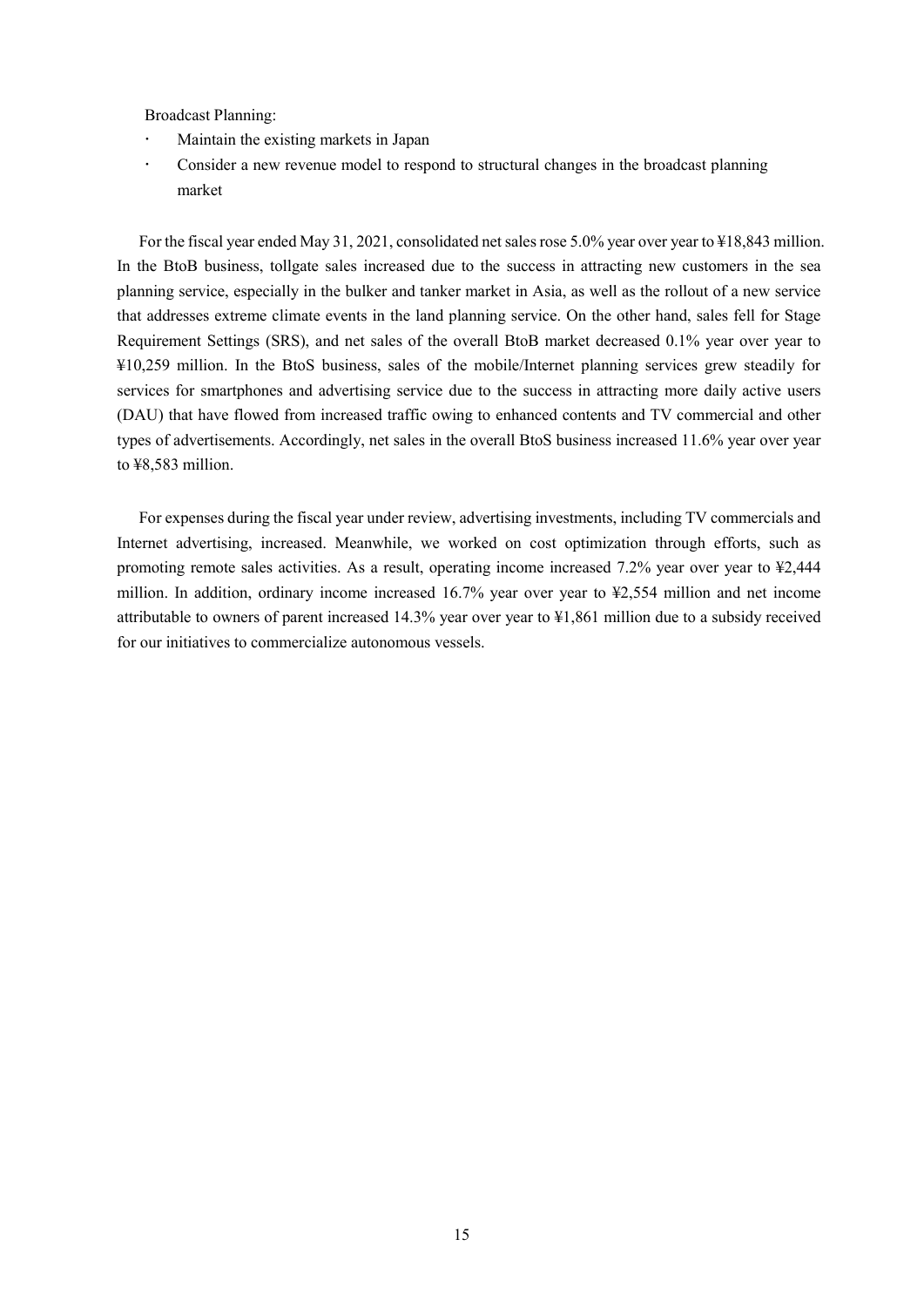Broadcast Planning:

- Maintain the existing markets in Japan
- Consider a new revenue model to respond to structural changes in the broadcast planning market

For the fiscal year ended May 31, 2021, consolidated net sales rose 5.0% year over year to ¥18,843 million. In the BtoB business, tollgate sales increased due to the success in attracting new customers in the sea planning service, especially in the bulker and tanker market in Asia, as well as the rollout of a new service that addresses extreme climate events in the land planning service. On the other hand, sales fell for Stage Requirement Settings (SRS), and net sales of the overall BtoB market decreased 0.1% year over year to ¥10,259 million. In the BtoS business, sales of the mobile/Internet planning services grew steadily for services for smartphones and advertising service due to the success in attracting more daily active users (DAU) that have flowed from increased traffic owing to enhanced contents and TV commercial and other types of advertisements. Accordingly, net sales in the overall BtoS business increased 11.6% year over year to ¥8,583 million.

For expenses during the fiscal year under review, advertising investments, including TV commercials and Internet advertising, increased. Meanwhile, we worked on cost optimization through efforts, such as promoting remote sales activities. As a result, operating income increased 7.2% year over year to ¥2,444 million. In addition, ordinary income increased 16.7% year over year to ¥2,554 million and net income attributable to owners of parent increased 14.3% year over year to ¥1,861 million due to a subsidy received for our initiatives to commercialize autonomous vessels.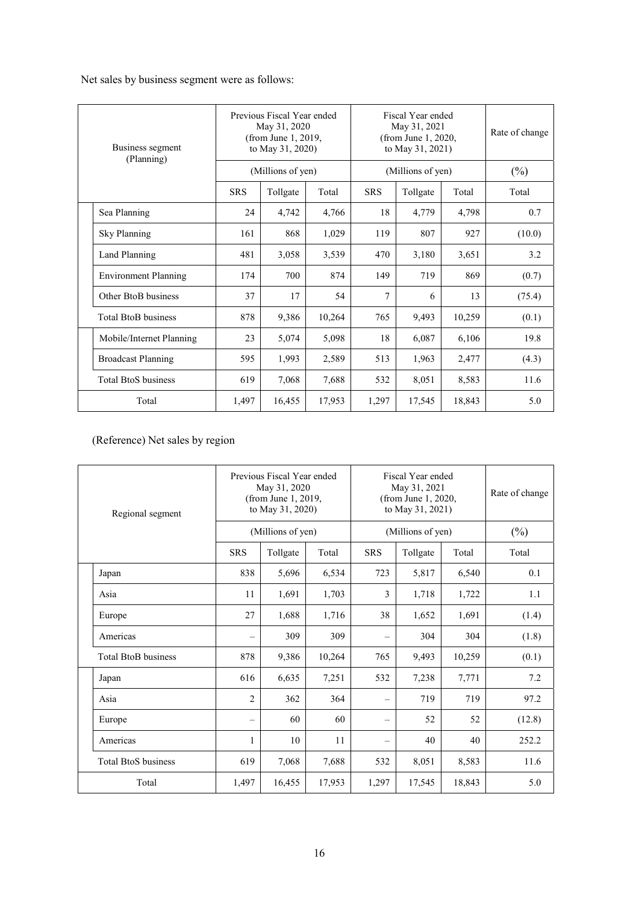Net sales by business segment were as follows:

| Business segment (Planning) | Previous Fiscal Year ended May 31, 2020 (from June 1, 2019, to May 31, 2020) | | | Fiscal Year ended May 31, 2021 (from June 1, 2020, to May 31, 2021) | | | Rate of change |
|---|---|---|---|---|---|---|---|
| | (Millions of yen) | | | (Millions of yen) | | | (%) |
| | SRS | Tollgate | Total | SRS | Tollgate | Total | Total |
| Sea Planning | 24 | 4,742 | 4,766 | 18 | 4,779 | 4,798 | 0.7 |
| Sky Planning | 161 | 868 | 1,029 | 119 | 807 | 927 | (10.0) |
| Land Planning | 481 | 3,058 | 3,539 | 470 | 3,180 | 3,651 | 3.2 |
| Environment Planning | 174 | 700 | 874 | 149 | 719 | 869 | (0.7) |
| Other BtoB business | 37 | 17 | 54 | 7 | 6 | 13 | (75.4) |
| Total BtoB business | 878 | 9,386 | 10,264 | 765 | 9,493 | 10,259 | (0.1) |
| Mobile/Internet Planning | 23 | 5,074 | 5,098 | 18 | 6,087 | 6,106 | 19.8 |
| Broadcast Planning | 595 | 1,993 | 2,589 | 513 | 1,963 | 2,477 | (4.3) |
| Total BtoS business | 619 | 7,068 | 7,688 | 532 | 8,051 | 8,583 | 11.6 |
| Total | 1,497 | 16,455 | 17,953 | 1,297 | 17,545 | 18,843 | 5.0 |

(Reference) Net sales by region

| Regional segment | Previous Fiscal Year ended May 31, 2020 (from June 1, 2019, to May 31, 2020) | | | Fiscal Year ended May 31, 2021 (from June 1, 2020, to May 31, 2021) | | | Rate of change |
|---|---|---|---|---|---|---|---|
| | (Millions of yen) | | | (Millions of yen) | | | (%) |
| | SRS | Tollgate | Total | SRS | Tollgate | Total | Total |
| Japan | 838 | 5,696 | 6,534 | 723 | 5,817 | 6,540 | 0.1 |
| Asia | 11 | 1,691 | 1,703 | 3 | 1,718 | 1,722 | 1.1 |
| Europe | 27 | 1,688 | 1,716 | 38 | 1,652 | 1,691 | (1.4) |
| Americas | – | 309 | 309 | – | 304 | 304 | (1.8) |
| Total BtoB business | 878 | 9,386 | 10,264 | 765 | 9,493 | 10,259 | (0.1) |
| Japan | 616 | 6,635 | 7,251 | 532 | 7,238 | 7,771 | 7.2 |
| Asia | 2 | 362 | 364 | – | 719 | 719 | 97.2 |
| Europe | – | 60 | 60 | – | 52 | 52 | (12.8) |
| Americas | 1 | 10 | 11 | – | 40 | 40 | 252.2 |
| Total BtoS business | 619 | 7,068 | 7,688 | 532 | 8,051 | 8,583 | 11.6 |
| Total | 1,497 | 16,455 | 17,953 | 1,297 | 17,545 | 18,843 | 5.0 |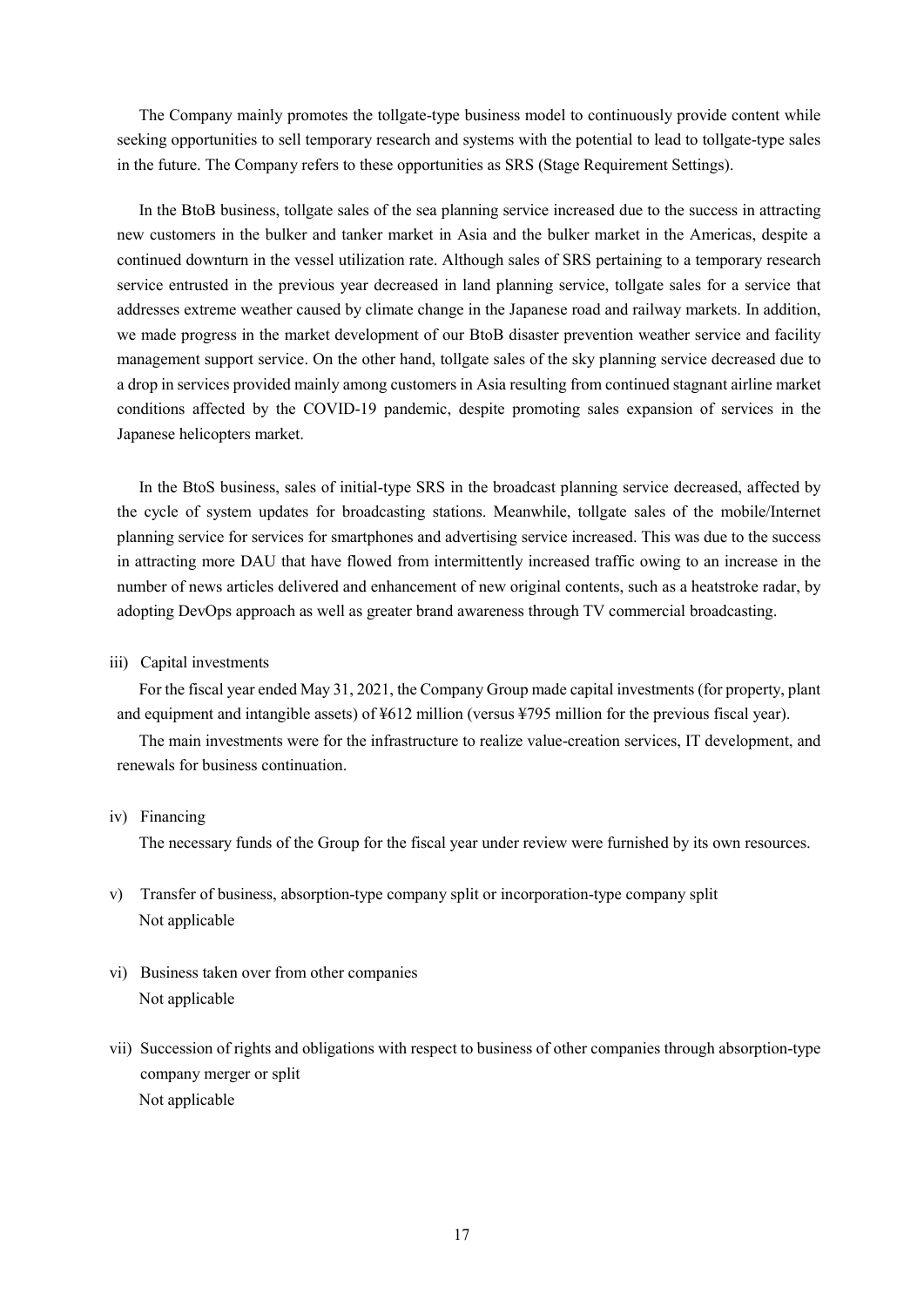The Company mainly promotes the tollgate-type business model to continuously provide content while seeking opportunities to sell temporary research and systems with the potential to lead to tollgate-type sales in the future. The Company refers to these opportunities as SRS (Stage Requirement Settings).

In the BtoB business, tollgate sales of the sea planning service increased due to the success in attracting new customers in the bulker and tanker market in Asia and the bulker market in the Americas, despite a continued downturn in the vessel utilization rate. Although sales of SRS pertaining to a temporary research service entrusted in the previous year decreased in land planning service, tollgate sales for a service that addresses extreme weather caused by climate change in the Japanese road and railway markets. In addition, we made progress in the market development of our BtoB disaster prevention weather service and facility management support service. On the other hand, tollgate sales of the sky planning service decreased due to a drop in services provided mainly among customers in Asia resulting from continued stagnant airline market conditions affected by the COVID-19 pandemic, despite promoting sales expansion of services in the Japanese helicopters market.

In the BtoS business, sales of initial-type SRS in the broadcast planning service decreased, affected by the cycle of system updates for broadcasting stations. Meanwhile, tollgate sales of the mobile/Internet planning service for services for smartphones and advertising service increased. This was due to the success in attracting more DAU that have flowed from intermittently increased traffic owing to an increase in the number of news articles delivered and enhancement of new original contents, such as a heatstroke radar, by adopting DevOps approach as well as greater brand awareness through TV commercial broadcasting.

iii) Capital investments

For the fiscal year ended May 31, 2021, the Company Group made capital investments (for property, plant and equipment and intangible assets) of ¥612 million (versus ¥795 million for the previous fiscal year).

The main investments were for the infrastructure to realize value-creation services, IT development, and renewals for business continuation.

iv) Financing

The necessary funds of the Group for the fiscal year under review were furnished by its own resources.

v) Transfer of business, absorption-type company split or incorporation-type company split

Not applicable

vi) Business taken over from other companies

Not applicable

vii) Succession of rights and obligations with respect to business of other companies through absorption-type company merger or split

Not applicable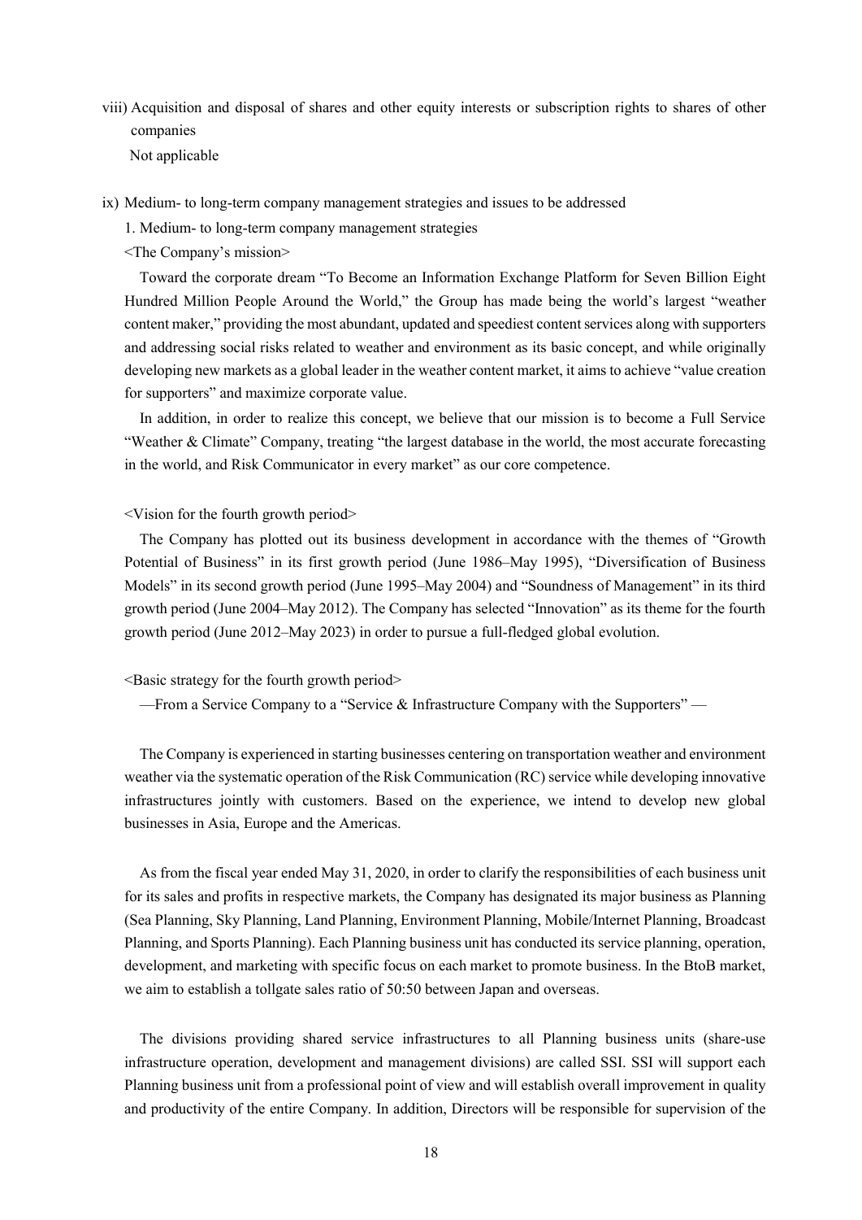viii) Acquisition and disposal of shares and other equity interests or subscription rights to shares of other companies

Not applicable

ix) Medium- to long-term company management strategies and issues to be addressed

1. Medium- to long-term company management strategies

<The Company's mission>

Toward the corporate dream "To Become an Information Exchange Platform for Seven Billion Eight Hundred Million People Around the World," the Group has made being the world's largest "weather content maker," providing the most abundant, updated and speediest content services along with supporters and addressing social risks related to weather and environment as its basic concept, and while originally developing new markets as a global leader in the weather content market, it aims to achieve "value creation for supporters" and maximize corporate value.

In addition, in order to realize this concept, we believe that our mission is to become a Full Service "Weather & Climate" Company, treating "the largest database in the world, the most accurate forecasting in the world, and Risk Communicator in every market" as our core competence.

<Vision for the fourth growth period>

The Company has plotted out its business development in accordance with the themes of "Growth Potential of Business" in its first growth period (June 1986–May 1995), "Diversification of Business Models" in its second growth period (June 1995–May 2004) and "Soundness of Management" in its third growth period (June 2004–May 2012). The Company has selected "Innovation" as its theme for the fourth growth period (June 2012–May 2023) in order to pursue a full-fledged global evolution.

<Basic strategy for the fourth growth period>

—From a Service Company to a "Service & Infrastructure Company with the Supporters" —

The Company is experienced in starting businesses centering on transportation weather and environment weather via the systematic operation of the Risk Communication (RC) service while developing innovative infrastructures jointly with customers. Based on the experience, we intend to develop new global businesses in Asia, Europe and the Americas.

As from the fiscal year ended May 31, 2020, in order to clarify the responsibilities of each business unit for its sales and profits in respective markets, the Company has designated its major business as Planning (Sea Planning, Sky Planning, Land Planning, Environment Planning, Mobile/Internet Planning, Broadcast Planning, and Sports Planning). Each Planning business unit has conducted its service planning, operation, development, and marketing with specific focus on each market to promote business. In the BtoB market, we aim to establish a tollgate sales ratio of 50:50 between Japan and overseas.

The divisions providing shared service infrastructures to all Planning business units (share-use infrastructure operation, development and management divisions) are called SSI. SSI will support each Planning business unit from a professional point of view and will establish overall improvement in quality and productivity of the entire Company. In addition, Directors will be responsible for supervision of the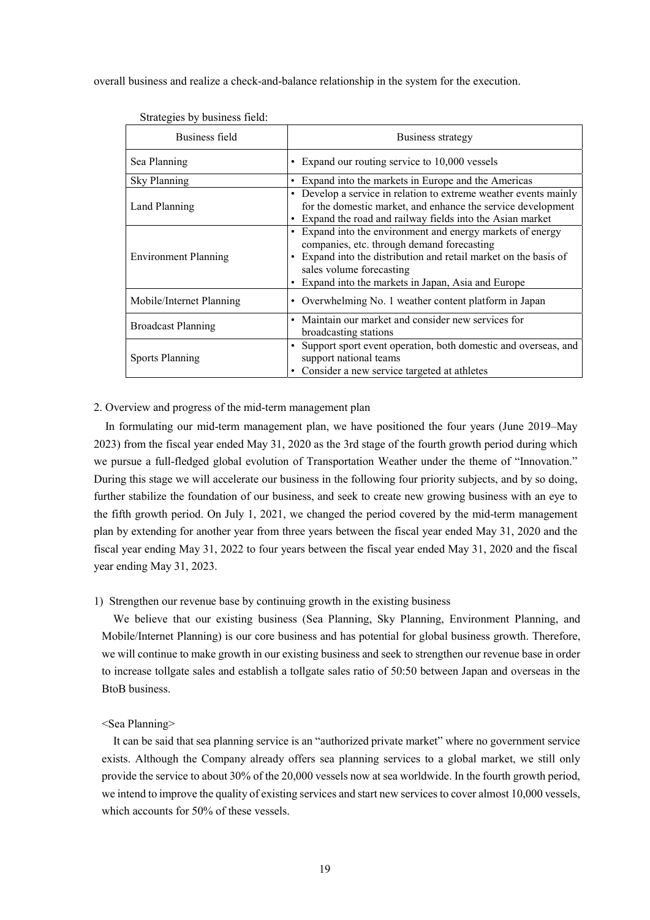overall business and realize a check-and-balance relationship in the system for the execution.

Strategies by business field:

| Business field | Business strategy |
|---|---|
| Sea Planning | • Expand our routing service to 10,000 vessels |
| Sky Planning | • Expand into the markets in Europe and the Americas |
| Land Planning | • Develop a service in relation to extreme weather events mainly for the domestic market, and enhance the service development<br>• Expand the road and railway fields into the Asian market |
| Environment Planning | • Expand into the environment and energy markets of energy companies, etc. through demand forecasting<br>• Expand into the distribution and retail market on the basis of sales volume forecasting<br>• Expand into the markets in Japan, Asia and Europe |
| Mobile/Internet Planning | • Overwhelming No. 1 weather content platform in Japan |
| Broadcast Planning | • Maintain our market and consider new services for broadcasting stations |
| Sports Planning | • Support sport event operation, both domestic and overseas, and support national teams<br>• Consider a new service targeted at athletes |

2. Overview and progress of the mid-term management plan

In formulating our mid-term management plan, we have positioned the four years (June 2019–May 2023) from the fiscal year ended May 31, 2020 as the 3rd stage of the fourth growth period during which we pursue a full-fledged global evolution of Transportation Weather under the theme of "Innovation." During this stage we will accelerate our business in the following four priority subjects, and by so doing, further stabilize the foundation of our business, and seek to create new growing business with an eye to the fifth growth period. On July 1, 2021, we changed the period covered by the mid-term management plan by extending for another year from three years between the fiscal year ended May 31, 2020 and the fiscal year ending May 31, 2022 to four years between the fiscal year ended May 31, 2020 and the fiscal year ending May 31, 2023.

1) Strengthen our revenue base by continuing growth in the existing business

We believe that our existing business (Sea Planning, Sky Planning, Environment Planning, and Mobile/Internet Planning) is our core business and has potential for global business growth. Therefore, we will continue to make growth in our existing business and seek to strengthen our revenue base in order to increase tollgate sales and establish a tollgate sales ratio of 50:50 between Japan and overseas in the BtoB business.

<Sea Planning>

It can be said that sea planning service is an "authorized private market" where no government service exists. Although the Company already offers sea planning services to a global market, we still only provide the service to about 30% of the 20,000 vessels now at sea worldwide. In the fourth growth period, we intend to improve the quality of existing services and start new services to cover almost 10,000 vessels, which accounts for 50% of these vessels.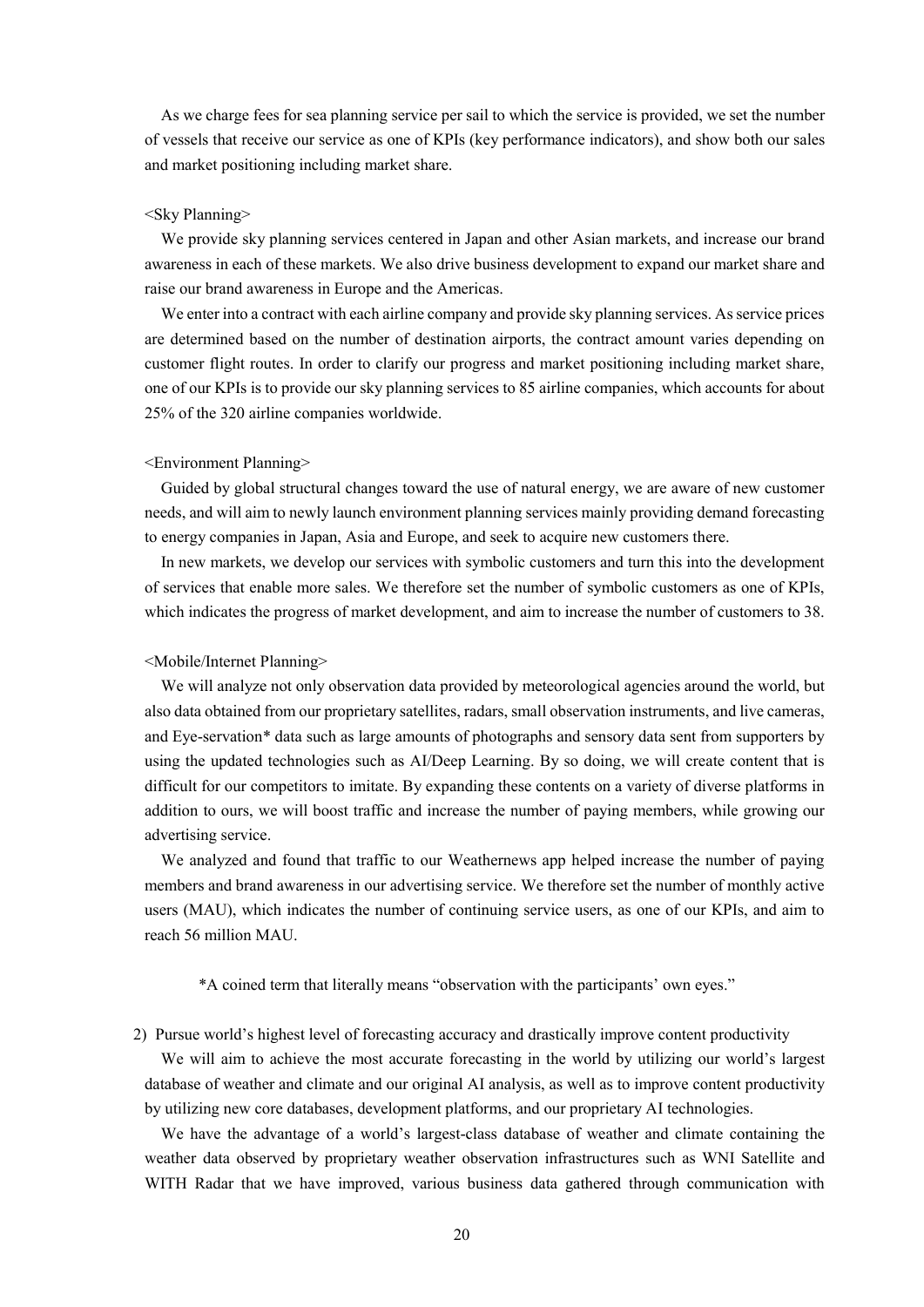As we charge fees for sea planning service per sail to which the service is provided, we set the number of vessels that receive our service as one of KPIs (key performance indicators), and show both our sales and market positioning including market share.

<Sky Planning>

We provide sky planning services centered in Japan and other Asian markets, and increase our brand awareness in each of these markets. We also drive business development to expand our market share and raise our brand awareness in Europe and the Americas.

We enter into a contract with each airline company and provide sky planning services. As service prices are determined based on the number of destination airports, the contract amount varies depending on customer flight routes. In order to clarify our progress and market positioning including market share, one of our KPIs is to provide our sky planning services to 85 airline companies, which accounts for about 25% of the 320 airline companies worldwide.

<Environment Planning>

Guided by global structural changes toward the use of natural energy, we are aware of new customer needs, and will aim to newly launch environment planning services mainly providing demand forecasting to energy companies in Japan, Asia and Europe, and seek to acquire new customers there.

In new markets, we develop our services with symbolic customers and turn this into the development of services that enable more sales. We therefore set the number of symbolic customers as one of KPIs, which indicates the progress of market development, and aim to increase the number of customers to 38.

<Mobile/Internet Planning>

We will analyze not only observation data provided by meteorological agencies around the world, but also data obtained from our proprietary satellites, radars, small observation instruments, and live cameras, and Eye-servation* data such as large amounts of photographs and sensory data sent from supporters by using the updated technologies such as AI/Deep Learning. By so doing, we will create content that is difficult for our competitors to imitate. By expanding these contents on a variety of diverse platforms in addition to ours, we will boost traffic and increase the number of paying members, while growing our advertising service.

We analyzed and found that traffic to our Weathernews app helped increase the number of paying members and brand awareness in our advertising service. We therefore set the number of monthly active users (MAU), which indicates the number of continuing service users, as one of our KPIs, and aim to reach 56 million MAU.

*A coined term that literally means "observation with the participants' own eyes."

2) Pursue world's highest level of forecasting accuracy and drastically improve content productivity

We will aim to achieve the most accurate forecasting in the world by utilizing our world's largest database of weather and climate and our original AI analysis, as well as to improve content productivity by utilizing new core databases, development platforms, and our proprietary AI technologies.

We have the advantage of a world's largest-class database of weather and climate containing the weather data observed by proprietary weather observation infrastructures such as WNI Satellite and WITH Radar that we have improved, various business data gathered through communication with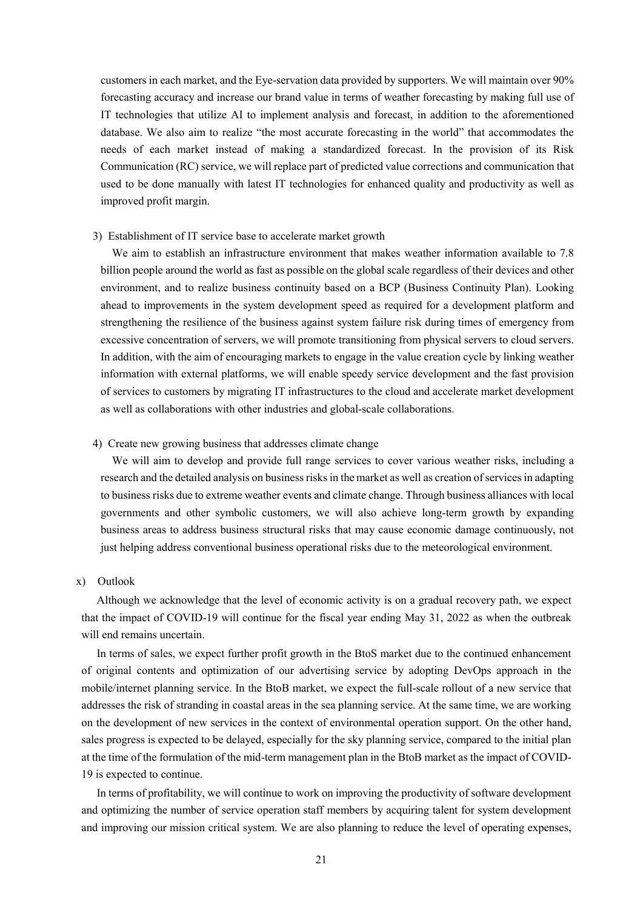customers in each market, and the Eye-servation data provided by supporters. We will maintain over 90% forecasting accuracy and increase our brand value in terms of weather forecasting by making full use of IT technologies that utilize AI to implement analysis and forecast, in addition to the aforementioned database. We also aim to realize "the most accurate forecasting in the world" that accommodates the needs of each market instead of making a standardized forecast. In the provision of its Risk Communication (RC) service, we will replace part of predicted value corrections and communication that used to be done manually with latest IT technologies for enhanced quality and productivity as well as improved profit margin.

3) Establishment of IT service base to accelerate market growth

We aim to establish an infrastructure environment that makes weather information available to 7.8 billion people around the world as fast as possible on the global scale regardless of their devices and other environment, and to realize business continuity based on a BCP (Business Continuity Plan). Looking ahead to improvements in the system development speed as required for a development platform and strengthening the resilience of the business against system failure risk during times of emergency from excessive concentration of servers, we will promote transitioning from physical servers to cloud servers. In addition, with the aim of encouraging markets to engage in the value creation cycle by linking weather information with external platforms, we will enable speedy service development and the fast provision of services to customers by migrating IT infrastructures to the cloud and accelerate market development as well as collaborations with other industries and global-scale collaborations.

4) Create new growing business that addresses climate change

We will aim to develop and provide full range services to cover various weather risks, including a research and the detailed analysis on business risks in the market as well as creation of services in adapting to business risks due to extreme weather events and climate change. Through business alliances with local governments and other symbolic customers, we will also achieve long-term growth by expanding business areas to address business structural risks that may cause economic damage continuously, not just helping address conventional business operational risks due to the meteorological environment.

x) Outlook

Although we acknowledge that the level of economic activity is on a gradual recovery path, we expect that the impact of COVID-19 will continue for the fiscal year ending May 31, 2022 as when the outbreak will end remains uncertain.

In terms of sales, we expect further profit growth in the BtoS market due to the continued enhancement of original contents and optimization of our advertising service by adopting DevOps approach in the mobile/internet planning service. In the BtoB market, we expect the full-scale rollout of a new service that addresses the risk of stranding in coastal areas in the sea planning service. At the same time, we are working on the development of new services in the context of environmental operation support. On the other hand, sales progress is expected to be delayed, especially for the sky planning service, compared to the initial plan at the time of the formulation of the mid-term management plan in the BtoB market as the impact of COVID-19 is expected to continue.

In terms of profitability, we will continue to work on improving the productivity of software development and optimizing the number of service operation staff members by acquiring talent for system development and improving our mission critical system. We are also planning to reduce the level of operating expenses,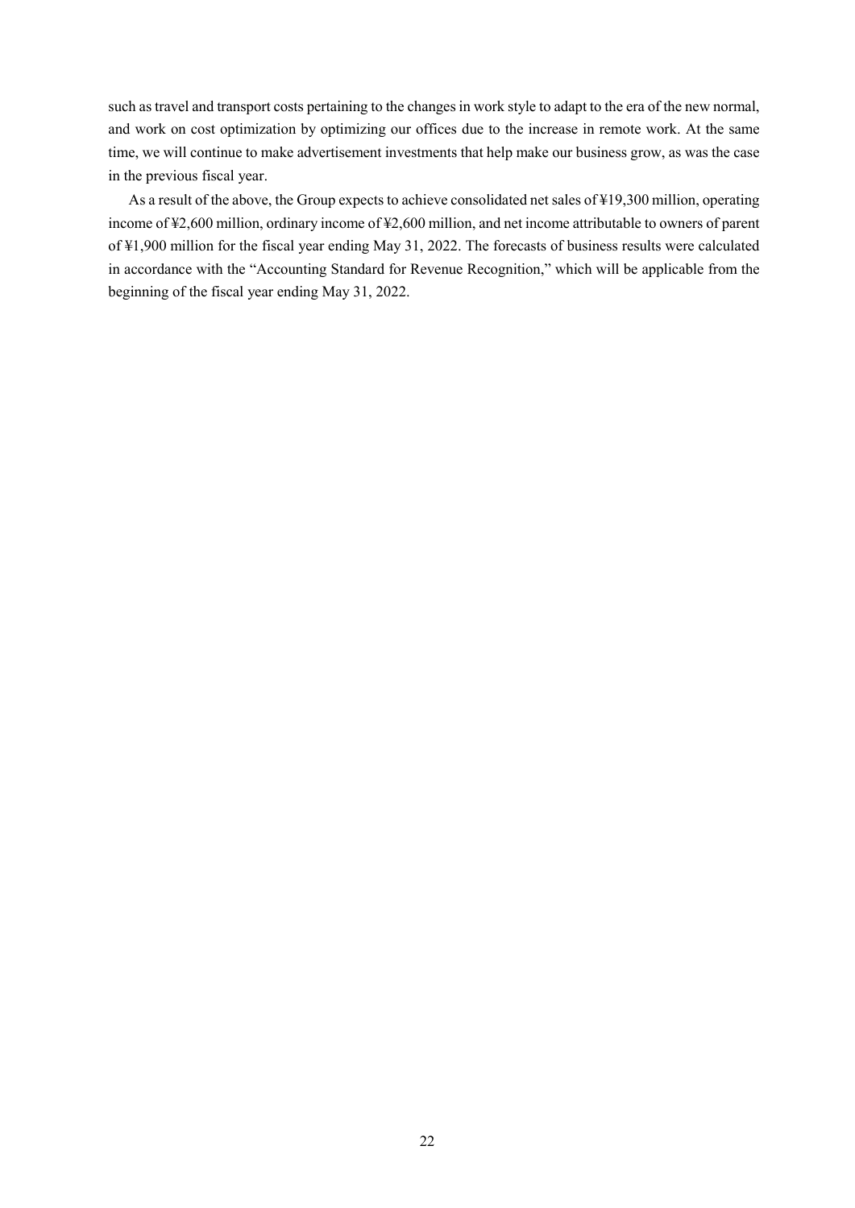such as travel and transport costs pertaining to the changes in work style to adapt to the era of the new normal, and work on cost optimization by optimizing our offices due to the increase in remote work. At the same time, we will continue to make advertisement investments that help make our business grow, as was the case in the previous fiscal year.

As a result of the above, the Group expects to achieve consolidated net sales of ¥19,300 million, operating income of ¥2,600 million, ordinary income of ¥2,600 million, and net income attributable to owners of parent of ¥1,900 million for the fiscal year ending May 31, 2022. The forecasts of business results were calculated in accordance with the "Accounting Standard for Revenue Recognition," which will be applicable from the beginning of the fiscal year ending May 31, 2022.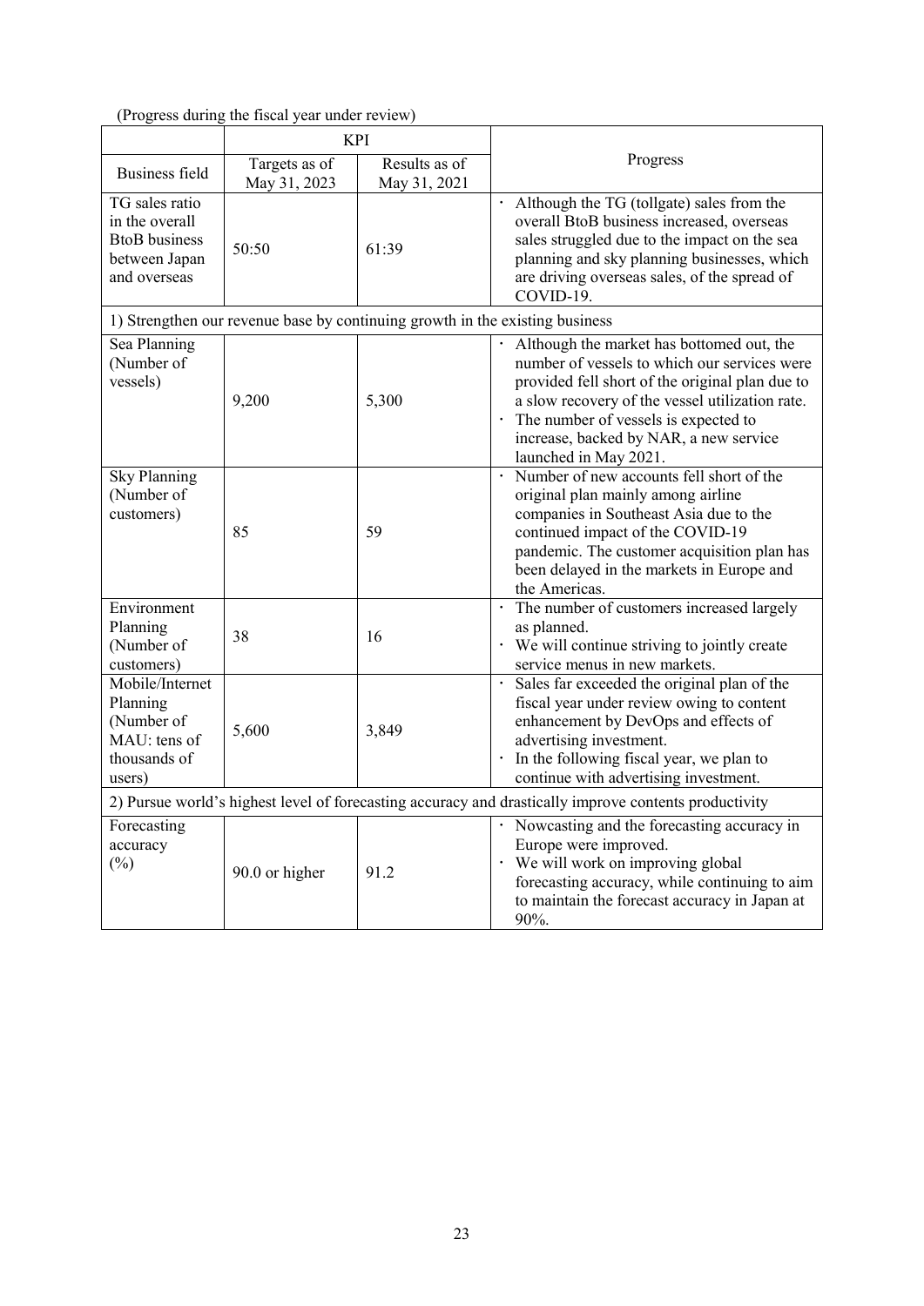(Progress during the fiscal year under review)

| Business field | KPI | | Progress |
|---|---|---|---|
| | Targets as of May 31, 2023 | Results as of May 31, 2021 | |
| TG sales ratio in the overall BtoB business between Japan and overseas | 50:50 | 61:39 | · Although the TG (tollgate) sales from the overall BtoB business increased, overseas sales struggled due to the impact on the sea planning and sky planning businesses, which are driving overseas sales, of the spread of COVID-19. |
| 1) Strengthen our revenue base by continuing growth in the existing business | | | |
| Sea Planning (Number of vessels) | 9,200 | 5,300 | · Although the market has bottomed out, the number of vessels to which our services were provided fell short of the original plan due to a slow recovery of the vessel utilization rate.<br>· The number of vessels is expected to increase, backed by NAR, a new service launched in May 2021. |
| Sky Planning (Number of customers) | 85 | 59 | · Number of new accounts fell short of the original plan mainly among airline companies in Southeast Asia due to the continued impact of the COVID-19 pandemic. The customer acquisition plan has been delayed in the markets in Europe and the Americas. |
| Environment Planning (Number of customers) | 38 | 16 | · The number of customers increased largely as planned.<br>· We will continue striving to jointly create service menus in new markets. |
| Mobile/Internet Planning (Number of MAU: tens of thousands of users) | 5,600 | 3,849 | · Sales far exceeded the original plan of the fiscal year under review owing to content enhancement by DevOps and effects of advertising investment.<br>· In the following fiscal year, we plan to continue with advertising investment. |
| 2) Pursue world's highest level of forecasting accuracy and drastically improve contents productivity | | | |
| Forecasting accuracy (%) | 90.0 or higher | 91.2 | · Nowcasting and the forecasting accuracy in Europe were improved.<br>· We will work on improving global forecasting accuracy, while continuing to aim to maintain the forecast accuracy in Japan at 90%. |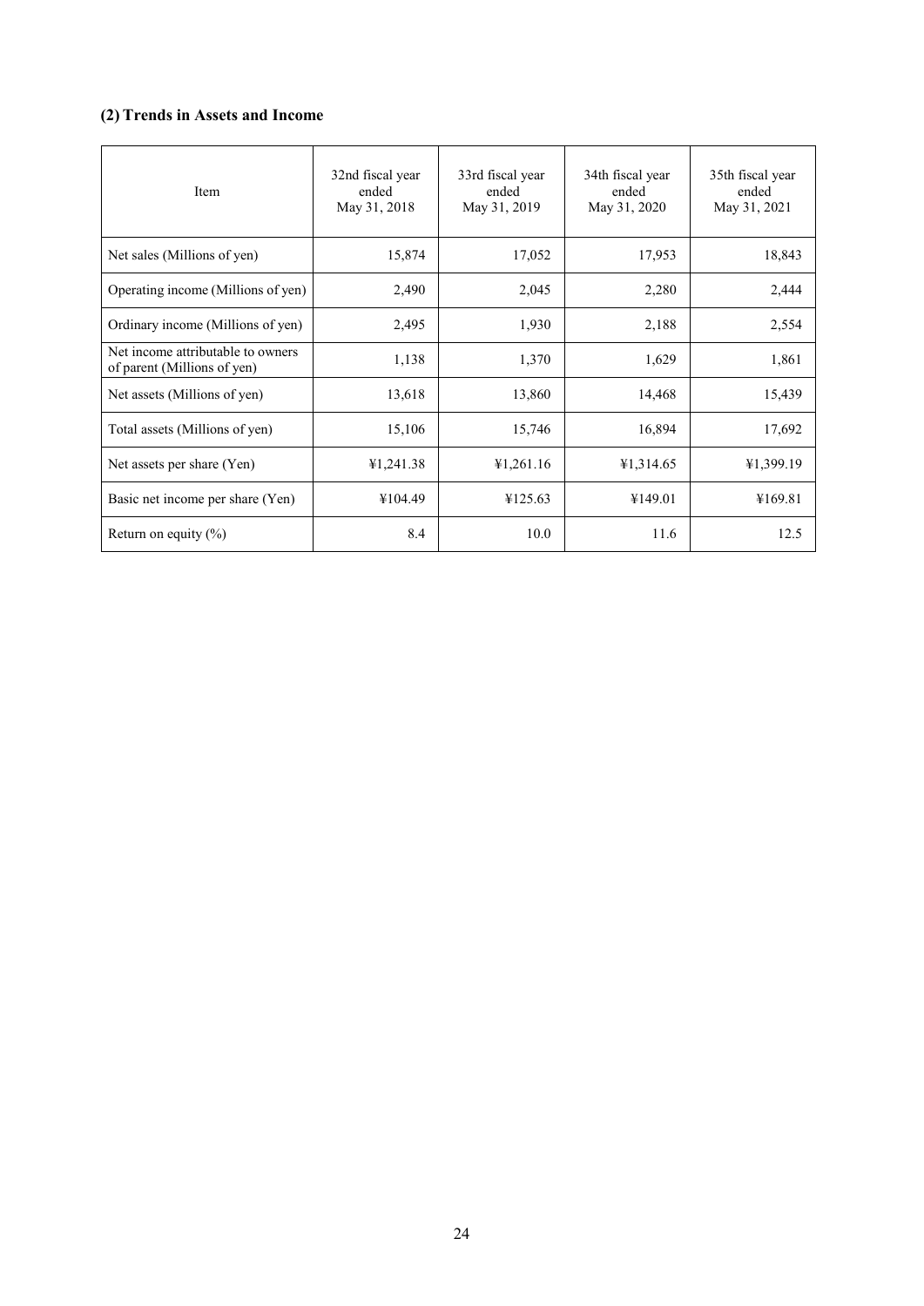### (2) Trends in Assets and Income

| Item | 32nd fiscal year ended May 31, 2018 | 33rd fiscal year ended May 31, 2019 | 34th fiscal year ended May 31, 2020 | 35th fiscal year ended May 31, 2021 |
|---|---|---|---|---|
| Net sales (Millions of yen) | 15,874 | 17,052 | 17,953 | 18,843 |
| Operating income (Millions of yen) | 2,490 | 2,045 | 2,280 | 2,444 |
| Ordinary income (Millions of yen) | 2,495 | 1,930 | 2,188 | 2,554 |
| Net income attributable to owners of parent (Millions of yen) | 1,138 | 1,370 | 1,629 | 1,861 |
| Net assets (Millions of yen) | 13,618 | 13,860 | 14,468 | 15,439 |
| Total assets (Millions of yen) | 15,106 | 15,746 | 16,894 | 17,692 |
| Net assets per share (Yen) | ¥1,241.38 | ¥1,261.16 | ¥1,314.65 | ¥1,399.19 |
| Basic net income per share (Yen) | ¥104.49 | ¥125.63 | ¥149.01 | ¥169.81 |
| Return on equity (%) | 8.4 | 10.0 | 11.6 | 12.5 |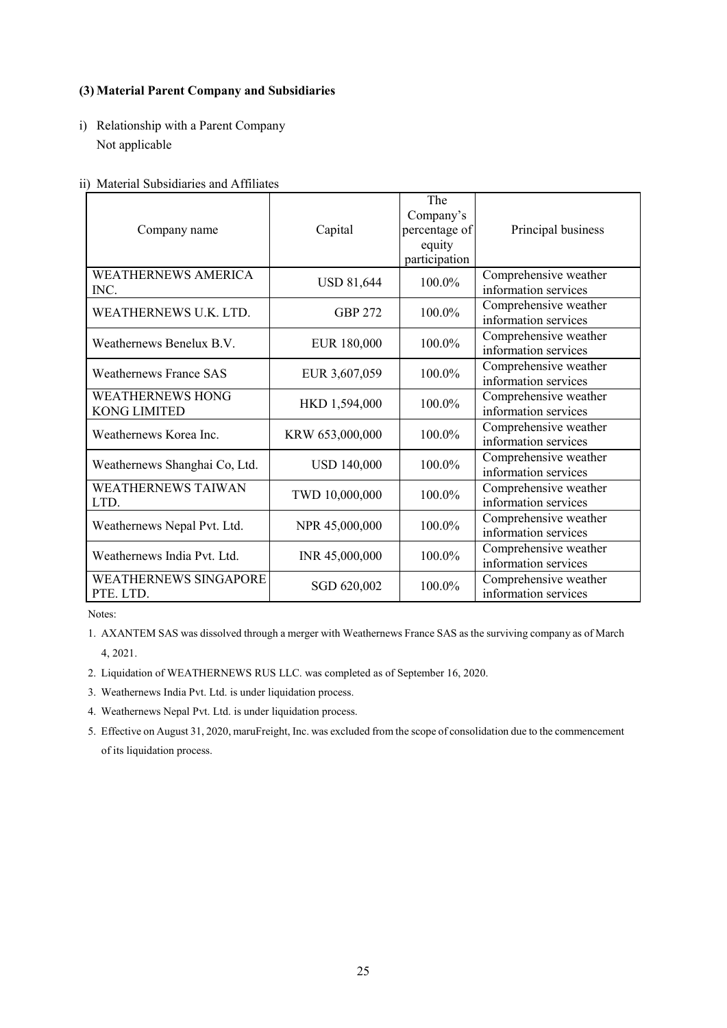### (3) Material Parent Company and Subsidiaries

i) Relationship with a Parent Company
Not applicable

ii) Material Subsidiaries and Affiliates

| Company name | Capital | The Company's percentage of equity participation | Principal business |
|---|---|---|---|
| WEATHERNEWS AMERICA INC. | USD 81,644 | 100.0% | Comprehensive weather information services |
| WEATHERNEWS U.K. LTD. | GBP 272 | 100.0% | Comprehensive weather information services |
| Weathernews Benelux B.V. | EUR 180,000 | 100.0% | Comprehensive weather information services |
| Weathernews France SAS | EUR 3,607,059 | 100.0% | Comprehensive weather information services |
| WEATHERNEWS HONG KONG LIMITED | HKD 1,594,000 | 100.0% | Comprehensive weather information services |
| Weathernews Korea Inc. | KRW 653,000,000 | 100.0% | Comprehensive weather information services |
| Weathernews Shanghai Co, Ltd. | USD 140,000 | 100.0% | Comprehensive weather information services |
| WEATHERNEWS TAIWAN LTD. | TWD 10,000,000 | 100.0% | Comprehensive weather information services |
| Weathernews Nepal Pvt. Ltd. | NPR 45,000,000 | 100.0% | Comprehensive weather information services |
| Weathernews India Pvt. Ltd. | INR 45,000,000 | 100.0% | Comprehensive weather information services |
| WEATHERNEWS SINGAPORE PTE. LTD. | SGD 620,002 | 100.0% | Comprehensive weather information services |

Notes:

1. AXANTEM SAS was dissolved through a merger with Weathernews France SAS as the surviving company as of March 4, 2021.
2. Liquidation of WEATHERNEWS RUS LLC. was completed as of September 16, 2020.
3. Weathernews India Pvt. Ltd. is under liquidation process.
4. Weathernews Nepal Pvt. Ltd. is under liquidation process.
5. Effective on August 31, 2020, maruFreight, Inc. was excluded from the scope of consolidation due to the commencement of its liquidation process.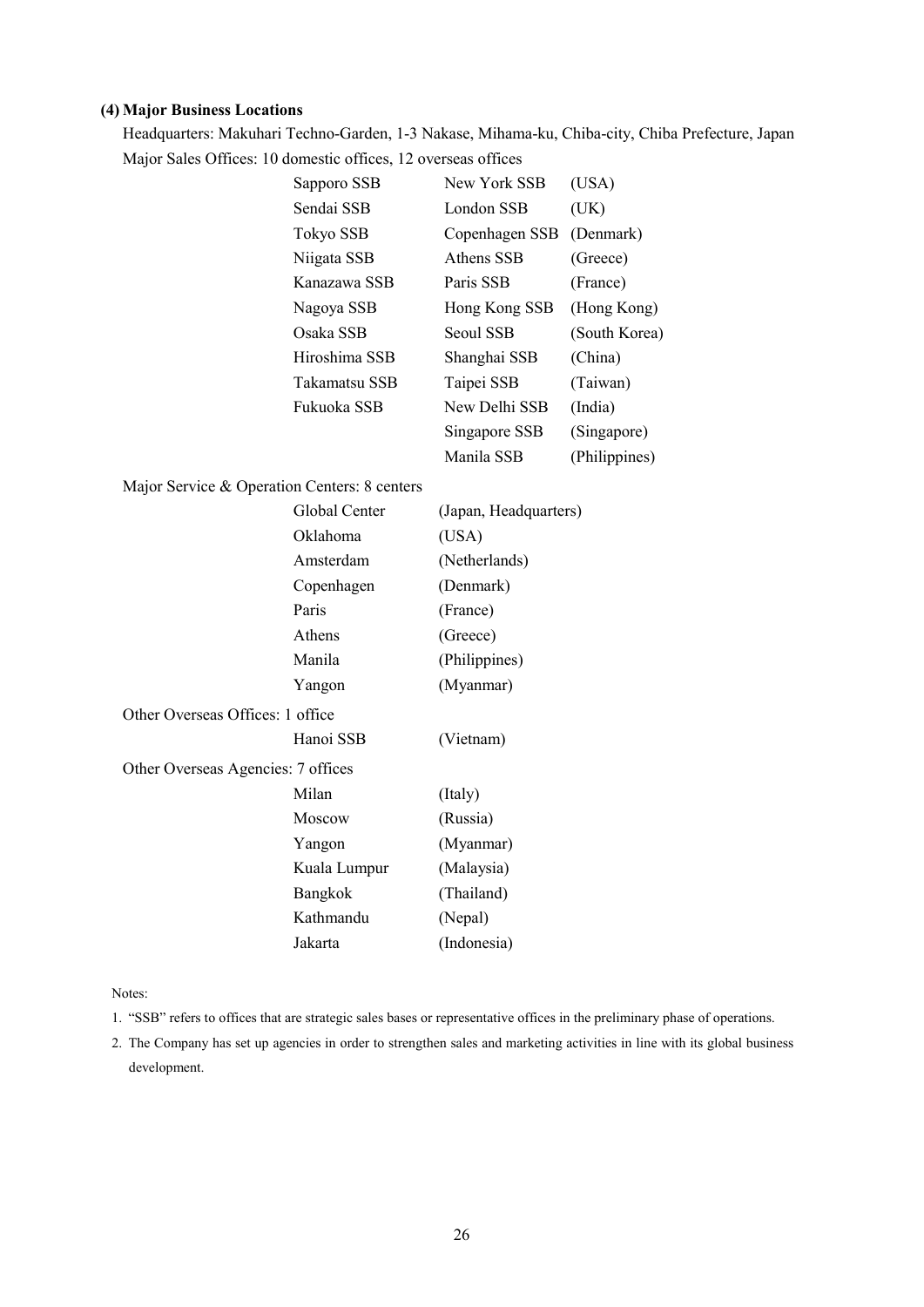### (4) Major Business Locations

Headquarters: Makuhari Techno-Garden, 1-3 Nakase, Mihama-ku, Chiba-city, Chiba Prefecture, Japan

Major Sales Offices: 10 domestic offices, 12 overseas offices

| Domestic | Overseas | |
|---|---|---|
| Sapporo SSB | New York SSB | (USA) |
| Sendai SSB | London SSB | (UK) |
| Tokyo SSB | Copenhagen SSB | (Denmark) |
| Niigata SSB | Athens SSB | (Greece) |
| Kanazawa SSB | Paris SSB | (France) |
| Nagoya SSB | Hong Kong SSB | (Hong Kong) |
| Osaka SSB | Seoul SSB | (South Korea) |
| Hiroshima SSB | Shanghai SSB | (China) |
| Takamatsu SSB | Taipei SSB | (Taiwan) |
| Fukuoka SSB | New Delhi SSB | (India) |
| | Singapore SSB | (Singapore) |
| | Manila SSB | (Philippines) |

Major Service & Operation Centers: 8 centers

| Center | Location |
|---|---|
| Global Center | (Japan, Headquarters) |
| Oklahoma | (USA) |
| Amsterdam | (Netherlands) |
| Copenhagen | (Denmark) |
| Paris | (France) |
| Athens | (Greece) |
| Manila | (Philippines) |
| Yangon | (Myanmar) |

Other Overseas Offices: 1 office

| Office | Location |
|---|---|
| Hanoi SSB | (Vietnam) |

Other Overseas Agencies: 7 offices

| Agency | Location |
|---|---|
| Milan | (Italy) |
| Moscow | (Russia) |
| Yangon | (Myanmar) |
| Kuala Lumpur | (Malaysia) |
| Bangkok | (Thailand) |
| Kathmandu | (Nepal) |
| Jakarta | (Indonesia) |

Notes:

1. "SSB" refers to offices that are strategic sales bases or representative offices in the preliminary phase of operations.
2. The Company has set up agencies in order to strengthen sales and marketing activities in line with its global business development.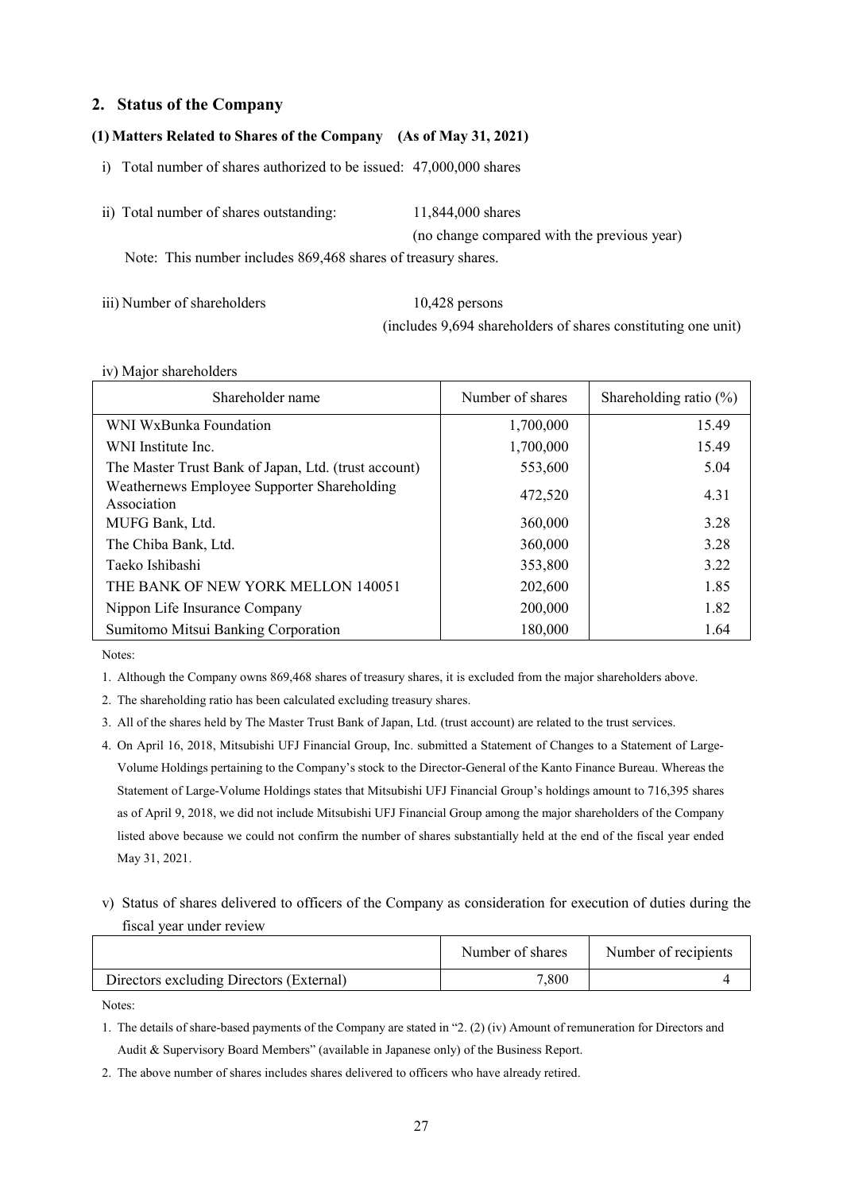## 2. Status of the Company

### (1) Matters Related to Shares of the Company (As of May 31, 2021)

i) Total number of shares authorized to be issued: 47,000,000 shares

ii) Total number of shares outstanding: 11,844,000 shares
(no change compared with the previous year)

Note: This number includes 869,468 shares of treasury shares.

iii) Number of shareholders 10,428 persons
(includes 9,694 shareholders of shares constituting one unit)

iv) Major shareholders

| Shareholder name | Number of shares | Shareholding ratio (%) |
|---|---|---|
| WNI WxBunka Foundation | 1,700,000 | 15.49 |
| WNI Institute Inc. | 1,700,000 | 15.49 |
| The Master Trust Bank of Japan, Ltd. (trust account) | 553,600 | 5.04 |
| Weathernews Employee Supporter Shareholding Association | 472,520 | 4.31 |
| MUFG Bank, Ltd. | 360,000 | 3.28 |
| The Chiba Bank, Ltd. | 360,000 | 3.28 |
| Taeko Ishibashi | 353,800 | 3.22 |
| THE BANK OF NEW YORK MELLON 140051 | 202,600 | 1.85 |
| Nippon Life Insurance Company | 200,000 | 1.82 |
| Sumitomo Mitsui Banking Corporation | 180,000 | 1.64 |

Notes:

1. Although the Company owns 869,468 shares of treasury shares, it is excluded from the major shareholders above.
2. The shareholding ratio has been calculated excluding treasury shares.
3. All of the shares held by The Master Trust Bank of Japan, Ltd. (trust account) are related to the trust services.
4. On April 16, 2018, Mitsubishi UFJ Financial Group, Inc. submitted a Statement of Changes to a Statement of Large-Volume Holdings pertaining to the Company's stock to the Director-General of the Kanto Finance Bureau. Whereas the Statement of Large-Volume Holdings states that Mitsubishi UFJ Financial Group's holdings amount to 716,395 shares as of April 9, 2018, we did not include Mitsubishi UFJ Financial Group among the major shareholders of the Company listed above because we could not confirm the number of shares substantially held at the end of the fiscal year ended May 31, 2021.

v) Status of shares delivered to officers of the Company as consideration for execution of duties during the fiscal year under review

| | Number of shares | Number of recipients |
|---|---|---|
| Directors excluding Directors (External) | 7,800 | 4 |

Notes:

1. The details of share-based payments of the Company are stated in "2. (2) (iv) Amount of remuneration for Directors and Audit & Supervisory Board Members" (available in Japanese only) of the Business Report.
2. The above number of shares includes shares delivered to officers who have already retired.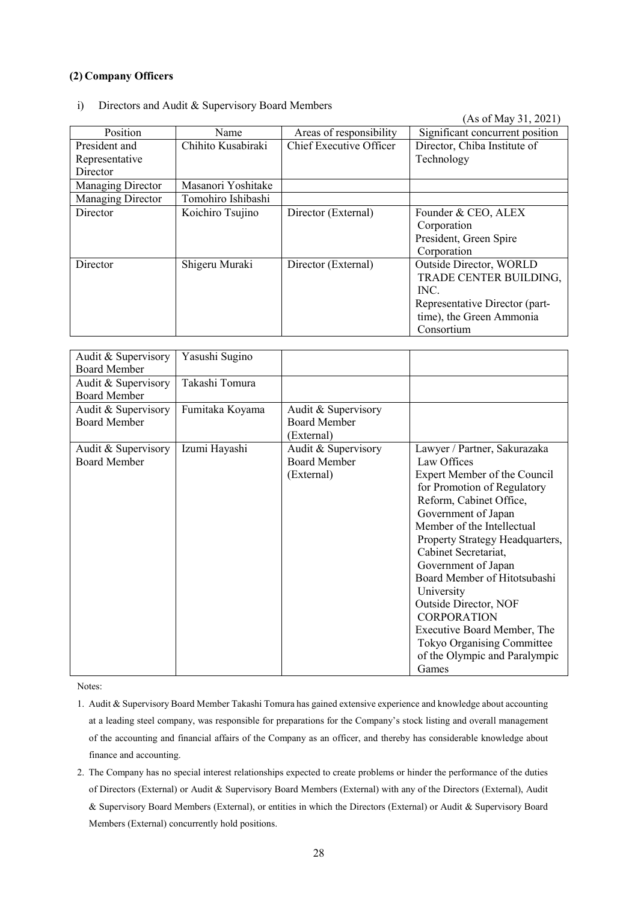### (2) Company Officers

i) Directors and Audit & Supervisory Board Members

(As of May 31, 2021)

| Position | Name | Areas of responsibility | Significant concurrent position |
|---|---|---|---|
| President and Representative Director | Chihito Kusabiraki | Chief Executive Officer | Director, Chiba Institute of Technology |
| Managing Director | Masanori Yoshitake | | |
| Managing Director | Tomohiro Ishibashi | | |
| Director | Koichiro Tsujino | Director (External) | Founder & CEO, ALEX Corporation<br>President, Green Spire Corporation |
| Director | Shigeru Muraki | Director (External) | Outside Director, WORLD TRADE CENTER BUILDING, INC.<br>Representative Director (part-time), the Green Ammonia Consortium |
| Audit & Supervisory Board Member | Yasushi Sugino | | |
| Audit & Supervisory Board Member | Takashi Tomura | | |
| Audit & Supervisory Board Member | Fumitaka Koyama | Audit & Supervisory Board Member (External) | |
| Audit & Supervisory Board Member | Izumi Hayashi | Audit & Supervisory Board Member (External) | Lawyer / Partner, Sakurazaka Law Offices<br>Expert Member of the Council for Promotion of Regulatory Reform, Cabinet Office, Government of Japan<br>Member of the Intellectual Property Strategy Headquarters, Cabinet Secretariat, Government of Japan<br>Board Member of Hitotsubashi University<br>Outside Director, NOF CORPORATION<br>Executive Board Member, The Tokyo Organising Committee of the Olympic and Paralympic Games |

Notes:

1. Audit & Supervisory Board Member Takashi Tomura has gained extensive experience and knowledge about accounting at a leading steel company, was responsible for preparations for the Company's stock listing and overall management of the accounting and financial affairs of the Company as an officer, and thereby has considerable knowledge about finance and accounting.
2. The Company has no special interest relationships expected to create problems or hinder the performance of the duties of Directors (External) or Audit & Supervisory Board Members (External) with any of the Directors (External), Audit & Supervisory Board Members (External), or entities in which the Directors (External) or Audit & Supervisory Board Members (External) concurrently hold positions.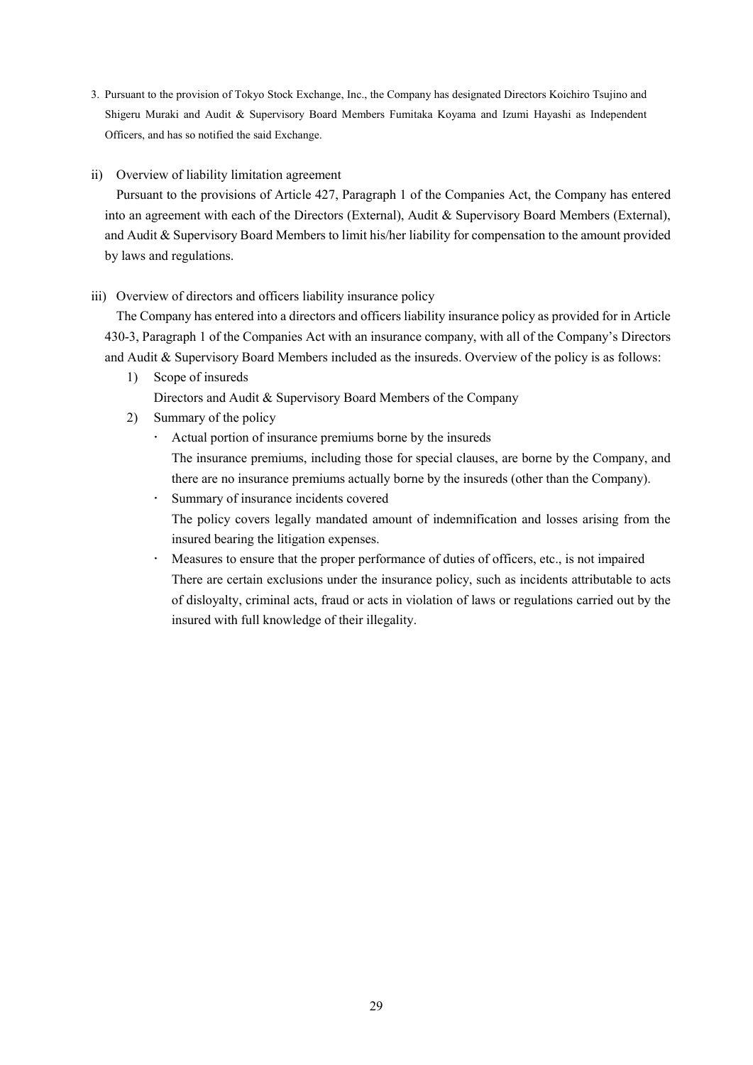3. Pursuant to the provision of Tokyo Stock Exchange, Inc., the Company has designated Directors Koichiro Tsujino and Shigeru Muraki and Audit & Supervisory Board Members Fumitaka Koyama and Izumi Hayashi as Independent Officers, and has so notified the said Exchange.

ii) Overview of liability limitation agreement

Pursuant to the provisions of Article 427, Paragraph 1 of the Companies Act, the Company has entered into an agreement with each of the Directors (External), Audit & Supervisory Board Members (External), and Audit & Supervisory Board Members to limit his/her liability for compensation to the amount provided by laws and regulations.

iii) Overview of directors and officers liability insurance policy

The Company has entered into a directors and officers liability insurance policy as provided for in Article 430-3, Paragraph 1 of the Companies Act with an insurance company, with all of the Company's Directors and Audit & Supervisory Board Members included as the insureds. Overview of the policy is as follows:

1) Scope of insureds
   Directors and Audit & Supervisory Board Members of the Company
2) Summary of the policy
   - Actual portion of insurance premiums borne by the insureds
     The insurance premiums, including those for special clauses, are borne by the Company, and there are no insurance premiums actually borne by the insureds (other than the Company).
   - Summary of insurance incidents covered
     The policy covers legally mandated amount of indemnification and losses arising from the insured bearing the litigation expenses.
   - Measures to ensure that the proper performance of duties of officers, etc., is not impaired
     There are certain exclusions under the insurance policy, such as incidents attributable to acts of disloyalty, criminal acts, fraud or acts in violation of laws or regulations carried out by the insured with full knowledge of their illegality.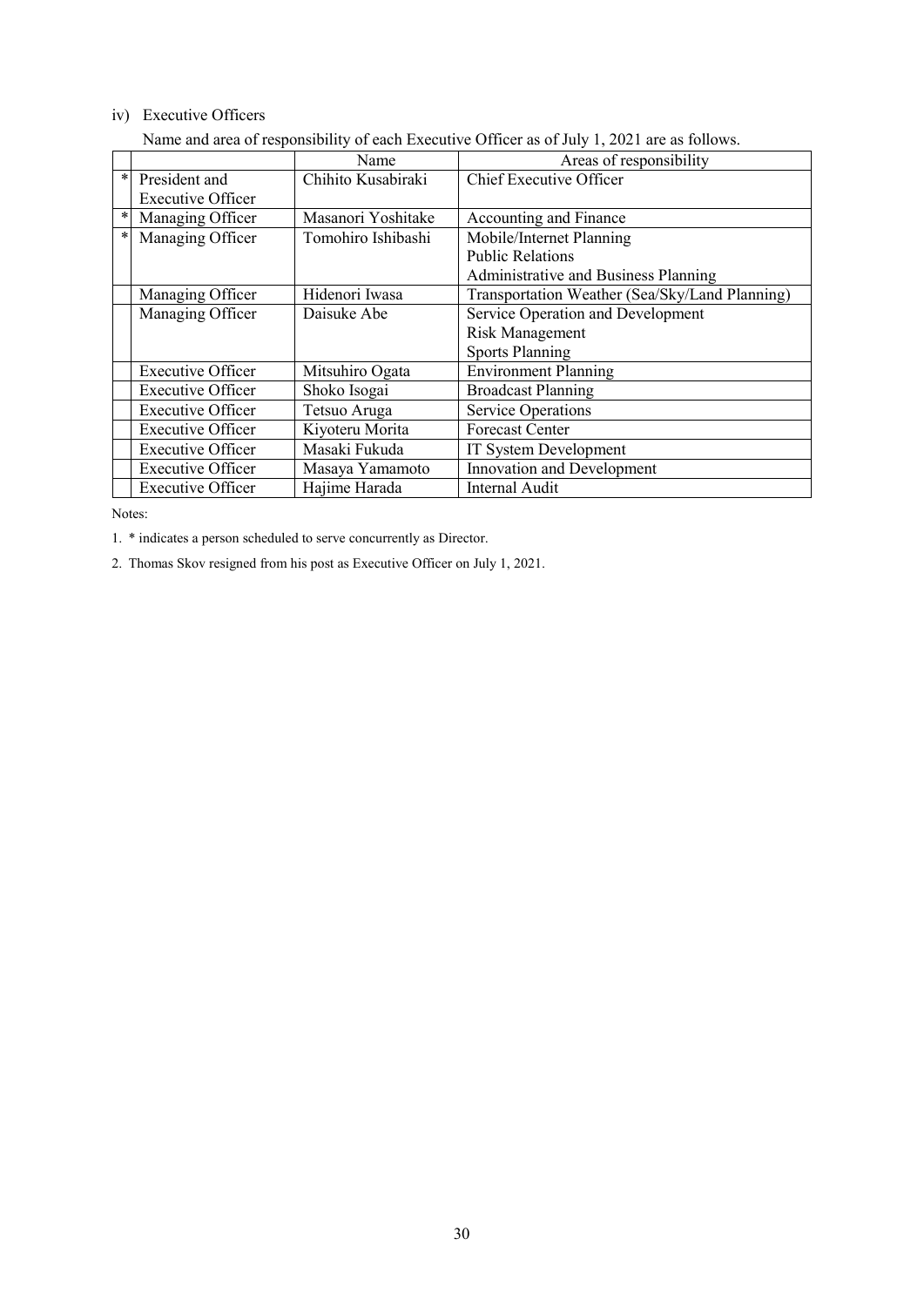iv) Executive Officers

Name and area of responsibility of each Executive Officer as of July 1, 2021 are as follows.

| | | Name | Areas of responsibility |
|---|---|---|---|
| * | President and Executive Officer | Chihito Kusabiraki | Chief Executive Officer |
| * | Managing Officer | Masanori Yoshitake | Accounting and Finance |
| * | Managing Officer | Tomohiro Ishibashi | Mobile/Internet Planning<br>Public Relations<br>Administrative and Business Planning |
| | Managing Officer | Hidenori Iwasa | Transportation Weather (Sea/Sky/Land Planning) |
| | Managing Officer | Daisuke Abe | Service Operation and Development<br>Risk Management<br>Sports Planning |
| | Executive Officer | Mitsuhiro Ogata | Environment Planning |
| | Executive Officer | Shoko Isogai | Broadcast Planning |
| | Executive Officer | Tetsuo Aruga | Service Operations |
| | Executive Officer | Kiyoteru Morita | Forecast Center |
| | Executive Officer | Masaki Fukuda | IT System Development |
| | Executive Officer | Masaya Yamamoto | Innovation and Development |
| | Executive Officer | Hajime Harada | Internal Audit |

Notes:

1. * indicates a person scheduled to serve concurrently as Director.

2. Thomas Skov resigned from his post as Executive Officer on July 1, 2021.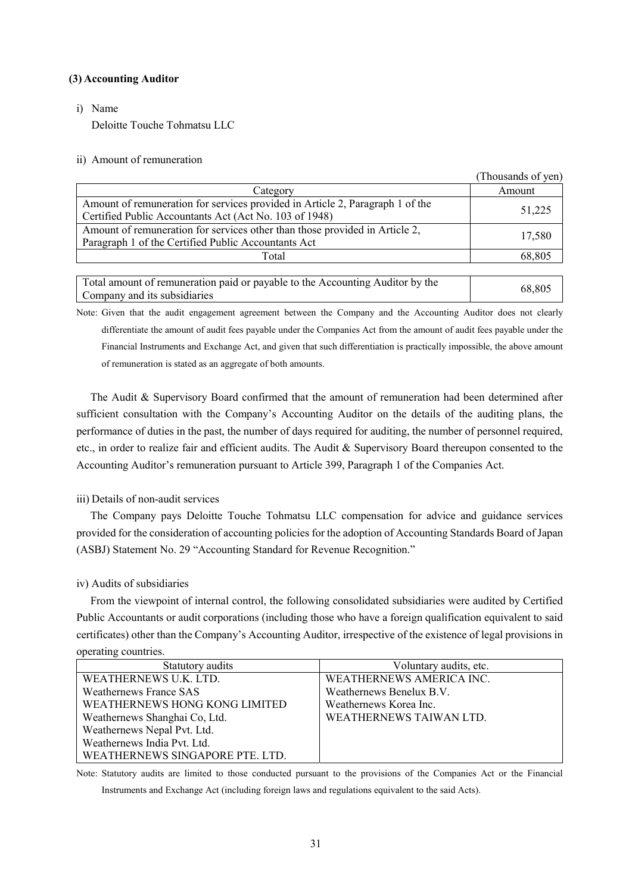### (3) Accounting Auditor

i) Name

Deloitte Touche Tohmatsu LLC

ii) Amount of remuneration

(Thousands of yen)

| Category | Amount |
|---|---|
| Amount of remuneration for services provided in Article 2, Paragraph 1 of the Certified Public Accountants Act (Act No. 103 of 1948) | 51,225 |
| Amount of remuneration for services other than those provided in Article 2, Paragraph 1 of the Certified Public Accountants Act | 17,580 |
| Total | 68,805 |

| | |
|---|---|
| Total amount of remuneration paid or payable to the Accounting Auditor by the Company and its subsidiaries | 68,805 |

Note: Given that the audit engagement agreement between the Company and the Accounting Auditor does not clearly differentiate the amount of audit fees payable under the Companies Act from the amount of audit fees payable under the Financial Instruments and Exchange Act, and given that such differentiation is practically impossible, the above amount of remuneration is stated as an aggregate of both amounts.

The Audit & Supervisory Board confirmed that the amount of remuneration had been determined after sufficient consultation with the Company's Accounting Auditor on the details of the auditing plans, the performance of duties in the past, the number of days required for auditing, the number of personnel required, etc., in order to realize fair and efficient audits. The Audit & Supervisory Board thereupon consented to the Accounting Auditor's remuneration pursuant to Article 399, Paragraph 1 of the Companies Act.

iii) Details of non-audit services

The Company pays Deloitte Touche Tohmatsu LLC compensation for advice and guidance services provided for the consideration of accounting policies for the adoption of Accounting Standards Board of Japan (ASBJ) Statement No. 29 "Accounting Standard for Revenue Recognition."

iv) Audits of subsidiaries

From the viewpoint of internal control, the following consolidated subsidiaries were audited by Certified Public Accountants or audit corporations (including those who have a foreign qualification equivalent to said certificates) other than the Company's Accounting Auditor, irrespective of the existence of legal provisions in operating countries.

| Statutory audits | Voluntary audits, etc. |
|---|---|
| WEATHERNEWS U.K. LTD. | WEATHERNEWS AMERICA INC. |
| Weathernews France SAS | Weathernews Benelux B.V. |
| WEATHERNEWS HONG KONG LIMITED | Weathernews Korea Inc. |
| Weathernews Shanghai Co, Ltd. | WEATHERNEWS TAIWAN LTD. |
| Weathernews Nepal Pvt. Ltd. | |
| Weathernews India Pvt. Ltd. | |
| WEATHERNEWS SINGAPORE PTE. LTD. | |

Note: Statutory audits are limited to those conducted pursuant to the provisions of the Companies Act or the Financial Instruments and Exchange Act (including foreign laws and regulations equivalent to the said Acts).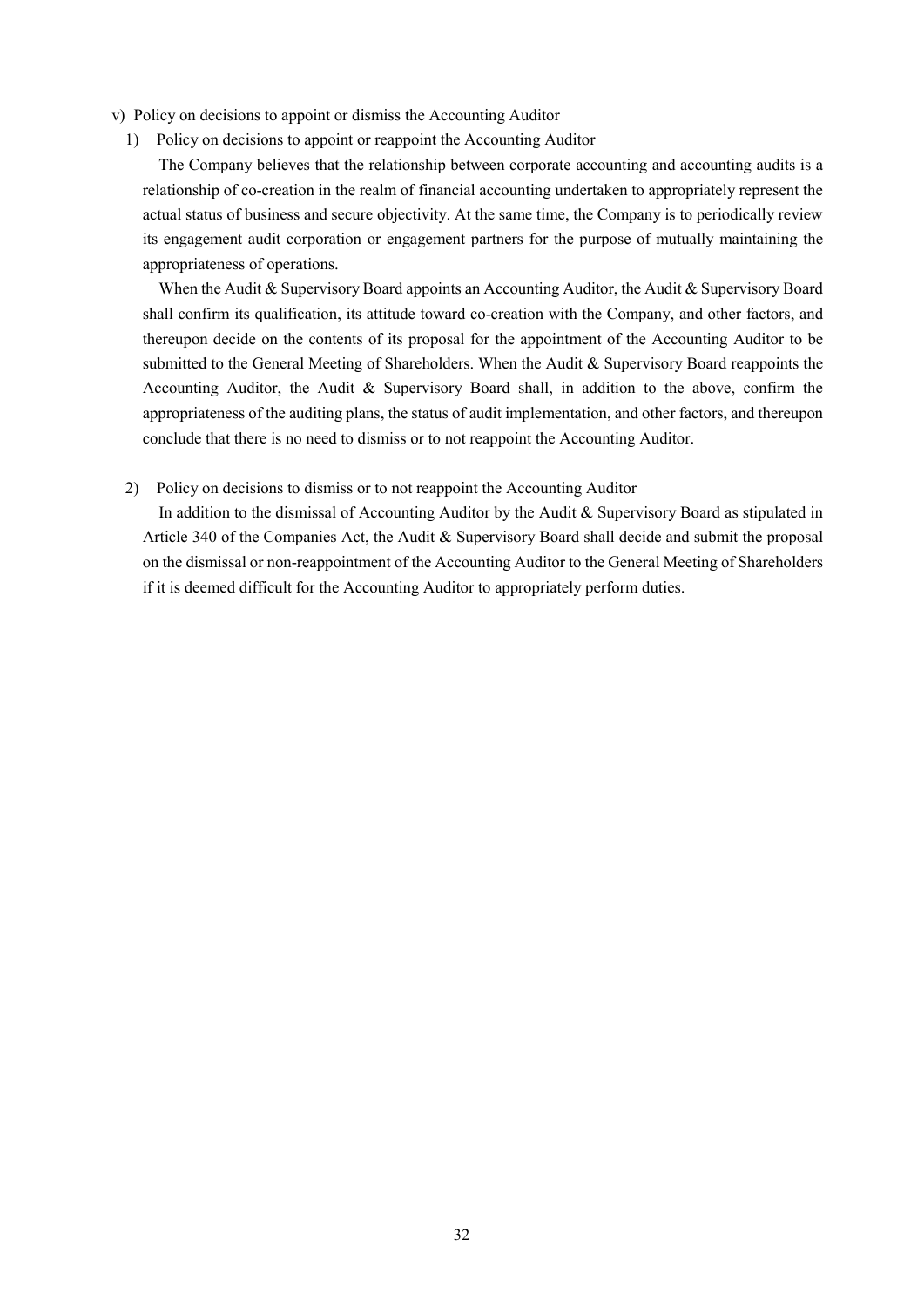v) Policy on decisions to appoint or dismiss the Accounting Auditor

1) Policy on decisions to appoint or reappoint the Accounting Auditor

The Company believes that the relationship between corporate accounting and accounting audits is a relationship of co-creation in the realm of financial accounting undertaken to appropriately represent the actual status of business and secure objectivity. At the same time, the Company is to periodically review its engagement audit corporation or engagement partners for the purpose of mutually maintaining the appropriateness of operations.

When the Audit & Supervisory Board appoints an Accounting Auditor, the Audit & Supervisory Board shall confirm its qualification, its attitude toward co-creation with the Company, and other factors, and thereupon decide on the contents of its proposal for the appointment of the Accounting Auditor to be submitted to the General Meeting of Shareholders. When the Audit & Supervisory Board reappoints the Accounting Auditor, the Audit & Supervisory Board shall, in addition to the above, confirm the appropriateness of the auditing plans, the status of audit implementation, and other factors, and thereupon conclude that there is no need to dismiss or to not reappoint the Accounting Auditor.

2) Policy on decisions to dismiss or to not reappoint the Accounting Auditor

In addition to the dismissal of Accounting Auditor by the Audit & Supervisory Board as stipulated in Article 340 of the Companies Act, the Audit & Supervisory Board shall decide and submit the proposal on the dismissal or non-reappointment of the Accounting Auditor to the General Meeting of Shareholders if it is deemed difficult for the Accounting Auditor to appropriately perform duties.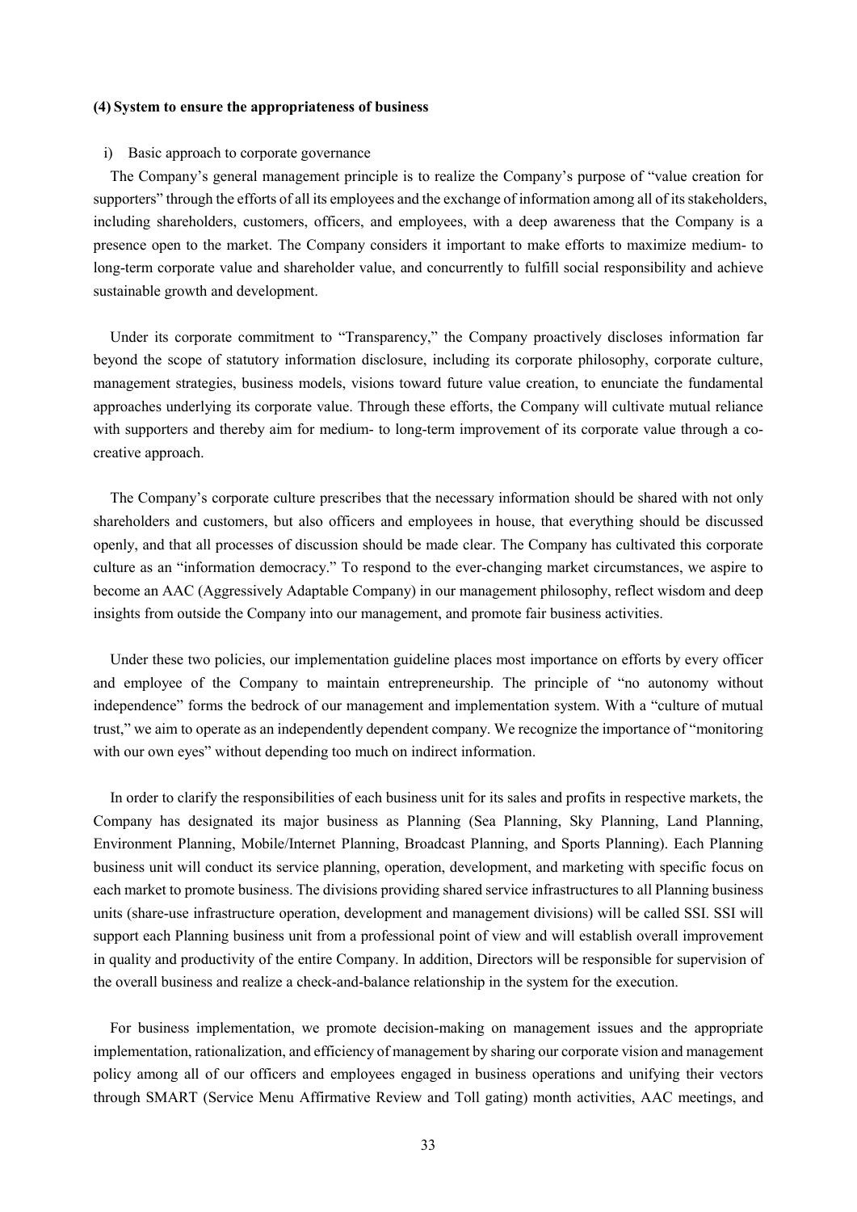**(4) System to ensure the appropriateness of business**

i) Basic approach to corporate governance

The Company's general management principle is to realize the Company's purpose of "value creation for supporters" through the efforts of all its employees and the exchange of information among all of its stakeholders, including shareholders, customers, officers, and employees, with a deep awareness that the Company is a presence open to the market. The Company considers it important to make efforts to maximize medium- to long-term corporate value and shareholder value, and concurrently to fulfill social responsibility and achieve sustainable growth and development.

Under its corporate commitment to "Transparency," the Company proactively discloses information far beyond the scope of statutory information disclosure, including its corporate philosophy, corporate culture, management strategies, business models, visions toward future value creation, to enunciate the fundamental approaches underlying its corporate value. Through these efforts, the Company will cultivate mutual reliance with supporters and thereby aim for medium- to long-term improvement of its corporate value through a co-creative approach.

The Company's corporate culture prescribes that the necessary information should be shared with not only shareholders and customers, but also officers and employees in house, that everything should be discussed openly, and that all processes of discussion should be made clear. The Company has cultivated this corporate culture as an "information democracy." To respond to the ever-changing market circumstances, we aspire to become an AAC (Aggressively Adaptable Company) in our management philosophy, reflect wisdom and deep insights from outside the Company into our management, and promote fair business activities.

Under these two policies, our implementation guideline places most importance on efforts by every officer and employee of the Company to maintain entrepreneurship. The principle of "no autonomy without independence" forms the bedrock of our management and implementation system. With a "culture of mutual trust," we aim to operate as an independently dependent company. We recognize the importance of "monitoring with our own eyes" without depending too much on indirect information.

In order to clarify the responsibilities of each business unit for its sales and profits in respective markets, the Company has designated its major business as Planning (Sea Planning, Sky Planning, Land Planning, Environment Planning, Mobile/Internet Planning, Broadcast Planning, and Sports Planning). Each Planning business unit will conduct its service planning, operation, development, and marketing with specific focus on each market to promote business. The divisions providing shared service infrastructures to all Planning business units (share-use infrastructure operation, development and management divisions) will be called SSI. SSI will support each Planning business unit from a professional point of view and will establish overall improvement in quality and productivity of the entire Company. In addition, Directors will be responsible for supervision of the overall business and realize a check-and-balance relationship in the system for the execution.

For business implementation, we promote decision-making on management issues and the appropriate implementation, rationalization, and efficiency of management by sharing our corporate vision and management policy among all of our officers and employees engaged in business operations and unifying their vectors through SMART (Service Menu Affirmative Review and Toll gating) month activities, AAC meetings, and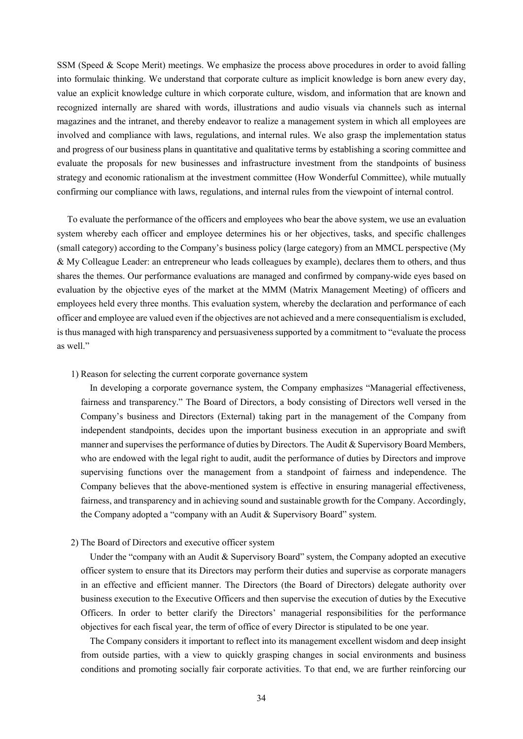SSM (Speed & Scope Merit) meetings. We emphasize the process above procedures in order to avoid falling into formulaic thinking. We understand that corporate culture as implicit knowledge is born anew every day, value an explicit knowledge culture in which corporate culture, wisdom, and information that are known and recognized internally are shared with words, illustrations and audio visuals via channels such as internal magazines and the intranet, and thereby endeavor to realize a management system in which all employees are involved and compliance with laws, regulations, and internal rules. We also grasp the implementation status and progress of our business plans in quantitative and qualitative terms by establishing a scoring committee and evaluate the proposals for new businesses and infrastructure investment from the standpoints of business strategy and economic rationalism at the investment committee (How Wonderful Committee), while mutually confirming our compliance with laws, regulations, and internal rules from the viewpoint of internal control.

To evaluate the performance of the officers and employees who bear the above system, we use an evaluation system whereby each officer and employee determines his or her objectives, tasks, and specific challenges (small category) according to the Company's business policy (large category) from an MMCL perspective (My & My Colleague Leader: an entrepreneur who leads colleagues by example), declares them to others, and thus shares the themes. Our performance evaluations are managed and confirmed by company-wide eyes based on evaluation by the objective eyes of the market at the MMM (Matrix Management Meeting) of officers and employees held every three months. This evaluation system, whereby the declaration and performance of each officer and employee are valued even if the objectives are not achieved and a mere consequentialism is excluded, is thus managed with high transparency and persuasiveness supported by a commitment to "evaluate the process as well."

1) Reason for selecting the current corporate governance system

In developing a corporate governance system, the Company emphasizes "Managerial effectiveness, fairness and transparency." The Board of Directors, a body consisting of Directors well versed in the Company's business and Directors (External) taking part in the management of the Company from independent standpoints, decides upon the important business execution in an appropriate and swift manner and supervises the performance of duties by Directors. The Audit & Supervisory Board Members, who are endowed with the legal right to audit, audit the performance of duties by Directors and improve supervising functions over the management from a standpoint of fairness and independence. The Company believes that the above-mentioned system is effective in ensuring managerial effectiveness, fairness, and transparency and in achieving sound and sustainable growth for the Company. Accordingly, the Company adopted a "company with an Audit & Supervisory Board" system.

2) The Board of Directors and executive officer system

Under the "company with an Audit & Supervisory Board" system, the Company adopted an executive officer system to ensure that its Directors may perform their duties and supervise as corporate managers in an effective and efficient manner. The Directors (the Board of Directors) delegate authority over business execution to the Executive Officers and then supervise the execution of duties by the Executive Officers. In order to better clarify the Directors' managerial responsibilities for the performance objectives for each fiscal year, the term of office of every Director is stipulated to be one year.

The Company considers it important to reflect into its management excellent wisdom and deep insight from outside parties, with a view to quickly grasping changes in social environments and business conditions and promoting socially fair corporate activities. To that end, we are further reinforcing our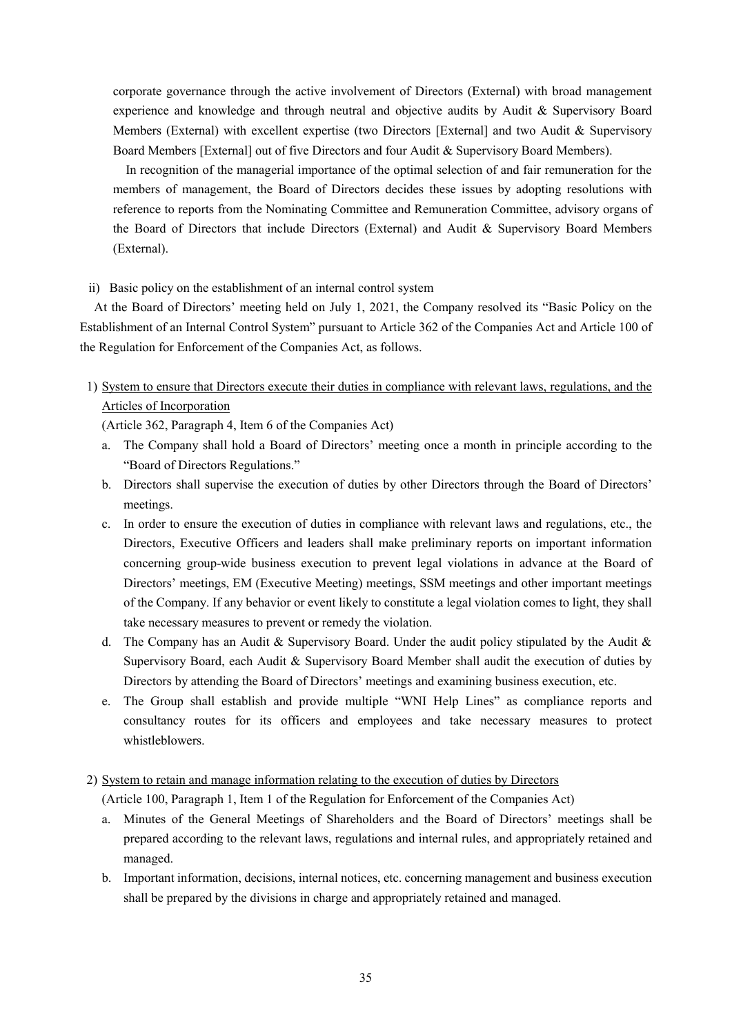corporate governance through the active involvement of Directors (External) with broad management experience and knowledge and through neutral and objective audits by Audit & Supervisory Board Members (External) with excellent expertise (two Directors [External] and two Audit & Supervisory Board Members [External] out of five Directors and four Audit & Supervisory Board Members).

In recognition of the managerial importance of the optimal selection of and fair remuneration for the members of management, the Board of Directors decides these issues by adopting resolutions with reference to reports from the Nominating Committee and Remuneration Committee, advisory organs of the Board of Directors that include Directors (External) and Audit & Supervisory Board Members (External).

ii) Basic policy on the establishment of an internal control system

At the Board of Directors' meeting held on July 1, 2021, the Company resolved its "Basic Policy on the Establishment of an Internal Control System" pursuant to Article 362 of the Companies Act and Article 100 of the Regulation for Enforcement of the Companies Act, as follows.

1) <u>System to ensure that Directors execute their duties in compliance with relevant laws, regulations, and the Articles of Incorporation</u>

(Article 362, Paragraph 4, Item 6 of the Companies Act)

a. The Company shall hold a Board of Directors' meeting once a month in principle according to the "Board of Directors Regulations."
b. Directors shall supervise the execution of duties by other Directors through the Board of Directors' meetings.
c. In order to ensure the execution of duties in compliance with relevant laws and regulations, etc., the Directors, Executive Officers and leaders shall make preliminary reports on important information concerning group-wide business execution to prevent legal violations in advance at the Board of Directors' meetings, EM (Executive Meeting) meetings, SSM meetings and other important meetings of the Company. If any behavior or event likely to constitute a legal violation comes to light, they shall take necessary measures to prevent or remedy the violation.
d. The Company has an Audit & Supervisory Board. Under the audit policy stipulated by the Audit & Supervisory Board, each Audit & Supervisory Board Member shall audit the execution of duties by Directors by attending the Board of Directors' meetings and examining business execution, etc.
e. The Group shall establish and provide multiple "WNI Help Lines" as compliance reports and consultancy routes for its officers and employees and take necessary measures to protect whistleblowers.

2) <u>System to retain and manage information relating to the execution of duties by Directors</u>

(Article 100, Paragraph 1, Item 1 of the Regulation for Enforcement of the Companies Act)

a. Minutes of the General Meetings of Shareholders and the Board of Directors' meetings shall be prepared according to the relevant laws, regulations and internal rules, and appropriately retained and managed.
b. Important information, decisions, internal notices, etc. concerning management and business execution shall be prepared by the divisions in charge and appropriately retained and managed.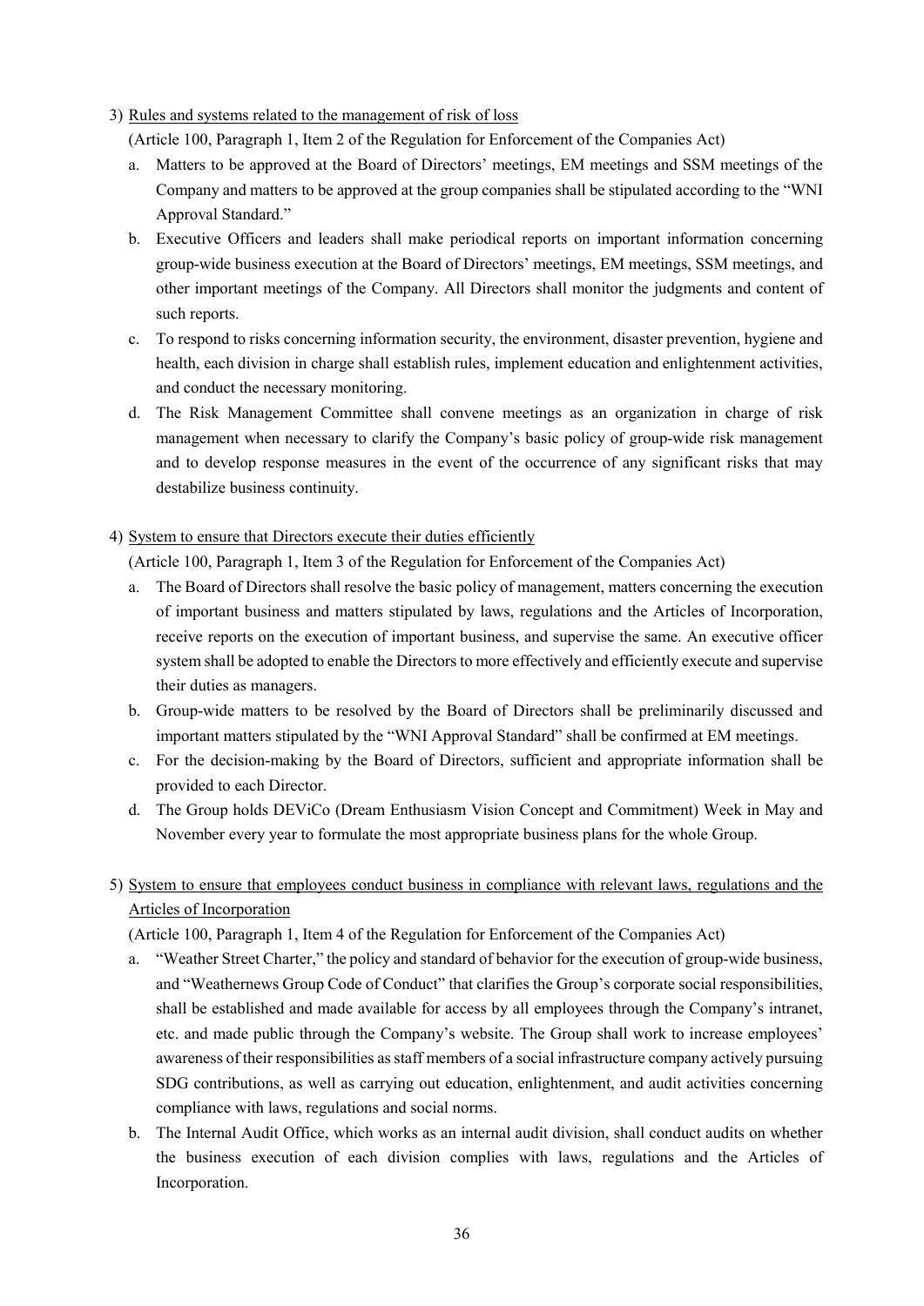3) <u>Rules and systems related to the management of risk of loss</u>

(Article 100, Paragraph 1, Item 2 of the Regulation for Enforcement of the Companies Act)

a. Matters to be approved at the Board of Directors' meetings, EM meetings and SSM meetings of the Company and matters to be approved at the group companies shall be stipulated according to the "WNI Approval Standard."

b. Executive Officers and leaders shall make periodical reports on important information concerning group-wide business execution at the Board of Directors' meetings, EM meetings, SSM meetings, and other important meetings of the Company. All Directors shall monitor the judgments and content of such reports.

c. To respond to risks concerning information security, the environment, disaster prevention, hygiene and health, each division in charge shall establish rules, implement education and enlightenment activities, and conduct the necessary monitoring.

d. The Risk Management Committee shall convene meetings as an organization in charge of risk management when necessary to clarify the Company's basic policy of group-wide risk management and to develop response measures in the event of the occurrence of any significant risks that may destabilize business continuity.

4) <u>System to ensure that Directors execute their duties efficiently</u>

(Article 100, Paragraph 1, Item 3 of the Regulation for Enforcement of the Companies Act)

a. The Board of Directors shall resolve the basic policy of management, matters concerning the execution of important business and matters stipulated by laws, regulations and the Articles of Incorporation, receive reports on the execution of important business, and supervise the same. An executive officer system shall be adopted to enable the Directors to more effectively and efficiently execute and supervise their duties as managers.

b. Group-wide matters to be resolved by the Board of Directors shall be preliminarily discussed and important matters stipulated by the "WNI Approval Standard" shall be confirmed at EM meetings.

c. For the decision-making by the Board of Directors, sufficient and appropriate information shall be provided to each Director.

d. The Group holds DEViCo (Dream Enthusiasm Vision Concept and Commitment) Week in May and November every year to formulate the most appropriate business plans for the whole Group.

5) <u>System to ensure that employees conduct business in compliance with relevant laws, regulations and the Articles of Incorporation</u>

(Article 100, Paragraph 1, Item 4 of the Regulation for Enforcement of the Companies Act)

a. "Weather Street Charter," the policy and standard of behavior for the execution of group-wide business, and "Weathernews Group Code of Conduct" that clarifies the Group's corporate social responsibilities, shall be established and made available for access by all employees through the Company's intranet, etc. and made public through the Company's website. The Group shall work to increase employees' awareness of their responsibilities as staff members of a social infrastructure company actively pursuing SDG contributions, as well as carrying out education, enlightenment, and audit activities concerning compliance with laws, regulations and social norms.

b. The Internal Audit Office, which works as an internal audit division, shall conduct audits on whether the business execution of each division complies with laws, regulations and the Articles of Incorporation.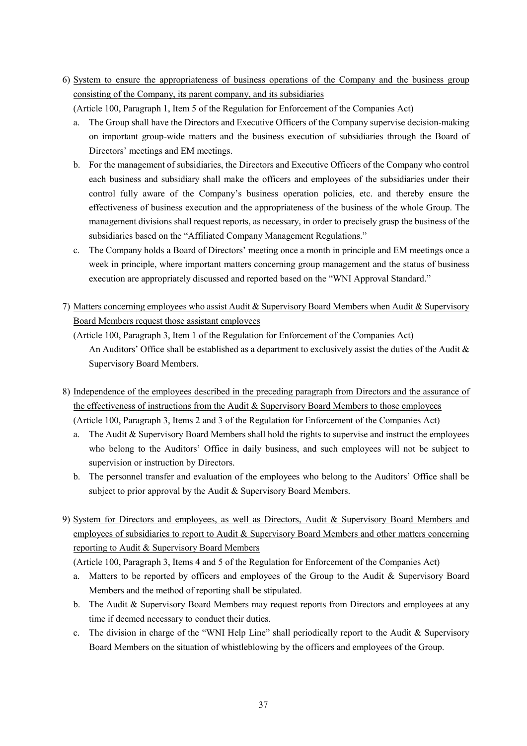6) System to ensure the appropriateness of business operations of the Company and the business group consisting of the Company, its parent company, and its subsidiaries

(Article 100, Paragraph 1, Item 5 of the Regulation for Enforcement of the Companies Act)

a. The Group shall have the Directors and Executive Officers of the Company supervise decision-making on important group-wide matters and the business execution of subsidiaries through the Board of Directors' meetings and EM meetings.

b. For the management of subsidiaries, the Directors and Executive Officers of the Company who control each business and subsidiary shall make the officers and employees of the subsidiaries under their control fully aware of the Company's business operation policies, etc. and thereby ensure the effectiveness of business execution and the appropriateness of the business of the whole Group. The management divisions shall request reports, as necessary, in order to precisely grasp the business of the subsidiaries based on the "Affiliated Company Management Regulations."

c. The Company holds a Board of Directors' meeting once a month in principle and EM meetings once a week in principle, where important matters concerning group management and the status of business execution are appropriately discussed and reported based on the "WNI Approval Standard."

7) Matters concerning employees who assist Audit & Supervisory Board Members when Audit & Supervisory Board Members request those assistant employees

(Article 100, Paragraph 3, Item 1 of the Regulation for Enforcement of the Companies Act)

An Auditors' Office shall be established as a department to exclusively assist the duties of the Audit & Supervisory Board Members.

8) Independence of the employees described in the preceding paragraph from Directors and the assurance of the effectiveness of instructions from the Audit & Supervisory Board Members to those employees

(Article 100, Paragraph 3, Items 2 and 3 of the Regulation for Enforcement of the Companies Act)

a. The Audit & Supervisory Board Members shall hold the rights to supervise and instruct the employees who belong to the Auditors' Office in daily business, and such employees will not be subject to supervision or instruction by Directors.

b. The personnel transfer and evaluation of the employees who belong to the Auditors' Office shall be subject to prior approval by the Audit & Supervisory Board Members.

9) System for Directors and employees, as well as Directors, Audit & Supervisory Board Members and employees of subsidiaries to report to Audit & Supervisory Board Members and other matters concerning reporting to Audit & Supervisory Board Members

(Article 100, Paragraph 3, Items 4 and 5 of the Regulation for Enforcement of the Companies Act)

a. Matters to be reported by officers and employees of the Group to the Audit & Supervisory Board Members and the method of reporting shall be stipulated.

b. The Audit & Supervisory Board Members may request reports from Directors and employees at any time if deemed necessary to conduct their duties.

c. The division in charge of the "WNI Help Line" shall periodically report to the Audit & Supervisory Board Members on the situation of whistleblowing by the officers and employees of the Group.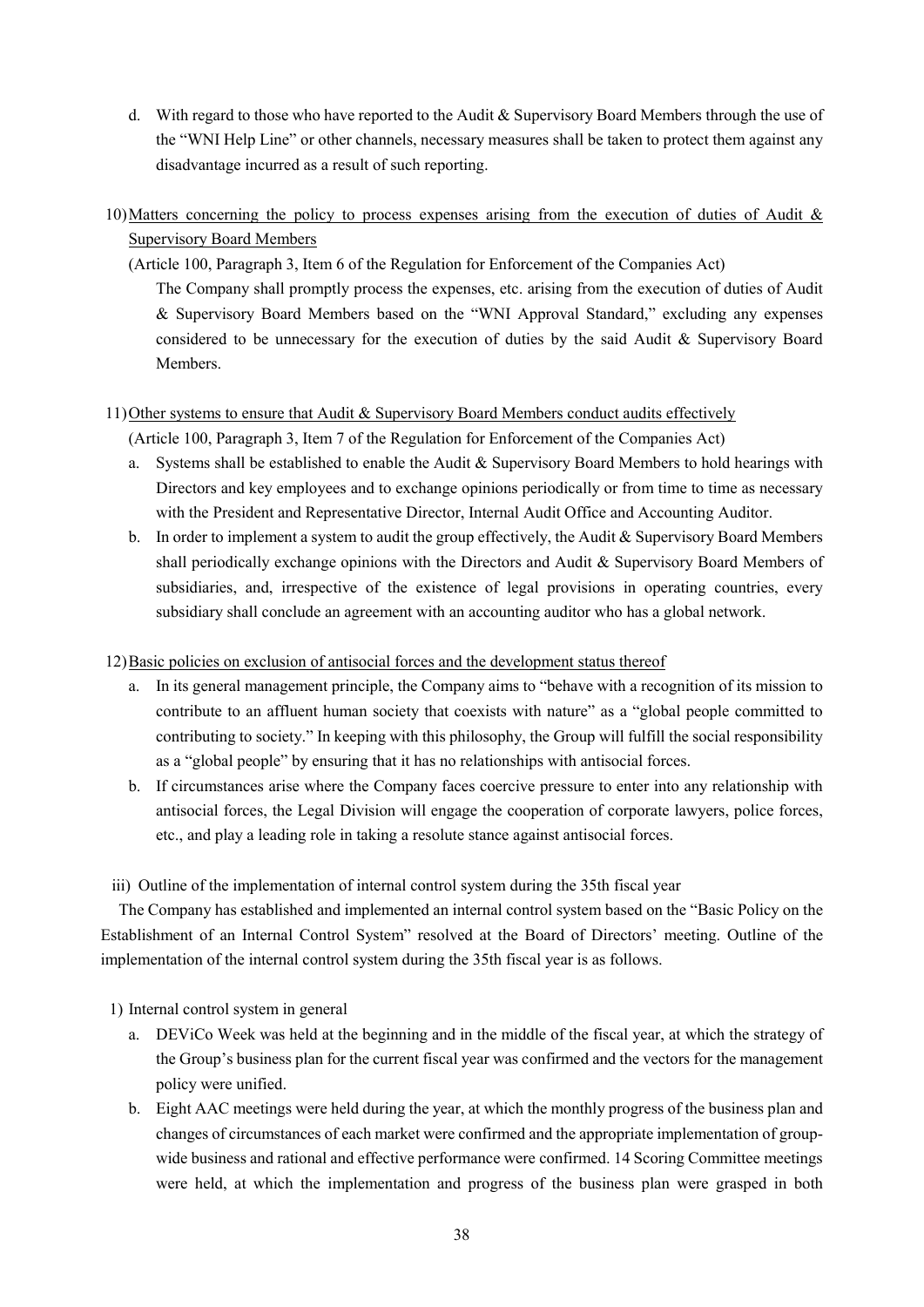d. With regard to those who have reported to the Audit & Supervisory Board Members through the use of the "WNI Help Line" or other channels, necessary measures shall be taken to protect them against any disadvantage incurred as a result of such reporting.

10) Matters concerning the policy to process expenses arising from the execution of duties of Audit & Supervisory Board Members

(Article 100, Paragraph 3, Item 6 of the Regulation for Enforcement of the Companies Act)

The Company shall promptly process the expenses, etc. arising from the execution of duties of Audit & Supervisory Board Members based on the "WNI Approval Standard," excluding any expenses considered to be unnecessary for the execution of duties by the said Audit & Supervisory Board Members.

11) Other systems to ensure that Audit & Supervisory Board Members conduct audits effectively

(Article 100, Paragraph 3, Item 7 of the Regulation for Enforcement of the Companies Act)

a. Systems shall be established to enable the Audit & Supervisory Board Members to hold hearings with Directors and key employees and to exchange opinions periodically or from time to time as necessary with the President and Representative Director, Internal Audit Office and Accounting Auditor.

b. In order to implement a system to audit the group effectively, the Audit & Supervisory Board Members shall periodically exchange opinions with the Directors and Audit & Supervisory Board Members of subsidiaries, and, irrespective of the existence of legal provisions in operating countries, every subsidiary shall conclude an agreement with an accounting auditor who has a global network.

12) Basic policies on exclusion of antisocial forces and the development status thereof

a. In its general management principle, the Company aims to "behave with a recognition of its mission to contribute to an affluent human society that coexists with nature" as a "global people committed to contributing to society." In keeping with this philosophy, the Group will fulfill the social responsibility as a "global people" by ensuring that it has no relationships with antisocial forces.

b. If circumstances arise where the Company faces coercive pressure to enter into any relationship with antisocial forces, the Legal Division will engage the cooperation of corporate lawyers, police forces, etc., and play a leading role in taking a resolute stance against antisocial forces.

iii) Outline of the implementation of internal control system during the 35th fiscal year

The Company has established and implemented an internal control system based on the "Basic Policy on the Establishment of an Internal Control System" resolved at the Board of Directors' meeting. Outline of the implementation of the internal control system during the 35th fiscal year is as follows.

1) Internal control system in general

a. DEViCo Week was held at the beginning and in the middle of the fiscal year, at which the strategy of the Group's business plan for the current fiscal year was confirmed and the vectors for the management policy were unified.

b. Eight AAC meetings were held during the year, at which the monthly progress of the business plan and changes of circumstances of each market were confirmed and the appropriate implementation of group-wide business and rational and effective performance were confirmed. 14 Scoring Committee meetings were held, at which the implementation and progress of the business plan were grasped in both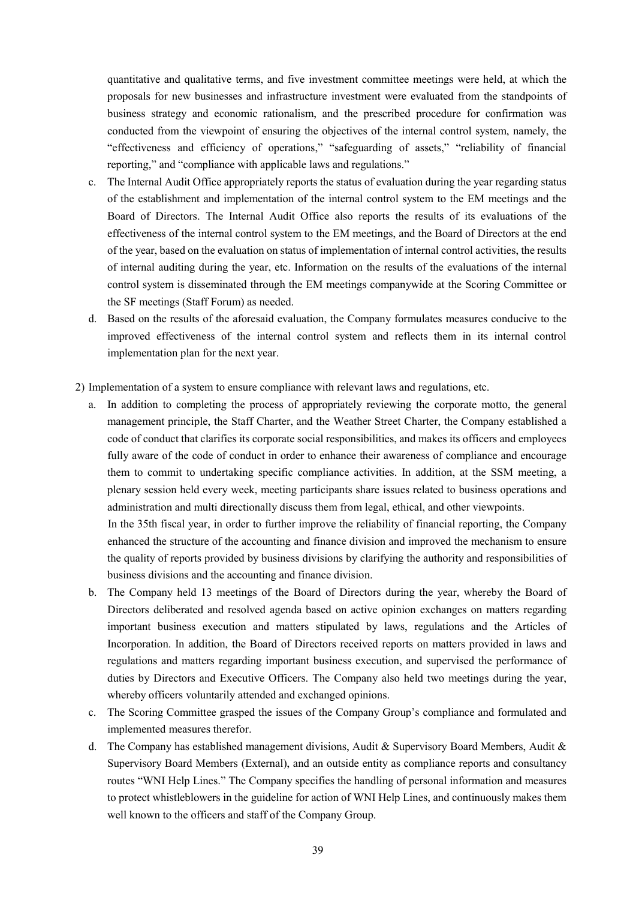quantitative and qualitative terms, and five investment committee meetings were held, at which the proposals for new businesses and infrastructure investment were evaluated from the standpoints of business strategy and economic rationalism, and the prescribed procedure for confirmation was conducted from the viewpoint of ensuring the objectives of the internal control system, namely, the "effectiveness and efficiency of operations," "safeguarding of assets," "reliability of financial reporting," and "compliance with applicable laws and regulations."

c. The Internal Audit Office appropriately reports the status of evaluation during the year regarding status of the establishment and implementation of the internal control system to the EM meetings and the Board of Directors. The Internal Audit Office also reports the results of its evaluations of the effectiveness of the internal control system to the EM meetings, and the Board of Directors at the end of the year, based on the evaluation on status of implementation of internal control activities, the results of internal auditing during the year, etc. Information on the results of the evaluations of the internal control system is disseminated through the EM meetings companywide at the Scoring Committee or the SF meetings (Staff Forum) as needed.

d. Based on the results of the aforesaid evaluation, the Company formulates measures conducive to the improved effectiveness of the internal control system and reflects them in its internal control implementation plan for the next year.

2) Implementation of a system to ensure compliance with relevant laws and regulations, etc.

a. In addition to completing the process of appropriately reviewing the corporate motto, the general management principle, the Staff Charter, and the Weather Street Charter, the Company established a code of conduct that clarifies its corporate social responsibilities, and makes its officers and employees fully aware of the code of conduct in order to enhance their awareness of compliance and encourage them to commit to undertaking specific compliance activities. In addition, at the SSM meeting, a plenary session held every week, meeting participants share issues related to business operations and administration and multi directionally discuss them from legal, ethical, and other viewpoints.

   In the 35th fiscal year, in order to further improve the reliability of financial reporting, the Company enhanced the structure of the accounting and finance division and improved the mechanism to ensure the quality of reports provided by business divisions by clarifying the authority and responsibilities of business divisions and the accounting and finance division.

b. The Company held 13 meetings of the Board of Directors during the year, whereby the Board of Directors deliberated and resolved agenda based on active opinion exchanges on matters regarding important business execution and matters stipulated by laws, regulations and the Articles of Incorporation. In addition, the Board of Directors received reports on matters provided in laws and regulations and matters regarding important business execution, and supervised the performance of duties by Directors and Executive Officers. The Company also held two meetings during the year, whereby officers voluntarily attended and exchanged opinions.

c. The Scoring Committee grasped the issues of the Company Group's compliance and formulated and implemented measures therefor.

d. The Company has established management divisions, Audit & Supervisory Board Members, Audit & Supervisory Board Members (External), and an outside entity as compliance reports and consultancy routes "WNI Help Lines." The Company specifies the handling of personal information and measures to protect whistleblowers in the guideline for action of WNI Help Lines, and continuously makes them well known to the officers and staff of the Company Group.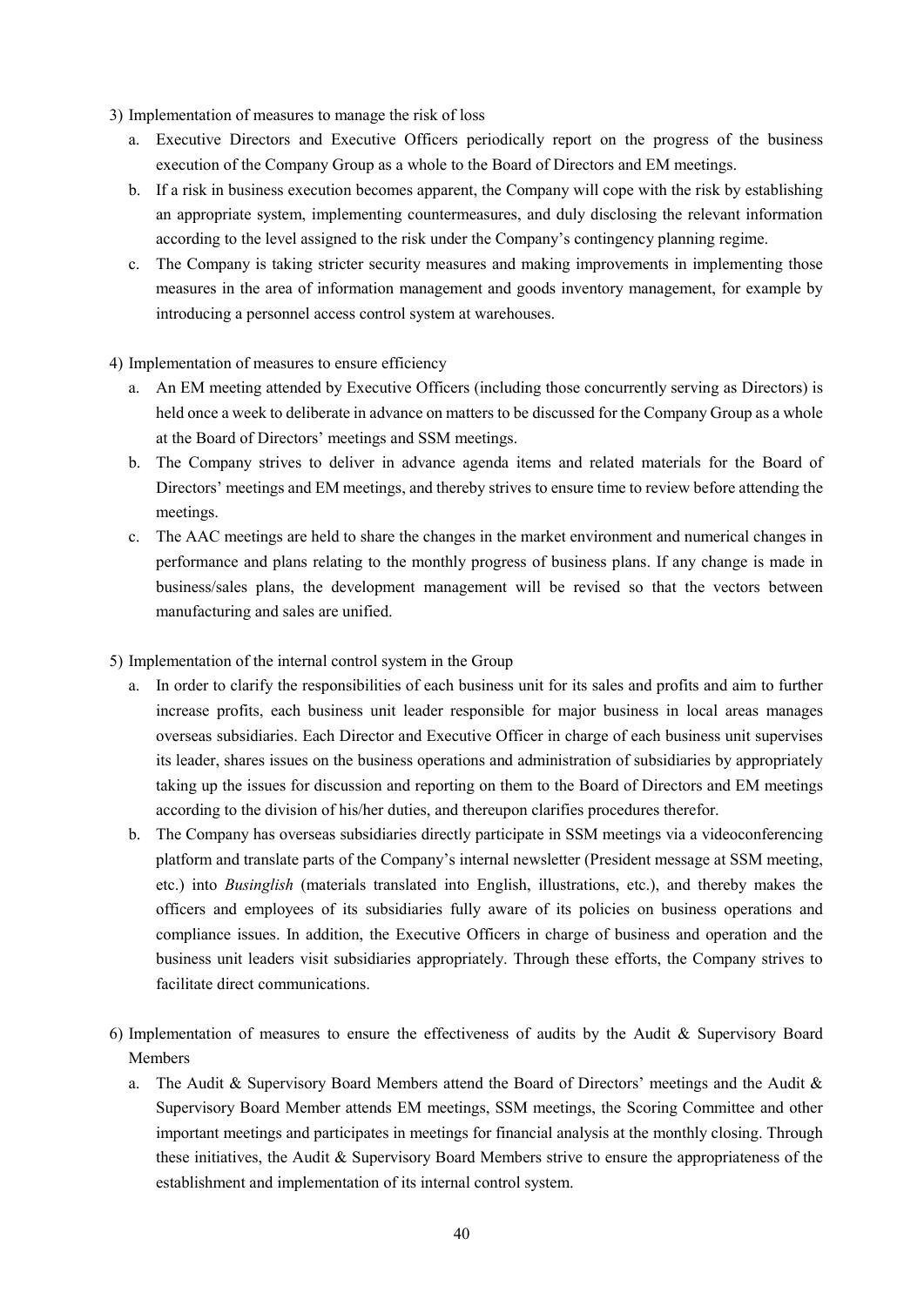3) Implementation of measures to manage the risk of loss

   a. Executive Directors and Executive Officers periodically report on the progress of the business execution of the Company Group as a whole to the Board of Directors and EM meetings.

   b. If a risk in business execution becomes apparent, the Company will cope with the risk by establishing an appropriate system, implementing countermeasures, and duly disclosing the relevant information according to the level assigned to the risk under the Company's contingency planning regime.

   c. The Company is taking stricter security measures and making improvements in implementing those measures in the area of information management and goods inventory management, for example by introducing a personnel access control system at warehouses.

4) Implementation of measures to ensure efficiency

   a. An EM meeting attended by Executive Officers (including those concurrently serving as Directors) is held once a week to deliberate in advance on matters to be discussed for the Company Group as a whole at the Board of Directors' meetings and SSM meetings.

   b. The Company strives to deliver in advance agenda items and related materials for the Board of Directors' meetings and EM meetings, and thereby strives to ensure time to review before attending the meetings.

   c. The AAC meetings are held to share the changes in the market environment and numerical changes in performance and plans relating to the monthly progress of business plans. If any change is made in business/sales plans, the development management will be revised so that the vectors between manufacturing and sales are unified.

5) Implementation of the internal control system in the Group

   a. In order to clarify the responsibilities of each business unit for its sales and profits and aim to further increase profits, each business unit leader responsible for major business in local areas manages overseas subsidiaries. Each Director and Executive Officer in charge of each business unit supervises its leader, shares issues on the business operations and administration of subsidiaries by appropriately taking up the issues for discussion and reporting on them to the Board of Directors and EM meetings according to the division of his/her duties, and thereupon clarifies procedures therefor.

   b. The Company has overseas subsidiaries directly participate in SSM meetings via a videoconferencing platform and translate parts of the Company's internal newsletter (President message at SSM meeting, etc.) into *Businglish* (materials translated into English, illustrations, etc.), and thereby makes the officers and employees of its subsidiaries fully aware of its policies on business operations and compliance issues. In addition, the Executive Officers in charge of business and operation and the business unit leaders visit subsidiaries appropriately. Through these efforts, the Company strives to facilitate direct communications.

6) Implementation of measures to ensure the effectiveness of audits by the Audit & Supervisory Board Members

   a. The Audit & Supervisory Board Members attend the Board of Directors' meetings and the Audit & Supervisory Board Member attends EM meetings, SSM meetings, the Scoring Committee and other important meetings and participates in meetings for financial analysis at the monthly closing. Through these initiatives, the Audit & Supervisory Board Members strive to ensure the appropriateness of the establishment and implementation of its internal control system.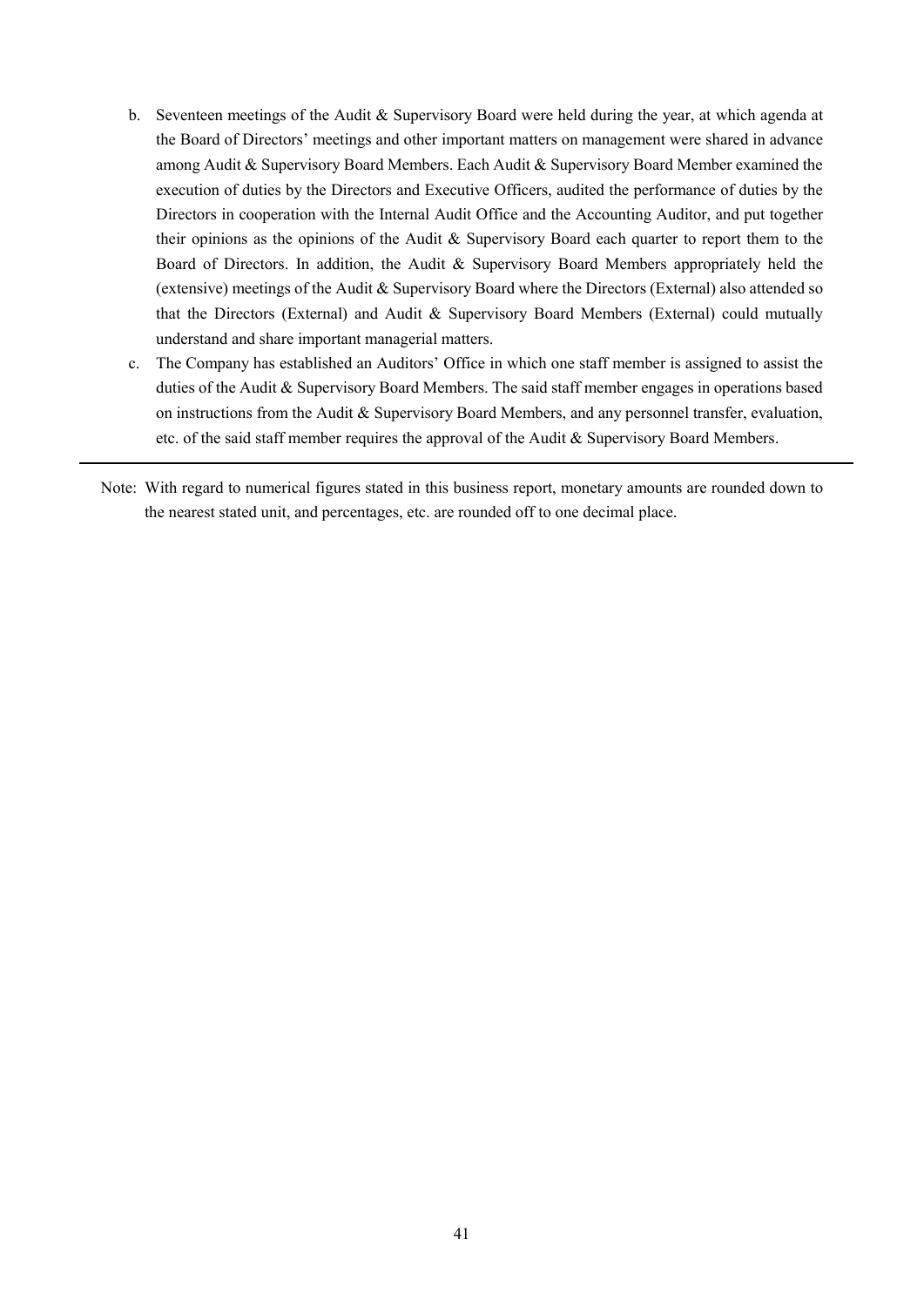b. Seventeen meetings of the Audit & Supervisory Board were held during the year, at which agenda at the Board of Directors' meetings and other important matters on management were shared in advance among Audit & Supervisory Board Members. Each Audit & Supervisory Board Member examined the execution of duties by the Directors and Executive Officers, audited the performance of duties by the Directors in cooperation with the Internal Audit Office and the Accounting Auditor, and put together their opinions as the opinions of the Audit & Supervisory Board each quarter to report them to the Board of Directors. In addition, the Audit & Supervisory Board Members appropriately held the (extensive) meetings of the Audit & Supervisory Board where the Directors (External) also attended so that the Directors (External) and Audit & Supervisory Board Members (External) could mutually understand and share important managerial matters.

c. The Company has established an Auditors' Office in which one staff member is assigned to assist the duties of the Audit & Supervisory Board Members. The said staff member engages in operations based on instructions from the Audit & Supervisory Board Members, and any personnel transfer, evaluation, etc. of the said staff member requires the approval of the Audit & Supervisory Board Members.

---

Note: With regard to numerical figures stated in this business report, monetary amounts are rounded down to the nearest stated unit, and percentages, etc. are rounded off to one decimal place.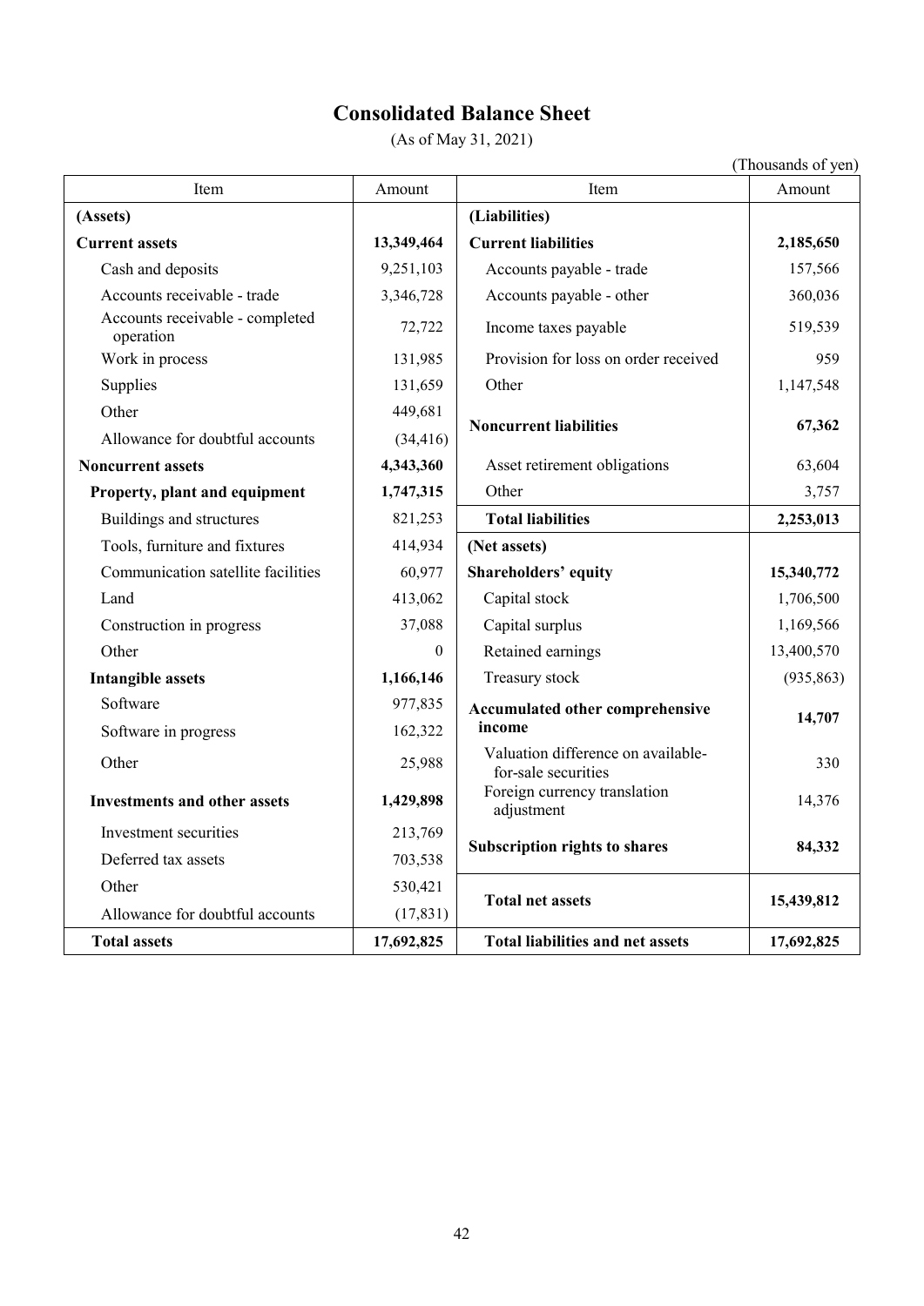# Consolidated Balance Sheet

(As of May 31, 2021)

(Thousands of yen)

| Item | Amount | Item | Amount |
|---|---|---|---|
| **(Assets)** | | **(Liabilities)** | |
| **Current assets** | **13,349,464** | **Current liabilities** | **2,185,650** |
| Cash and deposits | 9,251,103 | Accounts payable - trade | 157,566 |
| Accounts receivable - trade | 3,346,728 | Accounts payable - other | 360,036 |
| Accounts receivable - completed operation | 72,722 | Income taxes payable | 519,539 |
| Work in process | 131,985 | Provision for loss on order received | 959 |
| Supplies | 131,659 | Other | 1,147,548 |
| Other | 449,681 | **Noncurrent liabilities** | **67,362** |
| Allowance for doubtful accounts | (34,416) | | |
| **Noncurrent assets** | **4,343,360** | Asset retirement obligations | 63,604 |
| **Property, plant and equipment** | **1,747,315** | Other | 3,757 |
| Buildings and structures | 821,253 | **Total liabilities** | **2,253,013** |
| Tools, furniture and fixtures | 414,934 | **(Net assets)** | |
| Communication satellite facilities | 60,977 | **Shareholders' equity** | **15,340,772** |
| Land | 413,062 | Capital stock | 1,706,500 |
| Construction in progress | 37,088 | Capital surplus | 1,169,566 |
| Other | 0 | Retained earnings | 13,400,570 |
| **Intangible assets** | **1,166,146** | Treasury stock | (935,863) |
| Software | 977,835 | **Accumulated other comprehensive income** | **14,707** |
| Software in progress | 162,322 | | |
| Other | 25,988 | Valuation difference on available-for-sale securities | 330 |
| **Investments and other assets** | **1,429,898** | Foreign currency translation adjustment | 14,376 |
| Investment securities | 213,769 | **Subscription rights to shares** | **84,332** |
| Deferred tax assets | 703,538 | | |
| Other | 530,421 | **Total net assets** | **15,439,812** |
| Allowance for doubtful accounts | (17,831) | | |
| **Total assets** | **17,692,825** | **Total liabilities and net assets** | **17,692,825** |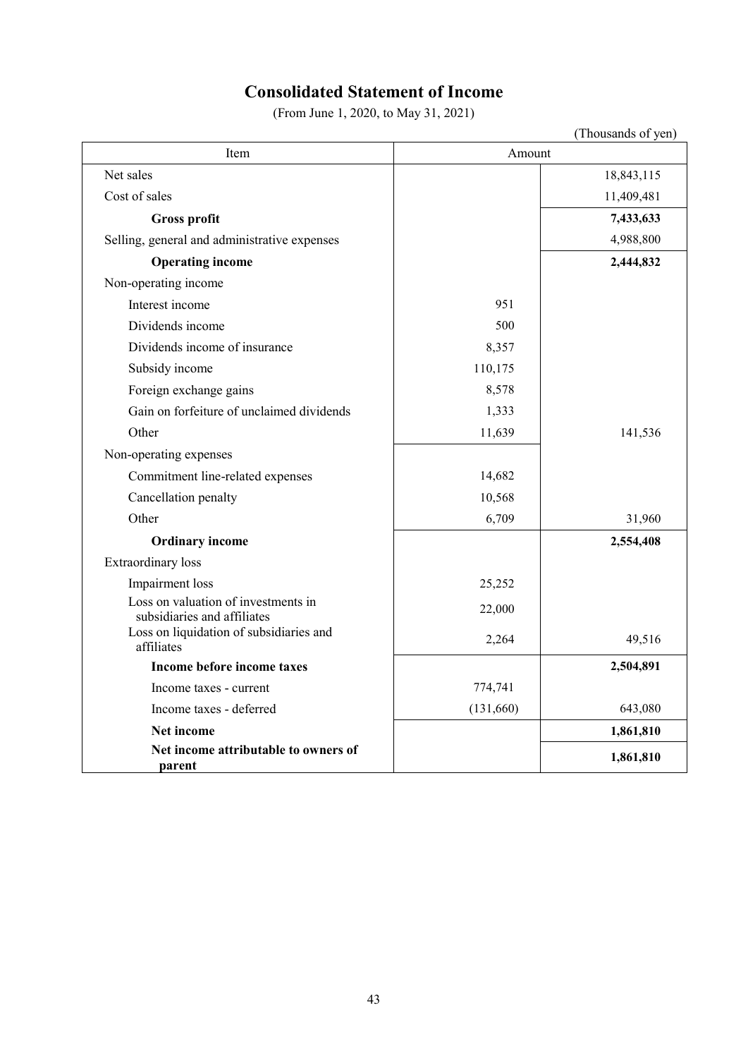# Consolidated Statement of Income

(From June 1, 2020, to May 31, 2021)

(Thousands of yen)

| Item | Amount | |
|---|---|---|
| Net sales | | 18,843,115 |
| Cost of sales | | 11,409,481 |
| **Gross profit** | | **7,433,633** |
| Selling, general and administrative expenses | | 4,988,800 |
| **Operating income** | | **2,444,832** |
| Non-operating income | | |
| Interest income | 951 | |
| Dividends income | 500 | |
| Dividends income of insurance | 8,357 | |
| Subsidy income | 110,175 | |
| Foreign exchange gains | 8,578 | |
| Gain on forfeiture of unclaimed dividends | 1,333 | |
| Other | 11,639 | 141,536 |
| Non-operating expenses | | |
| Commitment line-related expenses | 14,682 | |
| Cancellation penalty | 10,568 | |
| Other | 6,709 | 31,960 |
| **Ordinary income** | | **2,554,408** |
| Extraordinary loss | | |
| Impairment loss | 25,252 | |
| Loss on valuation of investments in subsidiaries and affiliates | 22,000 | |
| Loss on liquidation of subsidiaries and affiliates | 2,264 | 49,516 |
| **Income before income taxes** | | **2,504,891** |
| Income taxes - current | 774,741 | |
| Income taxes - deferred | (131,660) | 643,080 |
| **Net income** | | **1,861,810** |
| **Net income attributable to owners of parent** | | **1,861,810** |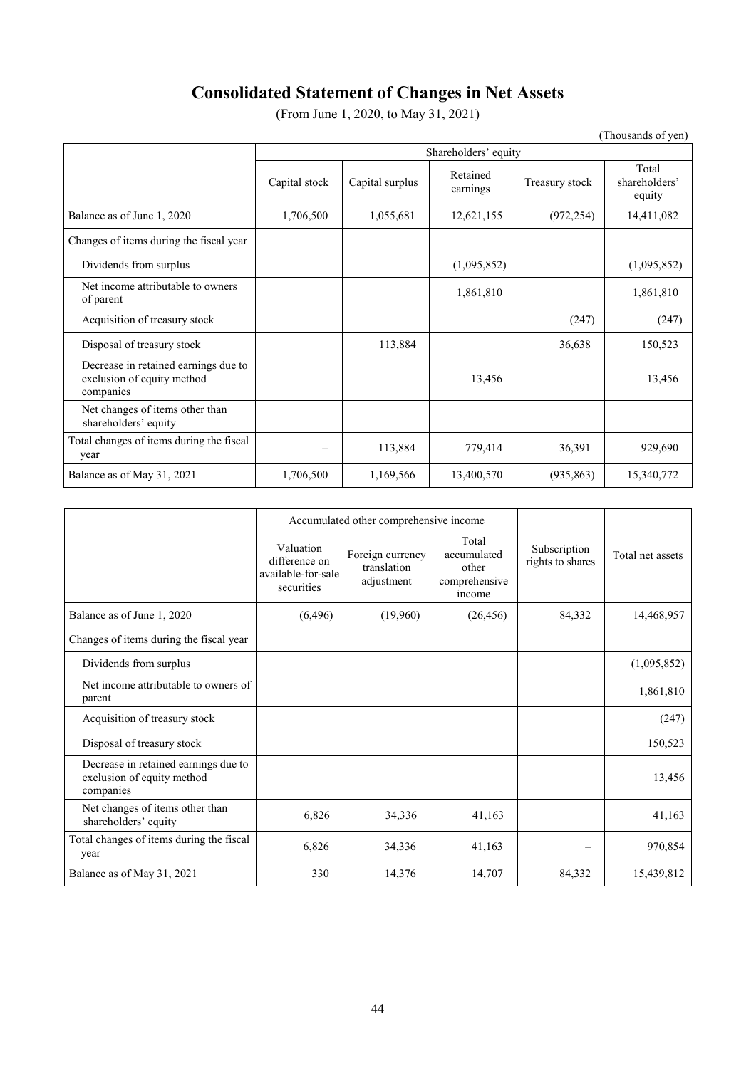# Consolidated Statement of Changes in Net Assets

(From June 1, 2020, to May 31, 2021)

(Thousands of yen)

| | Shareholders' equity | | | | |
|---|---|---|---|---|---|
| | Capital stock | Capital surplus | Retained earnings | Treasury stock | Total shareholders' equity |
| Balance as of June 1, 2020 | 1,706,500 | 1,055,681 | 12,621,155 | (972,254) | 14,411,082 |
| Changes of items during the fiscal year | | | | | |
| Dividends from surplus | | | (1,095,852) | | (1,095,852) |
| Net income attributable to owners of parent | | | 1,861,810 | | 1,861,810 |
| Acquisition of treasury stock | | | | (247) | (247) |
| Disposal of treasury stock | | 113,884 | | 36,638 | 150,523 |
| Decrease in retained earnings due to exclusion of equity method companies | | | 13,456 | | 13,456 |
| Net changes of items other than shareholders' equity | | | | | |
| Total changes of items during the fiscal year | – | 113,884 | 779,414 | 36,391 | 929,690 |
| Balance as of May 31, 2021 | 1,706,500 | 1,169,566 | 13,400,570 | (935,863) | 15,340,772 |

| | Accumulated other comprehensive income | | | Subscription rights to shares | Total net assets |
|---|---|---|---|---|---|
| | Valuation difference on available-for-sale securities | Foreign currency translation adjustment | Total accumulated other comprehensive income | | |
| Balance as of June 1, 2020 | (6,496) | (19,960) | (26,456) | 84,332 | 14,468,957 |
| Changes of items during the fiscal year | | | | | |
| Dividends from surplus | | | | | (1,095,852) |
| Net income attributable to owners of parent | | | | | 1,861,810 |
| Acquisition of treasury stock | | | | | (247) |
| Disposal of treasury stock | | | | | 150,523 |
| Decrease in retained earnings due to exclusion of equity method companies | | | | | 13,456 |
| Net changes of items other than shareholders' equity | 6,826 | 34,336 | 41,163 | | 41,163 |
| Total changes of items during the fiscal year | 6,826 | 34,336 | 41,163 | – | 970,854 |
| Balance as of May 31, 2021 | 330 | 14,376 | 14,707 | 84,332 | 15,439,812 |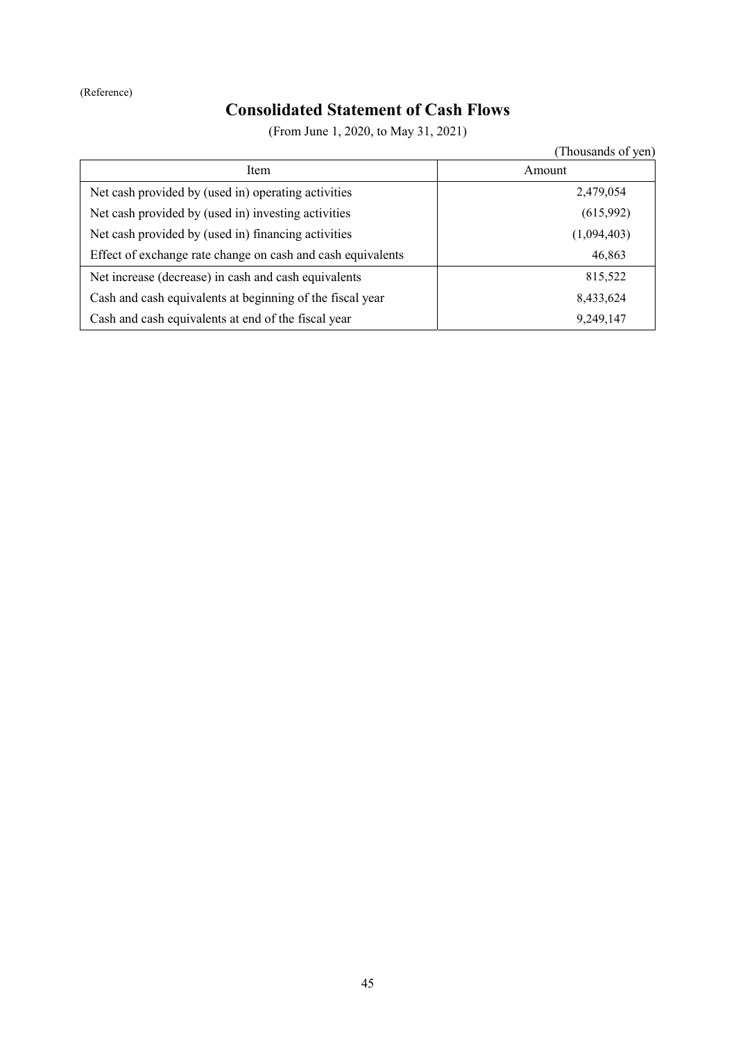(Reference)

# Consolidated Statement of Cash Flows

(From June 1, 2020, to May 31, 2021)

(Thousands of yen)

| Item | Amount |
|---|---|
| Net cash provided by (used in) operating activities | 2,479,054 |
| Net cash provided by (used in) investing activities | (615,992) |
| Net cash provided by (used in) financing activities | (1,094,403) |
| Effect of exchange rate change on cash and cash equivalents | 46,863 |
| Net increase (decrease) in cash and cash equivalents | 815,522 |
| Cash and cash equivalents at beginning of the fiscal year | 8,433,624 |
| Cash and cash equivalents at end of the fiscal year | 9,249,147 |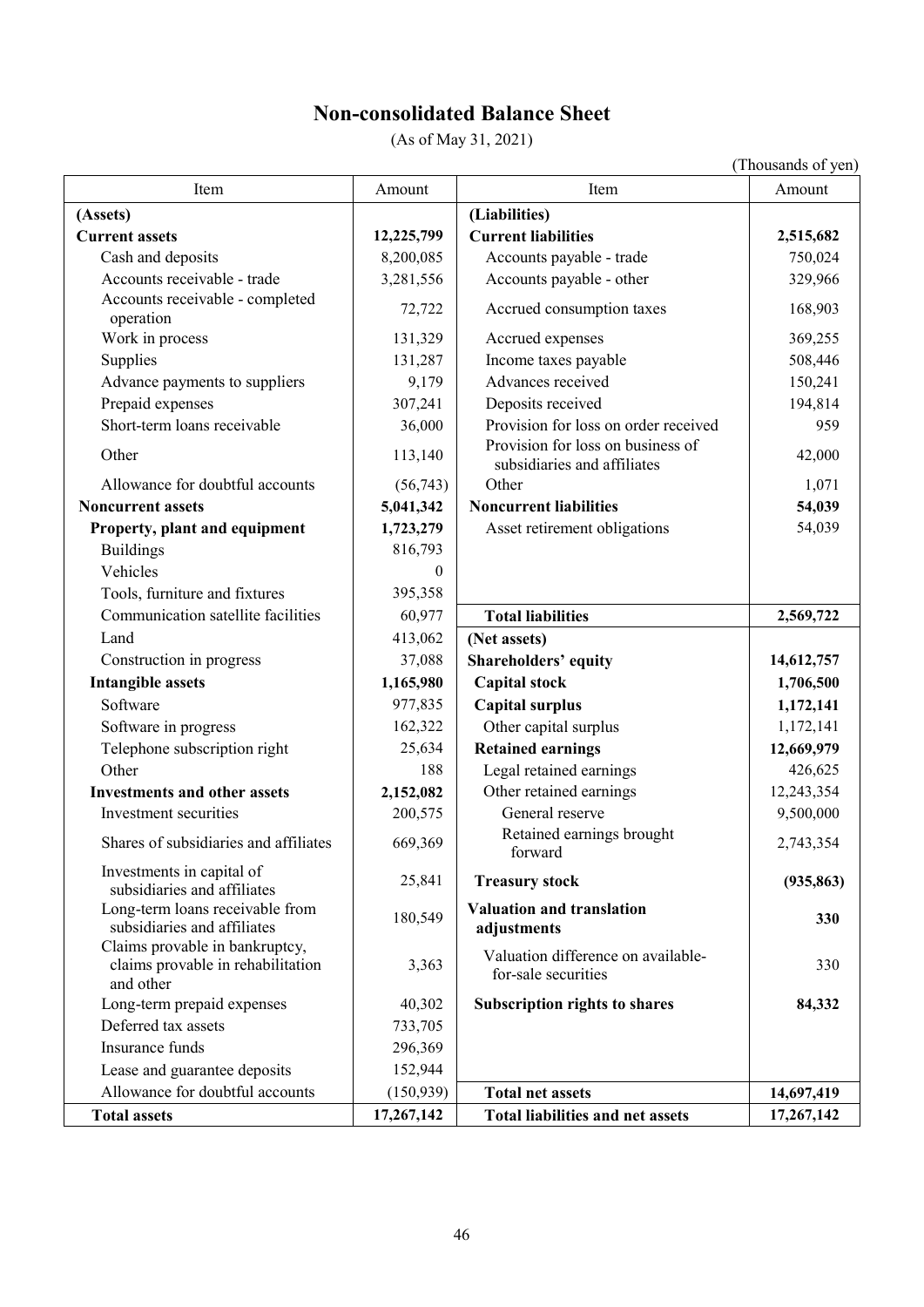# Non-consolidated Balance Sheet

(As of May 31, 2021)

(Thousands of yen)

| Item | Amount | Item | Amount |
|---|---|---|---|
| **(Assets)** | | **(Liabilities)** | |
| **Current assets** | **12,225,799** | **Current liabilities** | **2,515,682** |
| Cash and deposits | 8,200,085 | Accounts payable - trade | 750,024 |
| Accounts receivable - trade | 3,281,556 | Accounts payable - other | 329,966 |
| Accounts receivable - completed operation | 72,722 | Accrued consumption taxes | 168,903 |
| Work in process | 131,329 | Accrued expenses | 369,255 |
| Supplies | 131,287 | Income taxes payable | 508,446 |
| Advance payments to suppliers | 9,179 | Advances received | 150,241 |
| Prepaid expenses | 307,241 | Deposits received | 194,814 |
| Short-term loans receivable | 36,000 | Provision for loss on order received | 959 |
| Other | 113,140 | Provision for loss on business of subsidiaries and affiliates | 42,000 |
| Allowance for doubtful accounts | (56,743) | Other | 1,071 |
| **Noncurrent assets** | **5,041,342** | **Noncurrent liabilities** | **54,039** |
| **Property, plant and equipment** | **1,723,279** | Asset retirement obligations | 54,039 |
| Buildings | 816,793 | | |
| Vehicles | 0 | | |
| Tools, furniture and fixtures | 395,358 | | |
| Communication satellite facilities | 60,977 | **Total liabilities** | **2,569,722** |
| Land | 413,062 | **(Net assets)** | |
| Construction in progress | 37,088 | **Shareholders' equity** | **14,612,757** |
| **Intangible assets** | **1,165,980** | **Capital stock** | **1,706,500** |
| Software | 977,835 | **Capital surplus** | **1,172,141** |
| Software in progress | 162,322 | Other capital surplus | 1,172,141 |
| Telephone subscription right | 25,634 | **Retained earnings** | **12,669,979** |
| Other | 188 | Legal retained earnings | 426,625 |
| **Investments and other assets** | **2,152,082** | Other retained earnings | 12,243,354 |
| Investment securities | 200,575 | General reserve | 9,500,000 |
| Shares of subsidiaries and affiliates | 669,369 | Retained earnings brought forward | 2,743,354 |
| Investments in capital of subsidiaries and affiliates | 25,841 | **Treasury stock** | **(935,863)** |
| Long-term loans receivable from subsidiaries and affiliates | 180,549 | **Valuation and translation adjustments** | **330** |
| Claims provable in bankruptcy, claims provable in rehabilitation and other | 3,363 | Valuation difference on available-for-sale securities | 330 |
| Long-term prepaid expenses | 40,302 | **Subscription rights to shares** | **84,332** |
| Deferred tax assets | 733,705 | | |
| Insurance funds | 296,369 | | |
| Lease and guarantee deposits | 152,944 | | |
| Allowance for doubtful accounts | (150,939) | **Total net assets** | **14,697,419** |
| **Total assets** | **17,267,142** | **Total liabilities and net assets** | **17,267,142** |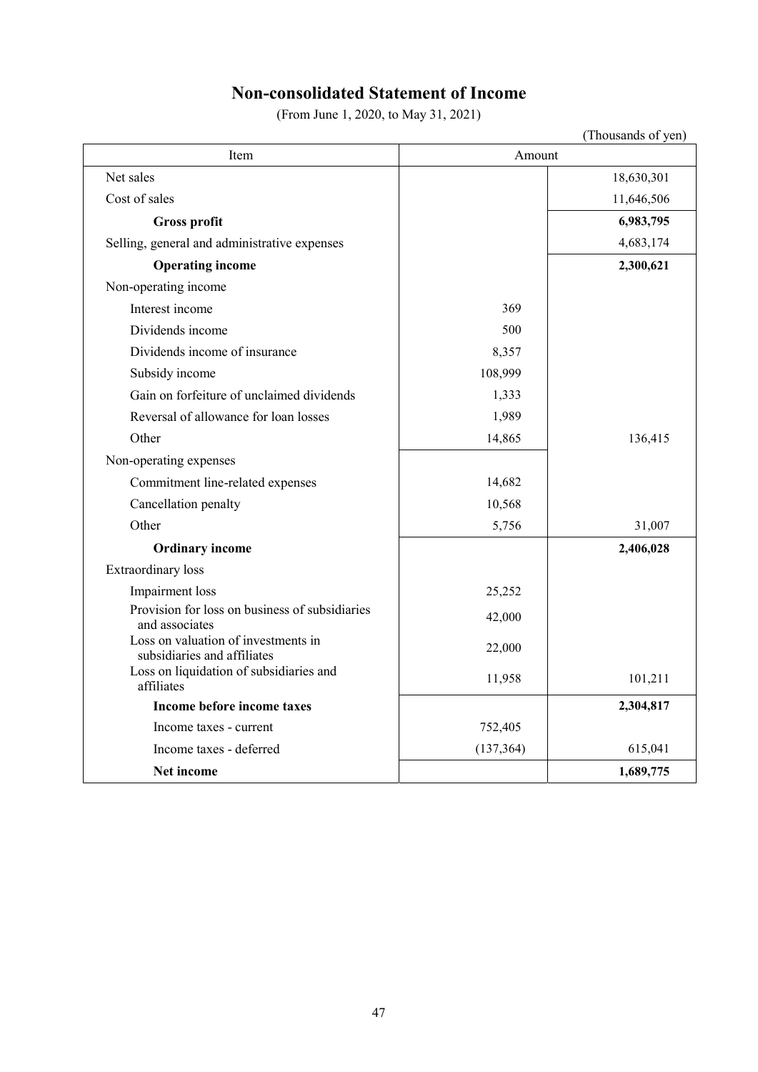# Non-consolidated Statement of Income

(From June 1, 2020, to May 31, 2021)

(Thousands of yen)

| Item | Amount | |
|---|---|---|
| Net sales | | 18,630,301 |
| Cost of sales | | 11,646,506 |
| **Gross profit** | | **6,983,795** |
| Selling, general and administrative expenses | | 4,683,174 |
| **Operating income** | | **2,300,621** |
| Non-operating income | | |
| Interest income | 369 | |
| Dividends income | 500 | |
| Dividends income of insurance | 8,357 | |
| Subsidy income | 108,999 | |
| Gain on forfeiture of unclaimed dividends | 1,333 | |
| Reversal of allowance for loan losses | 1,989 | |
| Other | 14,865 | 136,415 |
| Non-operating expenses | | |
| Commitment line-related expenses | 14,682 | |
| Cancellation penalty | 10,568 | |
| Other | 5,756 | 31,007 |
| **Ordinary income** | | **2,406,028** |
| Extraordinary loss | | |
| Impairment loss | 25,252 | |
| Provision for loss on business of subsidiaries and associates | 42,000 | |
| Loss on valuation of investments in subsidiaries and affiliates | 22,000 | |
| Loss on liquidation of subsidiaries and affiliates | 11,958 | 101,211 |
| **Income before income taxes** | | **2,304,817** |
| Income taxes - current | 752,405 | |
| Income taxes - deferred | (137,364) | 615,041 |
| **Net income** | | **1,689,775** |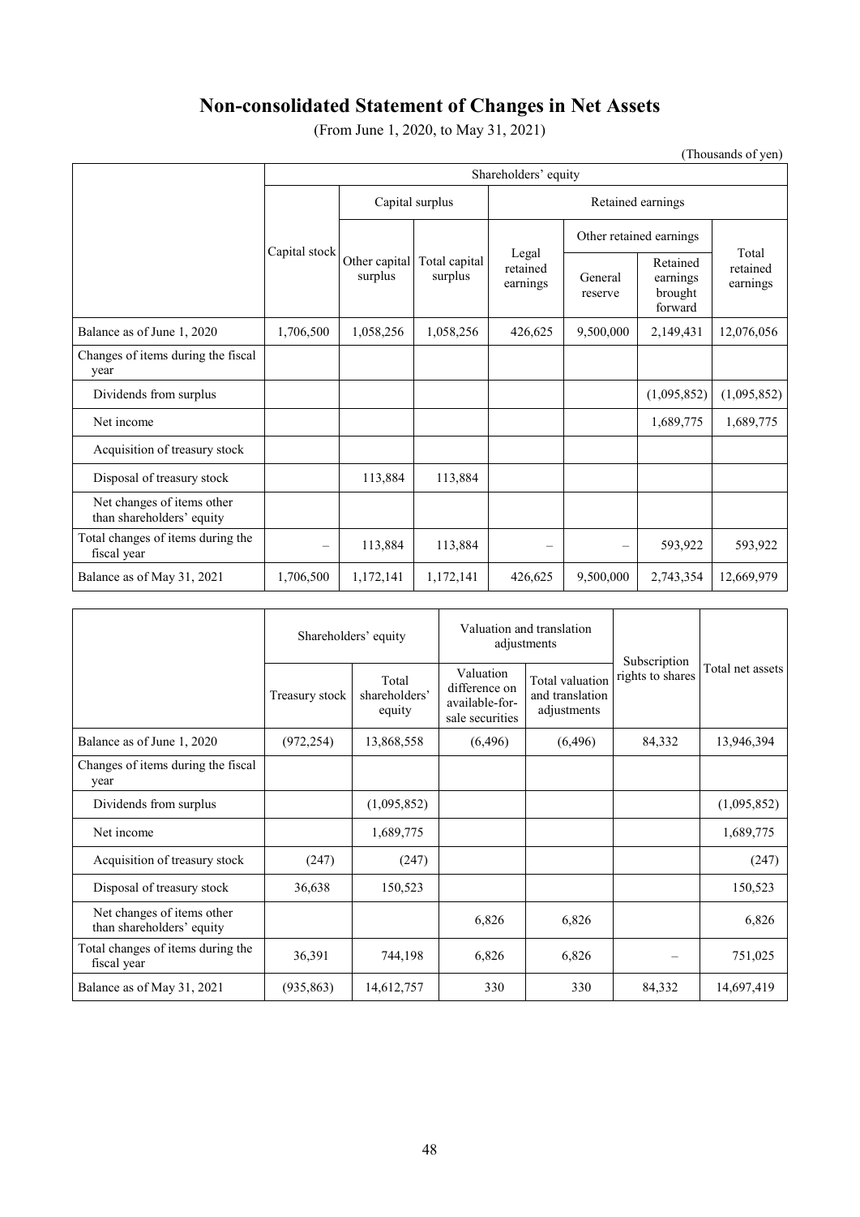# Non-consolidated Statement of Changes in Net Assets

(From June 1, 2020, to May 31, 2021)

(Thousands of yen)

| | Shareholders' equity | | | | | | |
|---|---|---|---|---|---|---|---|
| | Capital stock | Capital surplus | | Retained earnings | | | |
| | | Other capital surplus | Total capital surplus | Legal retained earnings | Other retained earnings | | Total retained earnings |
| | | | | | General reserve | Retained earnings brought forward | |
| Balance as of June 1, 2020 | 1,706,500 | 1,058,256 | 1,058,256 | 426,625 | 9,500,000 | 2,149,431 | 12,076,056 |
| Changes of items during the fiscal year | | | | | | | |
| Dividends from surplus | | | | | | (1,095,852) | (1,095,852) |
| Net income | | | | | | 1,689,775 | 1,689,775 |
| Acquisition of treasury stock | | | | | | | |
| Disposal of treasury stock | | 113,884 | 113,884 | | | | |
| Net changes of items other than shareholders' equity | | | | | | | |
| Total changes of items during the fiscal year | – | 113,884 | 113,884 | – | – | 593,922 | 593,922 |
| Balance as of May 31, 2021 | 1,706,500 | 1,172,141 | 1,172,141 | 426,625 | 9,500,000 | 2,743,354 | 12,669,979 |

| | Shareholders' equity | | Valuation and translation adjustments | | Subscription rights to shares | Total net assets |
|---|---|---|---|---|---|---|
| | Treasury stock | Total shareholders' equity | Valuation difference on available-for-sale securities | Total valuation and translation adjustments | | |
| Balance as of June 1, 2020 | (972,254) | 13,868,558 | (6,496) | (6,496) | 84,332 | 13,946,394 |
| Changes of items during the fiscal year | | | | | | |
| Dividends from surplus | | (1,095,852) | | | | (1,095,852) |
| Net income | | 1,689,775 | | | | 1,689,775 |
| Acquisition of treasury stock | (247) | (247) | | | | (247) |
| Disposal of treasury stock | 36,638 | 150,523 | | | | 150,523 |
| Net changes of items other than shareholders' equity | | | 6,826 | 6,826 | | 6,826 |
| Total changes of items during the fiscal year | 36,391 | 744,198 | 6,826 | 6,826 | – | 751,025 |
| Balance as of May 31, 2021 | (935,863) | 14,612,757 | 330 | 330 | 84,332 | 14,697,419 |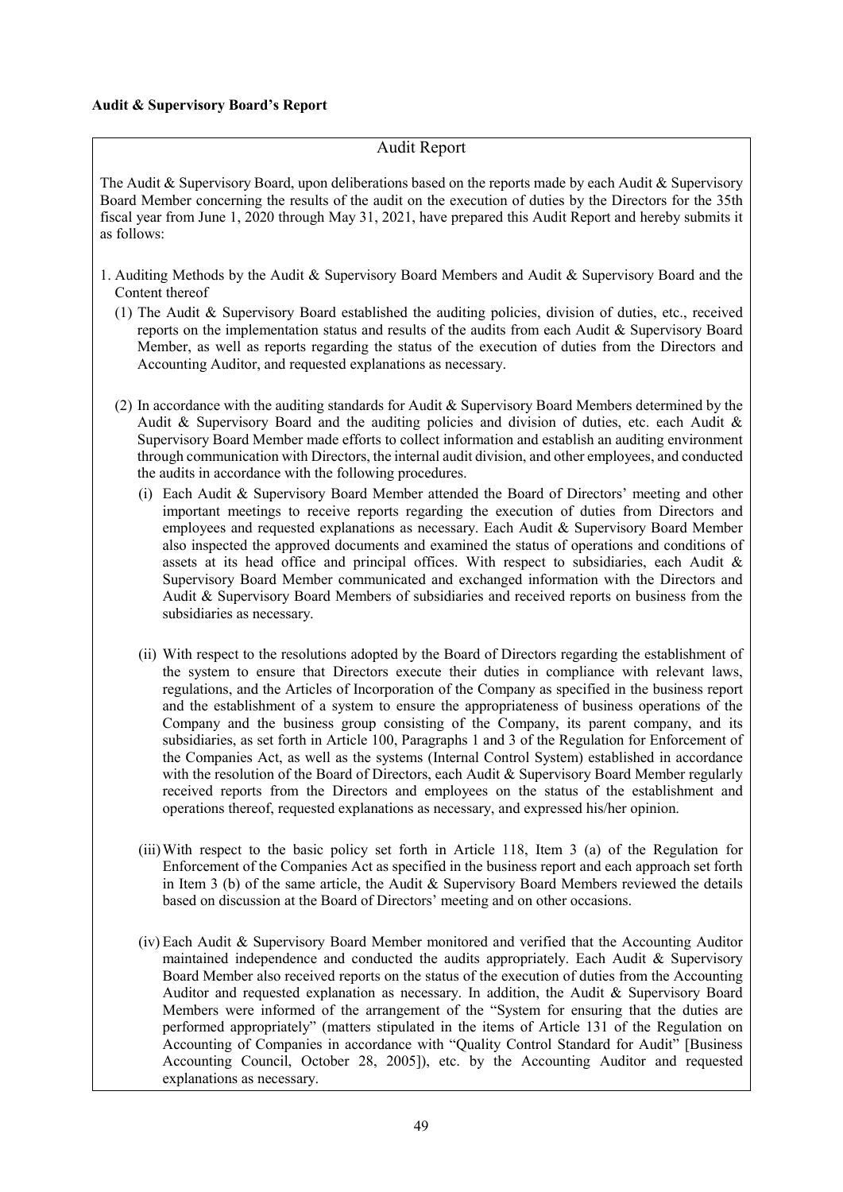**Audit & Supervisory Board's Report**

## Audit Report

The Audit & Supervisory Board, upon deliberations based on the reports made by each Audit & Supervisory Board Member concerning the results of the audit on the execution of duties by the Directors for the 35th fiscal year from June 1, 2020 through May 31, 2021, have prepared this Audit Report and hereby submits it as follows:

1. Auditing Methods by the Audit & Supervisory Board Members and Audit & Supervisory Board and the Content thereof

   (1) The Audit & Supervisory Board established the auditing policies, division of duties, etc., received reports on the implementation status and results of the audits from each Audit & Supervisory Board Member, as well as reports regarding the status of the execution of duties from the Directors and Accounting Auditor, and requested explanations as necessary.

   (2) In accordance with the auditing standards for Audit & Supervisory Board Members determined by the Audit & Supervisory Board and the auditing policies and division of duties, etc. each Audit & Supervisory Board Member made efforts to collect information and establish an auditing environment through communication with Directors, the internal audit division, and other employees, and conducted the audits in accordance with the following procedures.

      (i) Each Audit & Supervisory Board Member attended the Board of Directors' meeting and other important meetings to receive reports regarding the execution of duties from Directors and employees and requested explanations as necessary. Each Audit & Supervisory Board Member also inspected the approved documents and examined the status of operations and conditions of assets at its head office and principal offices. With respect to subsidiaries, each Audit & Supervisory Board Member communicated and exchanged information with the Directors and Audit & Supervisory Board Members of subsidiaries and received reports on business from the subsidiaries as necessary.

      (ii) With respect to the resolutions adopted by the Board of Directors regarding the establishment of the system to ensure that Directors execute their duties in compliance with relevant laws, regulations, and the Articles of Incorporation of the Company as specified in the business report and the establishment of a system to ensure the appropriateness of business operations of the Company and the business group consisting of the Company, its parent company, and its subsidiaries, as set forth in Article 100, Paragraphs 1 and 3 of the Regulation for Enforcement of the Companies Act, as well as the systems (Internal Control System) established in accordance with the resolution of the Board of Directors, each Audit & Supervisory Board Member regularly received reports from the Directors and employees on the status of the establishment and operations thereof, requested explanations as necessary, and expressed his/her opinion.

      (iii) With respect to the basic policy set forth in Article 118, Item 3 (a) of the Regulation for Enforcement of the Companies Act as specified in the business report and each approach set forth in Item 3 (b) of the same article, the Audit & Supervisory Board Members reviewed the details based on discussion at the Board of Directors' meeting and on other occasions.

      (iv) Each Audit & Supervisory Board Member monitored and verified that the Accounting Auditor maintained independence and conducted the audits appropriately. Each Audit & Supervisory Board Member also received reports on the status of the execution of duties from the Accounting Auditor and requested explanation as necessary. In addition, the Audit & Supervisory Board Members were informed of the arrangement of the "System for ensuring that the duties are performed appropriately" (matters stipulated in the items of Article 131 of the Regulation on Accounting of Companies in accordance with "Quality Control Standard for Audit" [Business Accounting Council, October 28, 2005]), etc. by the Accounting Auditor and requested explanations as necessary.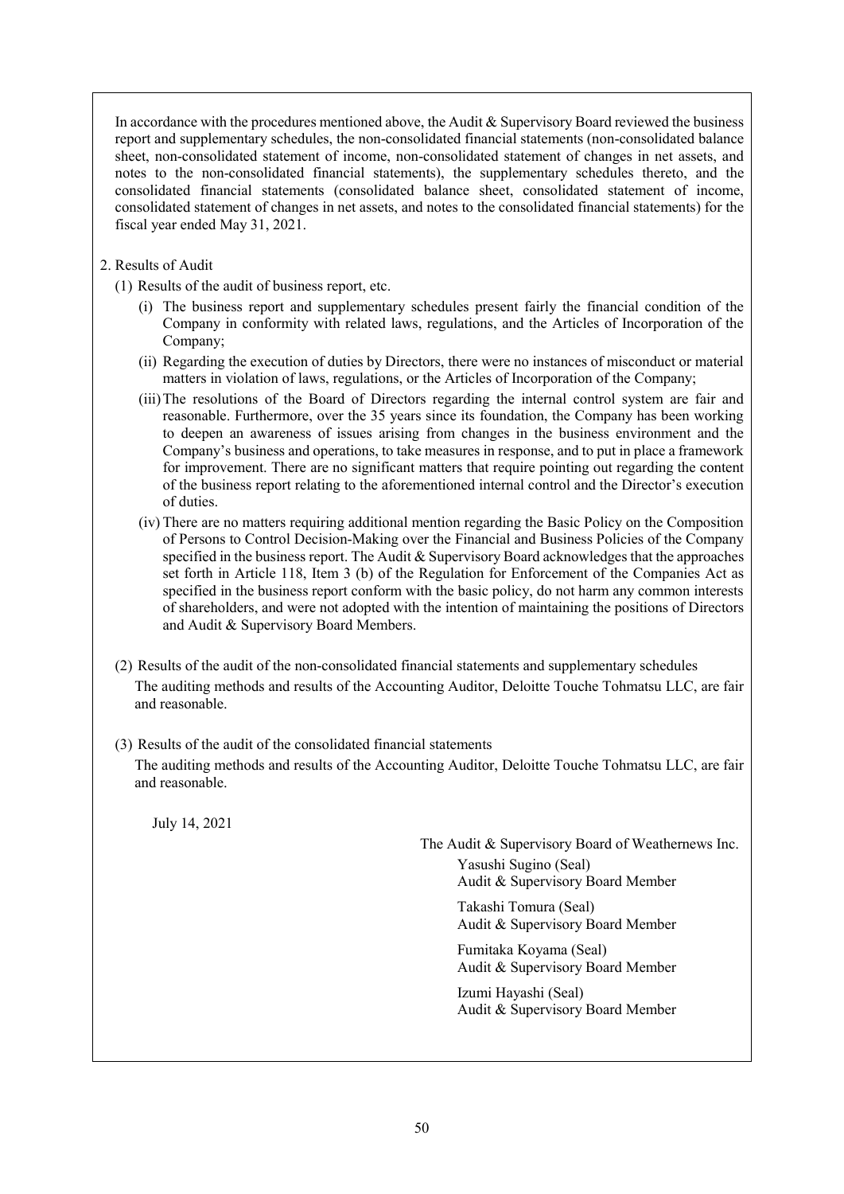In accordance with the procedures mentioned above, the Audit & Supervisory Board reviewed the business report and supplementary schedules, the non-consolidated financial statements (non-consolidated balance sheet, non-consolidated statement of income, non-consolidated statement of changes in net assets, and notes to the non-consolidated financial statements), the supplementary schedules thereto, and the consolidated financial statements (consolidated balance sheet, consolidated statement of income, consolidated statement of changes in net assets, and notes to the consolidated financial statements) for the fiscal year ended May 31, 2021.

2. Results of Audit

(1) Results of the audit of business report, etc.

(i) The business report and supplementary schedules present fairly the financial condition of the Company in conformity with related laws, regulations, and the Articles of Incorporation of the Company;

(ii) Regarding the execution of duties by Directors, there were no instances of misconduct or material matters in violation of laws, regulations, or the Articles of Incorporation of the Company;

(iii) The resolutions of the Board of Directors regarding the internal control system are fair and reasonable. Furthermore, over the 35 years since its foundation, the Company has been working to deepen an awareness of issues arising from changes in the business environment and the Company's business and operations, to take measures in response, and to put in place a framework for improvement. There are no significant matters that require pointing out regarding the content of the business report relating to the aforementioned internal control and the Director's execution of duties.

(iv) There are no matters requiring additional mention regarding the Basic Policy on the Composition of Persons to Control Decision-Making over the Financial and Business Policies of the Company specified in the business report. The Audit & Supervisory Board acknowledges that the approaches set forth in Article 118, Item 3 (b) of the Regulation for Enforcement of the Companies Act as specified in the business report conform with the basic policy, do not harm any common interests of shareholders, and were not adopted with the intention of maintaining the positions of Directors and Audit & Supervisory Board Members.

(2) Results of the audit of the non-consolidated financial statements and supplementary schedules

The auditing methods and results of the Accounting Auditor, Deloitte Touche Tohmatsu LLC, are fair and reasonable.

(3) Results of the audit of the consolidated financial statements

The auditing methods and results of the Accounting Auditor, Deloitte Touche Tohmatsu LLC, are fair and reasonable.

July 14, 2021

The Audit & Supervisory Board of Weathernews Inc.

Yasushi Sugino (Seal)
Audit & Supervisory Board Member

Takashi Tomura (Seal)
Audit & Supervisory Board Member

Fumitaka Koyama (Seal)
Audit & Supervisory Board Member

Izumi Hayashi (Seal)
Audit & Supervisory Board Member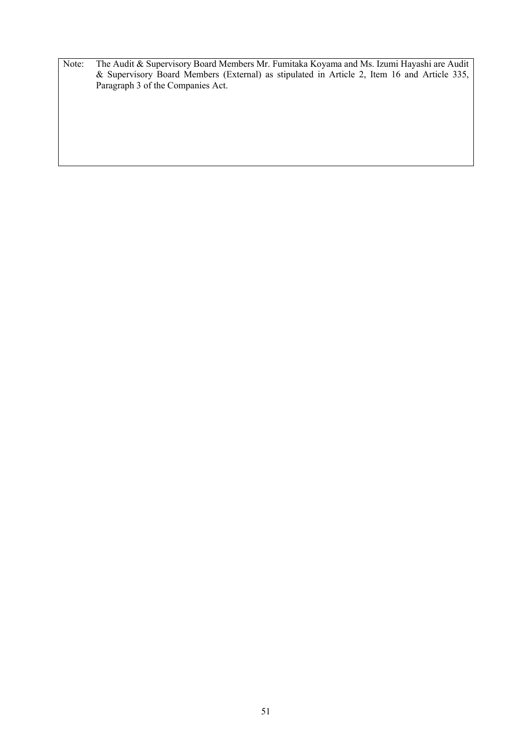Note: The Audit & Supervisory Board Members Mr. Fumitaka Koyama and Ms. Izumi Hayashi are Audit & Supervisory Board Members (External) as stipulated in Article 2, Item 16 and Article 335, Paragraph 3 of the Companies Act.